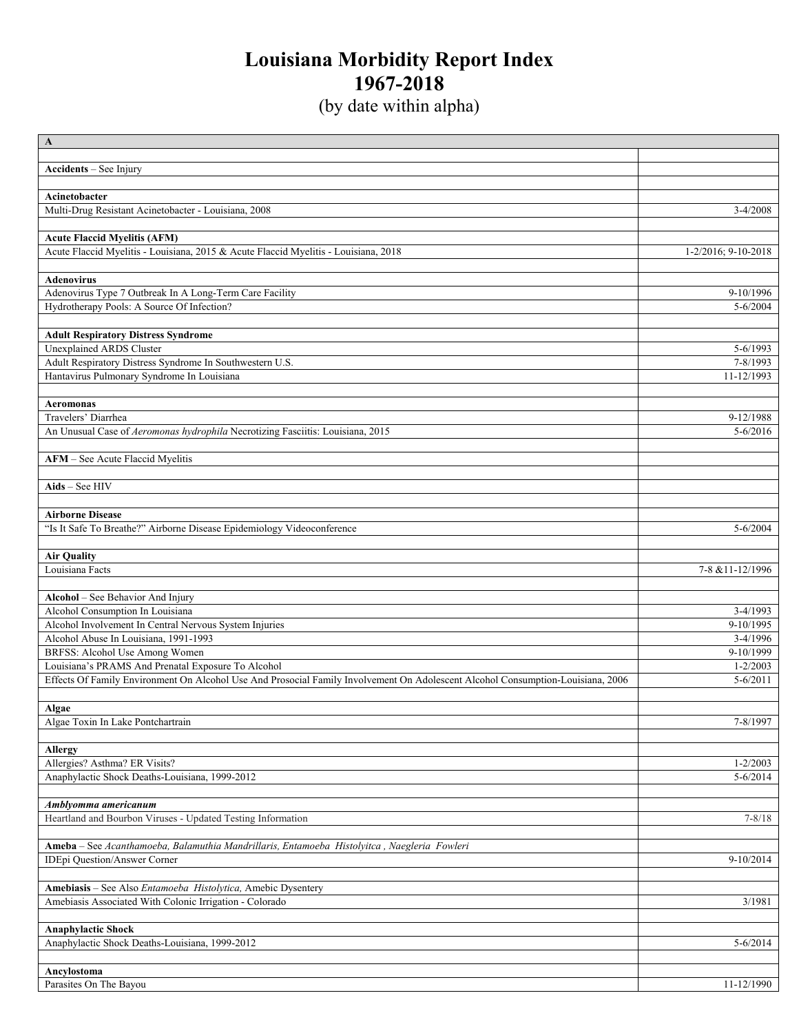# Louisiana Morbidity Report Index
# 1967-2018
## (by date within alpha)

| A | |
|---|---|
| | |
| **Accidents** – See Injury | |
| | |
| **Acinetobacter** | |
| Multi-Drug Resistant Acinetobacter - Louisiana, 2008 | 3-4/2008 |
| | |
| **Acute Flaccid Myelitis (AFM)** | |
| Acute Flaccid Myelitis - Louisiana, 2015 & Acute Flaccid Myelitis - Louisiana, 2018 | 1-2/2016; 9-10-2018 |
| | |
| **Adenovirus** | |
| Adenovirus Type 7 Outbreak In A Long-Term Care Facility | 9-10/1996 |
| Hydrotherapy Pools: A Source Of Infection? | 5-6/2004 |
| | |
| **Adult Respiratory Distress Syndrome** | |
| Unexplained ARDS Cluster | 5-6/1993 |
| Adult Respiratory Distress Syndrome In Southwestern U.S. | 7-8/1993 |
| Hantavirus Pulmonary Syndrome In Louisiana | 11-12/1993 |
| | |
| **Aeromonas** | |
| Travelers' Diarrhea | 9-12/1988 |
| An Unusual Case of *Aeromonas hydrophila* Necrotizing Fasciitis: Louisiana, 2015 | 5-6/2016 |
| | |
| **AFM** – See Acute Flaccid Myelitis | |
| | |
| **Aids** – See HIV | |
| | |
| **Airborne Disease** | |
| "Is It Safe To Breathe?" Airborne Disease Epidemiology Videoconference | 5-6/2004 |
| | |
| **Air Quality** | |
| Louisiana Facts | 7-8 &11-12/1996 |
| | |
| **Alcohol** – See Behavior And Injury | |
| Alcohol Consumption In Louisiana | 3-4/1993 |
| Alcohol Involvement In Central Nervous System Injuries | 9-10/1995 |
| Alcohol Abuse In Louisiana, 1991-1993 | 3-4/1996 |
| BRFSS: Alcohol Use Among Women | 9-10/1999 |
| Louisiana's PRAMS And Prenatal Exposure To Alcohol | 1-2/2003 |
| Effects Of Family Environment On Alcohol Use And Prosocial Family Involvement On Adolescent Alcohol Consumption-Louisiana, 2006 | 5-6/2011 |
| | |
| **Algae** | |
| Algae Toxin In Lake Pontchartrain | 7-8/1997 |
| | |
| **Allergy** | |
| Allergies? Asthma? ER Visits? | 1-2/2003 |
| Anaphylactic Shock Deaths-Louisiana, 1999-2012 | 5-6/2014 |
| | |
| ***Amblyomma americanum*** | |
| Heartland and Bourbon Viruses - Updated Testing Information | 7-8/18 |
| | |
| **Ameba** – See *Acanthamoeba, Balamuthia Mandrillaris, Entamoeba Histolyitca , Naegleria Fowleri* | |
| IDEpi Question/Answer Corner | 9-10/2014 |
| | |
| **Amebiasis** – See Also *Entamoeba Histolytica,* Amebic Dysentery | |
| Amebiasis Associated With Colonic Irrigation - Colorado | 3/1981 |
| | |
| **Anaphylactic Shock** | |
| Anaphylactic Shock Deaths-Louisiana, 1999-2012 | 5-6/2014 |
| | |
| **Ancylostoma** | |
| Parasites On The Bayou | 11-12/1990 |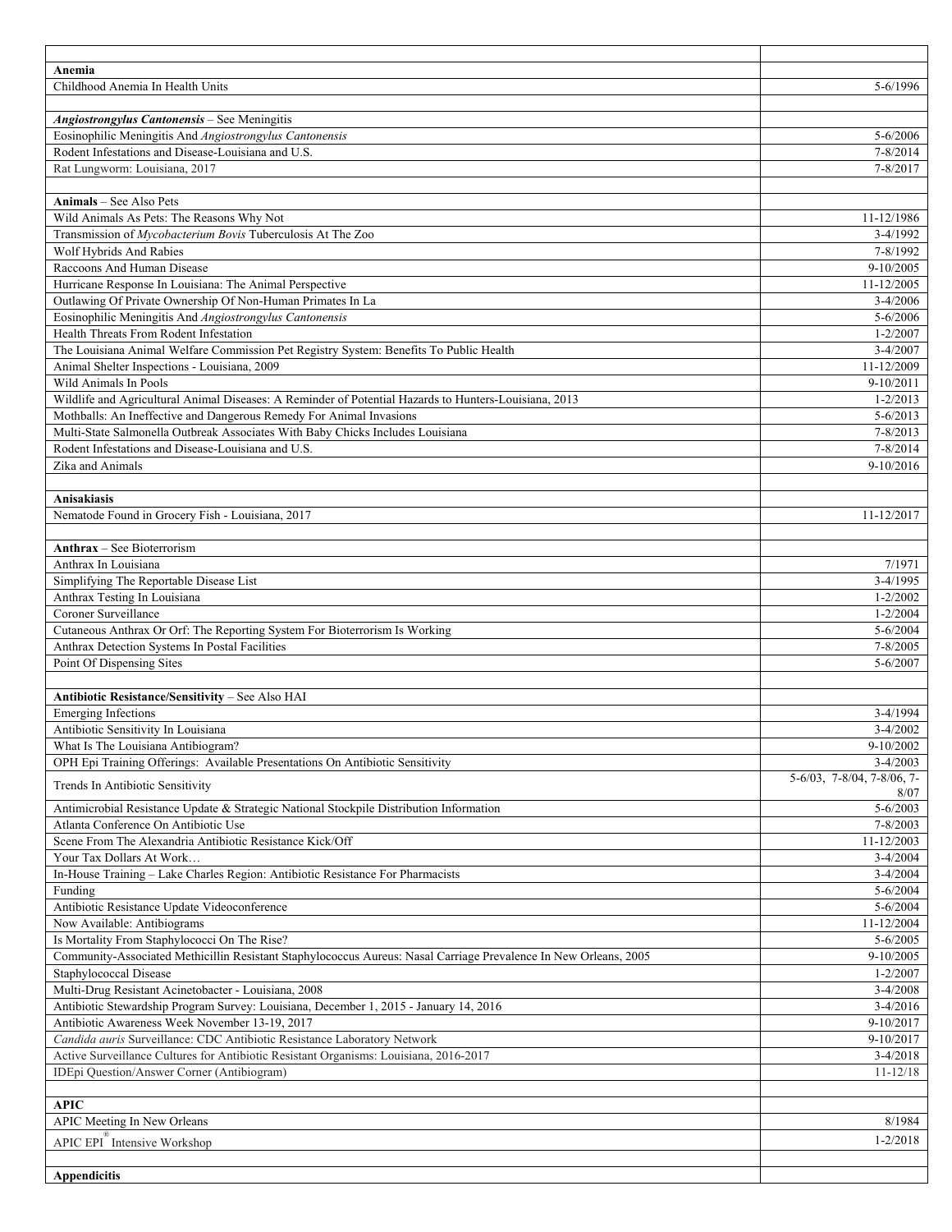| | |
|---|---|
| **Anemia** | |
| Childhood Anemia In Health Units | 5-6/1996 |
| | |
| ***Angiostrongylus Cantonensis*** – See Meningitis | |
| Eosinophilic Meningitis And *Angiostrongylus Cantonensis* | 5-6/2006 |
| Rodent Infestations and Disease-Louisiana and U.S. | 7-8/2014 |
| Rat Lungworm: Louisiana, 2017 | 7-8/2017 |
| | |
| **Animals** – See Also Pets | |
| Wild Animals As Pets: The Reasons Why Not | 11-12/1986 |
| Transmission of *Mycobacterium Bovis* Tuberculosis At The Zoo | 3-4/1992 |
| Wolf Hybrids And Rabies | 7-8/1992 |
| Raccoons And Human Disease | 9-10/2005 |
| Hurricane Response In Louisiana: The Animal Perspective | 11-12/2005 |
| Outlawing Of Private Ownership Of Non-Human Primates In La | 3-4/2006 |
| Eosinophilic Meningitis And *Angiostrongylus Cantonensis* | 5-6/2006 |
| Health Threats From Rodent Infestation | 1-2/2007 |
| The Louisiana Animal Welfare Commission Pet Registry System: Benefits To Public Health | 3-4/2007 |
| Animal Shelter Inspections - Louisiana, 2009 | 11-12/2009 |
| Wild Animals In Pools | 9-10/2011 |
| Wildlife and Agricultural Animal Diseases: A Reminder of Potential Hazards to Hunters-Louisiana, 2013 | 1-2/2013 |
| Mothballs: An Ineffective and Dangerous Remedy For Animal Invasions | 5-6/2013 |
| Multi-State Salmonella Outbreak Associates With Baby Chicks Includes Louisiana | 7-8/2013 |
| Rodent Infestations and Disease-Louisiana and U.S. | 7-8/2014 |
| Zika and Animals | 9-10/2016 |
| | |
| **Anisakiasis** | |
| Nematode Found in Grocery Fish - Louisiana, 2017 | 11-12/2017 |
| | |
| **Anthrax** – See Bioterrorism | |
| Anthrax In Louisiana | 7/1971 |
| Simplifying The Reportable Disease List | 3-4/1995 |
| Anthrax Testing In Louisiana | 1-2/2002 |
| Coroner Surveillance | 1-2/2004 |
| Cutaneous Anthrax Or Orf: The Reporting System For Bioterrorism Is Working | 5-6/2004 |
| Anthrax Detection Systems In Postal Facilities | 7-8/2005 |
| Point Of Dispensing Sites | 5-6/2007 |
| | |
| **Antibiotic Resistance/Sensitivity** – See Also HAI | |
| Emerging Infections | 3-4/1994 |
| Antibiotic Sensitivity In Louisiana | 3-4/2002 |
| What Is The Louisiana Antibiogram? | 9-10/2002 |
| OPH Epi Training Offerings: Available Presentations On Antibiotic Sensitivity | 3-4/2003 |
| Trends In Antibiotic Sensitivity | 5-6/03, 7-8/04, 7-8/06, 7-8/07 |
| Antimicrobial Resistance Update & Strategic National Stockpile Distribution Information | 5-6/2003 |
| Atlanta Conference On Antibiotic Use | 7-8/2003 |
| Scene From The Alexandria Antibiotic Resistance Kick/Off | 11-12/2003 |
| Your Tax Dollars At Work… | 3-4/2004 |
| In-House Training – Lake Charles Region: Antibiotic Resistance For Pharmacists | 3-4/2004 |
| Funding | 5-6/2004 |
| Antibiotic Resistance Update Videoconference | 5-6/2004 |
| Now Available: Antibiograms | 11-12/2004 |
| Is Mortality From Staphylococci On The Rise? | 5-6/2005 |
| Community-Associated Methicillin Resistant Staphylococcus Aureus: Nasal Carriage Prevalence In New Orleans, 2005 | 9-10/2005 |
| Staphylococcal Disease | 1-2/2007 |
| Multi-Drug Resistant Acinetobacter - Louisiana, 2008 | 3-4/2008 |
| Antibiotic Stewardship Program Survey: Louisiana, December 1, 2015 - January 14, 2016 | 3-4/2016 |
| Antibiotic Awareness Week November 13-19, 2017 | 9-10/2017 |
| *Candida auris* Surveillance: CDC Antibiotic Resistance Laboratory Network | 9-10/2017 |
| Active Surveillance Cultures for Antibiotic Resistant Organisms: Louisiana, 2016-2017 | 3-4/2018 |
| IDEpi Question/Answer Corner (Antibiogram) | 11-12/18 |
| | |
| **APIC** | |
| APIC Meeting In New Orleans | 8/1984 |
| APIC EPI® Intensive Workshop | 1-2/2018 |
| | |
| **Appendicitis** | |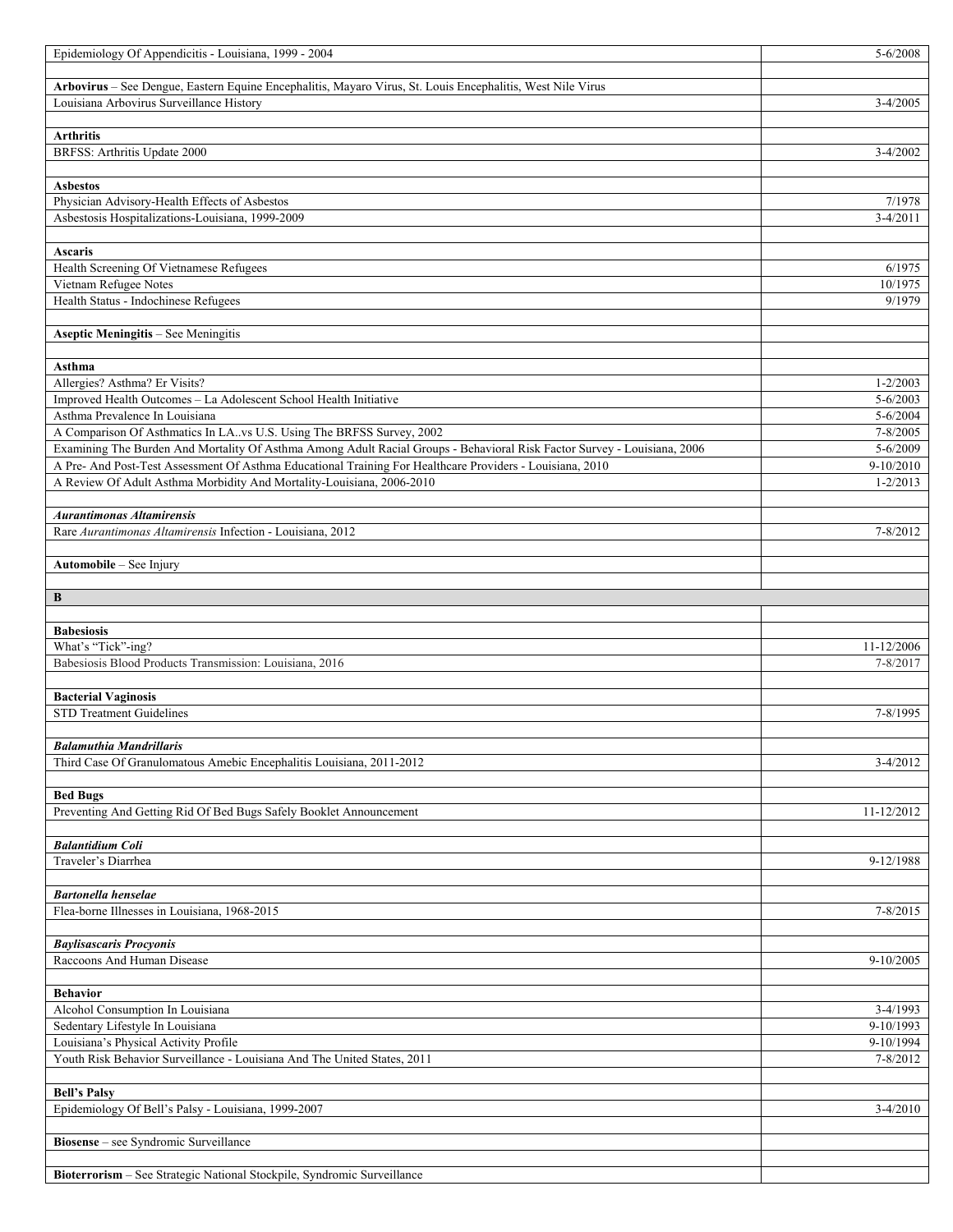| | |
|---|---|
| Epidemiology Of Appendicitis - Louisiana, 1999 - 2004 | 5-6/2008 |
| | |
| **Arbovirus** – See Dengue, Eastern Equine Encephalitis, Mayaro Virus, St. Louis Encephalitis, West Nile Virus | |
| Louisiana Arbovirus Surveillance History | 3-4/2005 |
| | |
| **Arthritis** | |
| BRFSS: Arthritis Update 2000 | 3-4/2002 |
| | |
| **Asbestos** | |
| Physician Advisory-Health Effects of Asbestos | 7/1978 |
| Asbestosis Hospitalizations-Louisiana, 1999-2009 | 3-4/2011 |
| | |
| **Ascaris** | |
| Health Screening Of Vietnamese Refugees | 6/1975 |
| Vietnam Refugee Notes | 10/1975 |
| Health Status - Indochinese Refugees | 9/1979 |
| | |
| **Aseptic Meningitis** – See Meningitis | |
| | |
| **Asthma** | |
| Allergies? Asthma? Er Visits? | 1-2/2003 |
| Improved Health Outcomes – La Adolescent School Health Initiative | 5-6/2003 |
| Asthma Prevalence In Louisiana | 5-6/2004 |
| A Comparison Of Asthmatics In LA..vs U.S. Using The BRFSS Survey, 2002 | 7-8/2005 |
| Examining The Burden And Mortality Of Asthma Among Adult Racial Groups - Behavioral Risk Factor Survey - Louisiana, 2006 | 5-6/2009 |
| A Pre- And Post-Test Assessment Of Asthma Educational Training For Healthcare Providers - Louisiana, 2010 | 9-10/2010 |
| A Review Of Adult Asthma Morbidity And Mortality-Louisiana, 2006-2010 | 1-2/2013 |
| | |
| ***Aurantimonas Altamirensis*** | |
| Rare *Aurantimonas Altamirensis* Infection - Louisiana, 2012 | 7-8/2012 |
| | |
| **Automobile** – See Injury | |
| | |
| **B** | |
| | |
| **Babesiosis** | |
| What's "Tick"-ing? | 11-12/2006 |
| Babesiosis Blood Products Transmission: Louisiana, 2016 | 7-8/2017 |
| | |
| **Bacterial Vaginosis** | |
| STD Treatment Guidelines | 7-8/1995 |
| | |
| ***Balamuthia Mandrillaris*** | |
| Third Case Of Granulomatous Amebic Encephalitis Louisiana, 2011-2012 | 3-4/2012 |
| | |
| **Bed Bugs** | |
| Preventing And Getting Rid Of Bed Bugs Safely Booklet Announcement | 11-12/2012 |
| | |
| ***Balantidium Coli*** | |
| Traveler's Diarrhea | 9-12/1988 |
| | |
| ***Bartonella henselae*** | |
| Flea-borne Illnesses in Louisiana, 1968-2015 | 7-8/2015 |
| | |
| ***Baylisascaris Procyonis*** | |
| Raccoons And Human Disease | 9-10/2005 |
| | |
| **Behavior** | |
| Alcohol Consumption In Louisiana | 3-4/1993 |
| Sedentary Lifestyle In Louisiana | 9-10/1993 |
| Louisiana's Physical Activity Profile | 9-10/1994 |
| Youth Risk Behavior Surveillance - Louisiana And The United States, 2011 | 7-8/2012 |
| | |
| **Bell's Palsy** | |
| Epidemiology Of Bell's Palsy - Louisiana, 1999-2007 | 3-4/2010 |
| | |
| **Biosense** – see Syndromic Surveillance | |
| | |
| **Bioterrorism** – See Strategic National Stockpile, Syndromic Surveillance | |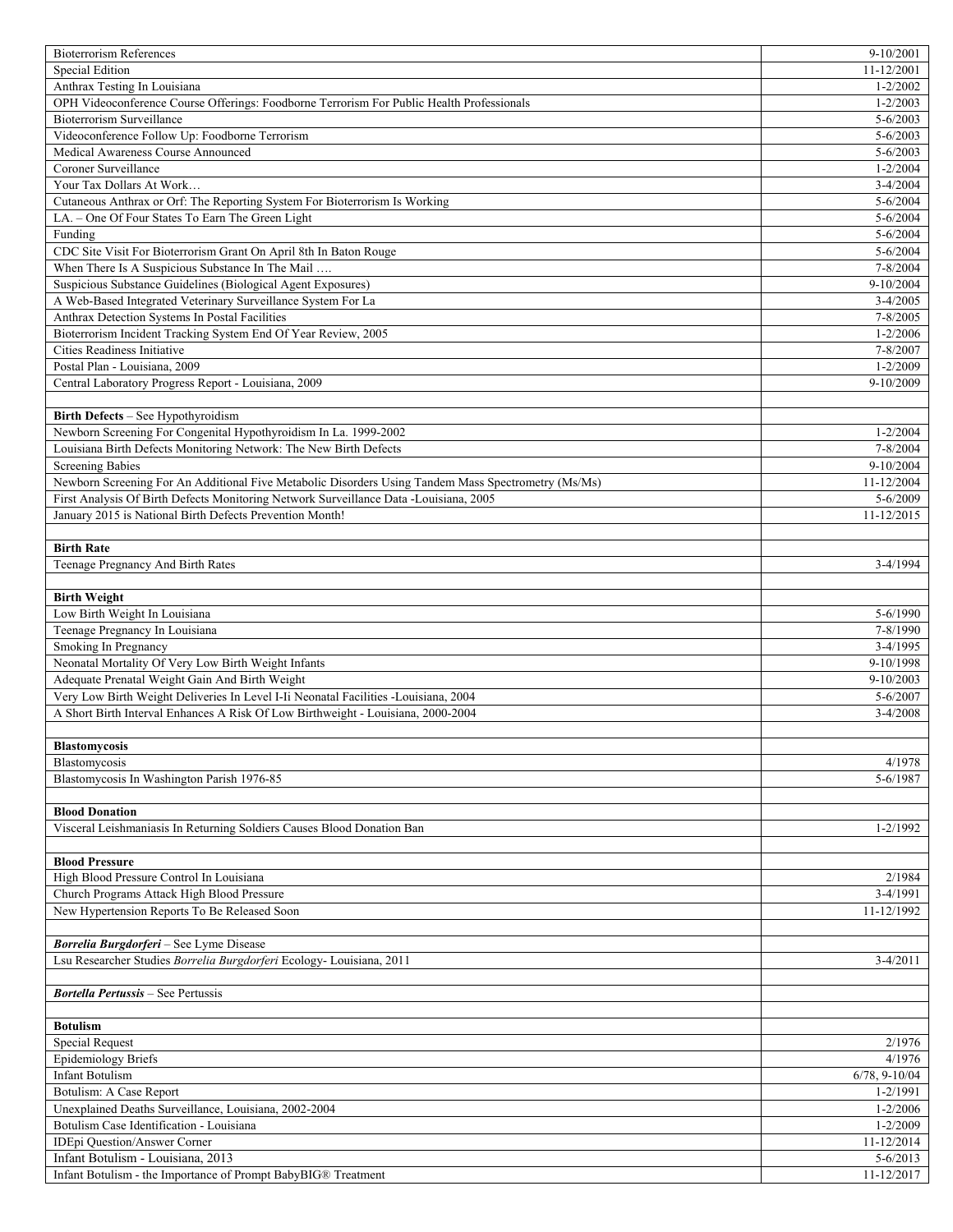| | |
|---|---|
| Bioterrorism References | 9-10/2001 |
| Special Edition | 11-12/2001 |
| Anthrax Testing In Louisiana | 1-2/2002 |
| OPH Videoconference Course Offerings: Foodborne Terrorism For Public Health Professionals | 1-2/2003 |
| Bioterrorism Surveillance | 5-6/2003 |
| Videoconference Follow Up: Foodborne Terrorism | 5-6/2003 |
| Medical Awareness Course Announced | 5-6/2003 |
| Coroner Surveillance | 1-2/2004 |
| Your Tax Dollars At Work… | 3-4/2004 |
| Cutaneous Anthrax or Orf: The Reporting System For Bioterrorism Is Working | 5-6/2004 |
| LA. – One Of Four States To Earn The Green Light | 5-6/2004 |
| Funding | 5-6/2004 |
| CDC Site Visit For Bioterrorism Grant On April 8th In Baton Rouge | 5-6/2004 |
| When There Is A Suspicious Substance In The Mail …. | 7-8/2004 |
| Suspicious Substance Guidelines (Biological Agent Exposures) | 9-10/2004 |
| A Web-Based Integrated Veterinary Surveillance System For La | 3-4/2005 |
| Anthrax Detection Systems In Postal Facilities | 7-8/2005 |
| Bioterrorism Incident Tracking System End Of Year Review, 2005 | 1-2/2006 |
| Cities Readiness Initiative | 7-8/2007 |
| Postal Plan - Louisiana, 2009 | 1-2/2009 |
| Central Laboratory Progress Report - Louisiana, 2009 | 9-10/2009 |
| | |
| **Birth Defects** – See Hypothyroidism | |
| Newborn Screening For Congenital Hypothyroidism In La. 1999-2002 | 1-2/2004 |
| Louisiana Birth Defects Monitoring Network: The New Birth Defects | 7-8/2004 |
| Screening Babies | 9-10/2004 |
| Newborn Screening For An Additional Five Metabolic Disorders Using Tandem Mass Spectrometry (Ms/Ms) | 11-12/2004 |
| First Analysis Of Birth Defects Monitoring Network Surveillance Data -Louisiana, 2005 | 5-6/2009 |
| January 2015 is National Birth Defects Prevention Month! | 11-12/2015 |
| | |
| **Birth Rate** | |
| Teenage Pregnancy And Birth Rates | 3-4/1994 |
| | |
| **Birth Weight** | |
| Low Birth Weight In Louisiana | 5-6/1990 |
| Teenage Pregnancy In Louisiana | 7-8/1990 |
| Smoking In Pregnancy | 3-4/1995 |
| Neonatal Mortality Of Very Low Birth Weight Infants | 9-10/1998 |
| Adequate Prenatal Weight Gain And Birth Weight | 9-10/2003 |
| Very Low Birth Weight Deliveries In Level I-Ii Neonatal Facilities -Louisiana, 2004 | 5-6/2007 |
| A Short Birth Interval Enhances A Risk Of Low Birthweight - Louisiana, 2000-2004 | 3-4/2008 |
| | |
| **Blastomycosis** | |
| Blastomycosis | 4/1978 |
| Blastomycosis In Washington Parish 1976-85 | 5-6/1987 |
| | |
| **Blood Donation** | |
| Visceral Leishmaniasis In Returning Soldiers Causes Blood Donation Ban | 1-2/1992 |
| | |
| **Blood Pressure** | |
| High Blood Pressure Control In Louisiana | 2/1984 |
| Church Programs Attack High Blood Pressure | 3-4/1991 |
| New Hypertension Reports To Be Released Soon | 11-12/1992 |
| | |
| ***Borrelia Burgdorferi*** – See Lyme Disease | |
| Lsu Researcher Studies *Borrelia Burgdorferi* Ecology- Louisiana, 2011 | 3-4/2011 |
| | |
| ***Bortella Pertussis*** – See Pertussis | |
| | |
| **Botulism** | |
| Special Request | 2/1976 |
| Epidemiology Briefs | 4/1976 |
| Infant Botulism | 6/78, 9-10/04 |
| Botulism: A Case Report | 1-2/1991 |
| Unexplained Deaths Surveillance, Louisiana, 2002-2004 | 1-2/2006 |
| Botulism Case Identification - Louisiana | 1-2/2009 |
| IDEpi Question/Answer Corner | 11-12/2014 |
| Infant Botulism - Louisiana, 2013 | 5-6/2013 |
| Infant Botulism - the Importance of Prompt BabyBIG® Treatment | 11-12/2017 |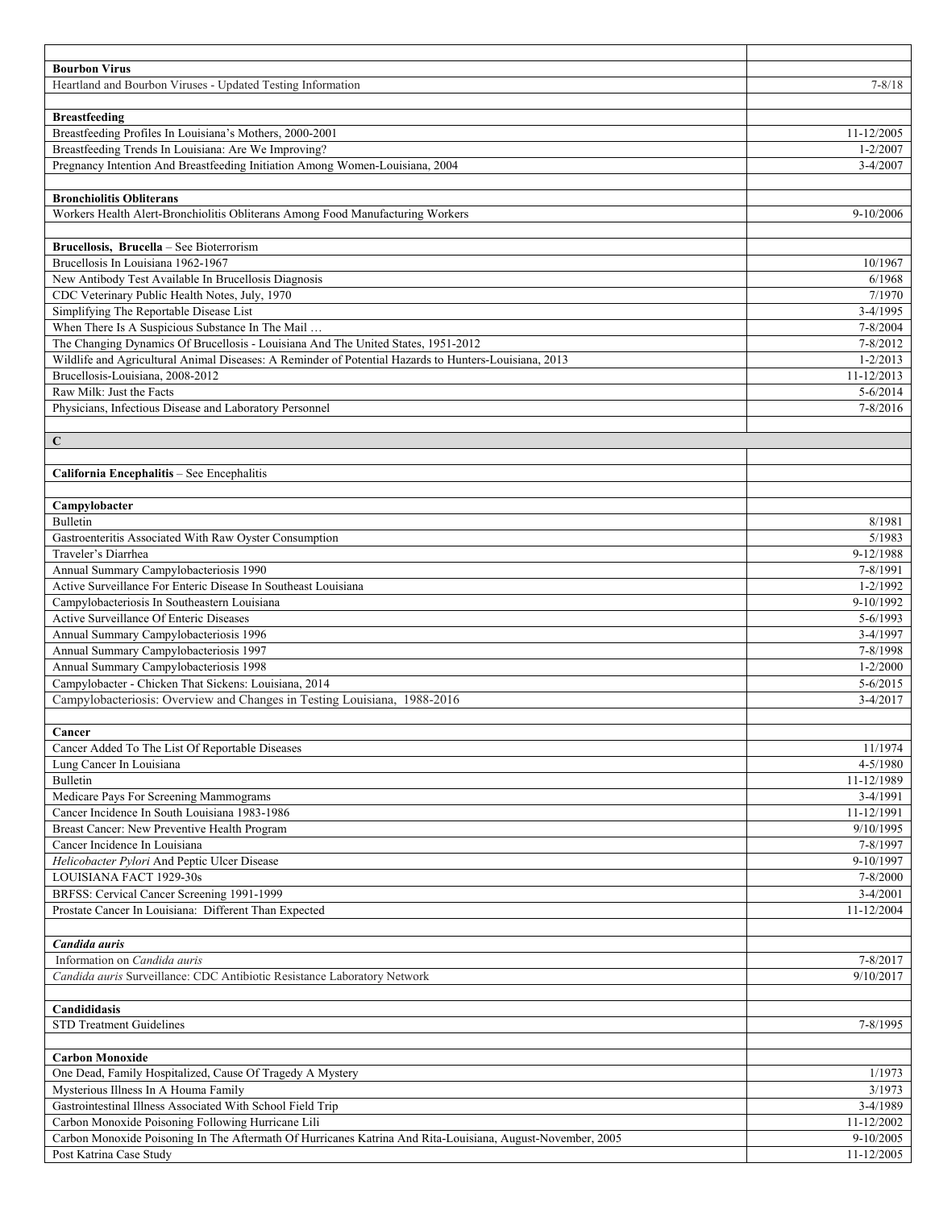| | |
|---|---|
| **Bourbon Virus** | |
| Heartland and Bourbon Viruses - Updated Testing Information | 7-8/18 |
| | |
| **Breastfeeding** | |
| Breastfeeding Profiles In Louisiana's Mothers, 2000-2001 | 11-12/2005 |
| Breastfeeding Trends In Louisiana: Are We Improving? | 1-2/2007 |
| Pregnancy Intention And Breastfeeding Initiation Among Women-Louisiana, 2004 | 3-4/2007 |
| | |
| **Bronchiolitis Obliterans** | |
| Workers Health Alert-Bronchiolitis Obliterans Among Food Manufacturing Workers | 9-10/2006 |
| | |
| **Brucellosis, Brucella** – See Bioterrorism | |
| Brucellosis In Louisiana 1962-1967 | 10/1967 |
| New Antibody Test Available In Brucellosis Diagnosis | 6/1968 |
| CDC Veterinary Public Health Notes, July, 1970 | 7/1970 |
| Simplifying The Reportable Disease List | 3-4/1995 |
| When There Is A Suspicious Substance In The Mail … | 7-8/2004 |
| The Changing Dynamics Of Brucellosis - Louisiana And The United States, 1951-2012 | 7-8/2012 |
| Wildlife and Agricultural Animal Diseases: A Reminder of Potential Hazards to Hunters-Louisiana, 2013 | 1-2/2013 |
| Brucellosis-Louisiana, 2008-2012 | 11-12/2013 |
| Raw Milk: Just the Facts | 5-6/2014 |
| Physicians, Infectious Disease and Laboratory Personnel | 7-8/2016 |
| | |
| **C** | |
| | |
| **California Encephalitis** – See Encephalitis | |
| | |
| **Campylobacter** | |
| Bulletin | 8/1981 |
| Gastroenteritis Associated With Raw Oyster Consumption | 5/1983 |
| Traveler's Diarrhea | 9-12/1988 |
| Annual Summary Campylobacteriosis 1990 | 7-8/1991 |
| Active Surveillance For Enteric Disease In Southeast Louisiana | 1-2/1992 |
| Campylobacteriosis In Southeastern Louisiana | 9-10/1992 |
| Active Surveillance Of Enteric Diseases | 5-6/1993 |
| Annual Summary Campylobacteriosis 1996 | 3-4/1997 |
| Annual Summary Campylobacteriosis 1997 | 7-8/1998 |
| Annual Summary Campylobacteriosis 1998 | 1-2/2000 |
| Campylobacter - Chicken That Sickens: Louisiana, 2014 | 5-6/2015 |
| Campylobacteriosis: Overview and Changes in Testing Louisiana, 1988-2016 | 3-4/2017 |
| | |
| **Cancer** | |
| Cancer Added To The List Of Reportable Diseases | 11/1974 |
| Lung Cancer In Louisiana | 4-5/1980 |
| Bulletin | 11-12/1989 |
| Medicare Pays For Screening Mammograms | 3-4/1991 |
| Cancer Incidence In South Louisiana 1983-1986 | 11-12/1991 |
| Breast Cancer: New Preventive Health Program | 9/10/1995 |
| Cancer Incidence In Louisiana | 7-8/1997 |
| *Helicobacter Pylori* And Peptic Ulcer Disease | 9-10/1997 |
| LOUISIANA FACT 1929-30s | 7-8/2000 |
| BRFSS: Cervical Cancer Screening 1991-1999 | 3-4/2001 |
| Prostate Cancer In Louisiana: Different Than Expected | 11-12/2004 |
| | |
| ***Candida auris*** | |
| Information on *Candida auris* | 7-8/2017 |
| *Candida auris* Surveillance: CDC Antibiotic Resistance Laboratory Network | 9/10/2017 |
| | |
| **Candididasis** | |
| STD Treatment Guidelines | 7-8/1995 |
| | |
| **Carbon Monoxide** | |
| One Dead, Family Hospitalized, Cause Of Tragedy A Mystery | 1/1973 |
| Mysterious Illness In A Houma Family | 3/1973 |
| Gastrointestinal Illness Associated With School Field Trip | 3-4/1989 |
| Carbon Monoxide Poisoning Following Hurricane Lili | 11-12/2002 |
| Carbon Monoxide Poisoning In The Aftermath Of Hurricanes Katrina And Rita-Louisiana, August-November, 2005 | 9-10/2005 |
| Post Katrina Case Study | 11-12/2005 |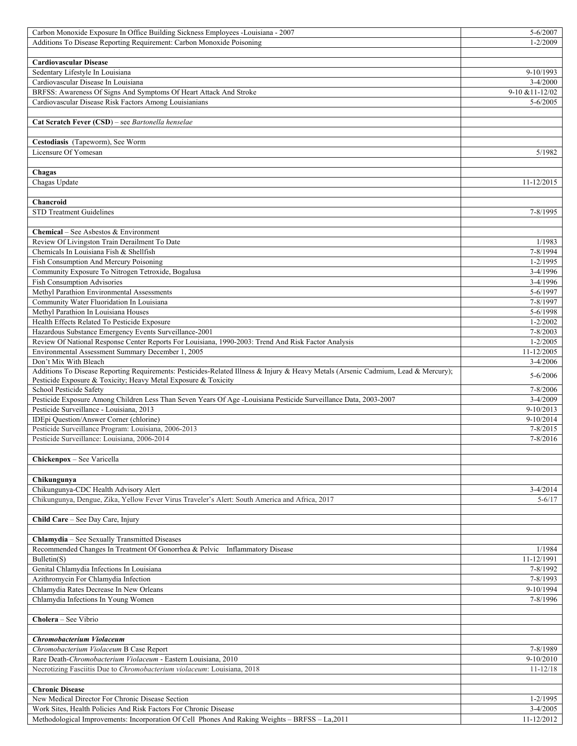| | |
|---|---|
| Carbon Monoxide Exposure In Office Building Sickness Employees -Louisiana - 2007 | 5-6/2007 |
| Additions To Disease Reporting Requirement: Carbon Monoxide Poisoning | 1-2/2009 |
| | |
| **Cardiovascular Disease** | |
| Sedentary Lifestyle In Louisiana | 9-10/1993 |
| Cardiovascular Disease In Louisiana | 3-4/2000 |
| BRFSS: Awareness Of Signs And Symptoms Of Heart Attack And Stroke | 9-10 &11-12/02 |
| Cardiovascular Disease Risk Factors Among Louisianians | 5-6/2005 |
| | |
| **Cat Scratch Fever (CSD)** – see *Bartonella henselae* | |
| | |
| **Cestodiasis** (Tapeworm), See Worm | |
| Licensure Of Yomesan | 5/1982 |
| | |
| **Chagas** | |
| Chagas Update | 11-12/2015 |
| | |
| **Chancroid** | |
| STD Treatment Guidelines | 7-8/1995 |
| | |
| **Chemical** – See Asbestos & Environment | |
| Review Of Livingston Train Derailment To Date | 1/1983 |
| Chemicals In Louisiana Fish & Shellfish | 7-8/1994 |
| Fish Consumption And Mercury Poisoning | 1-2/1995 |
| Community Exposure To Nitrogen Tetroxide, Bogalusa | 3-4/1996 |
| Fish Consumption Advisories | 3-4/1996 |
| Methyl Parathion Environmental Assessments | 5-6/1997 |
| Community Water Fluoridation In Louisiana | 7-8/1997 |
| Methyl Parathion In Louisiana Houses | 5-6/1998 |
| Health Effects Related To Pesticide Exposure | 1-2/2002 |
| Hazardous Substance Emergency Events Surveillance-2001 | 7-8/2003 |
| Review Of National Response Center Reports For Louisiana, 1990-2003: Trend And Risk Factor Analysis | 1-2/2005 |
| Environmental Assessment Summary December 1, 2005 | 11-12/2005 |
| Don't Mix With Bleach | 3-4/2006 |
| Additions To Disease Reporting Requirements: Pesticides-Related Illness & Injury & Heavy Metals (Arsenic Cadmium, Lead & Mercury); Pesticide Exposure & Toxicity; Heavy Metal Exposure & Toxicity | 5-6/2006 |
| School Pesticide Safety | 7-8/2006 |
| Pesticide Exposure Among Children Less Than Seven Years Of Age -Louisiana Pesticide Surveillance Data, 2003-2007 | 3-4/2009 |
| Pesticide Surveillance - Louisiana, 2013 | 9-10/2013 |
| IDEpi Question/Answer Corner (chlorine) | 9-10/2014 |
| Pesticide Surveillance Program: Louisiana, 2006-2013 | 7-8/2015 |
| Pesticide Surveillance: Louisiana, 2006-2014 | 7-8/2016 |
| | |
| **Chickenpox** – See Varicella | |
| | |
| **Chikungunya** | |
| Chikungunya-CDC Health Advisory Alert | 3-4/2014 |
| Chikungunya, Dengue, Zika, Yellow Fever Virus Traveler's Alert: South America and Africa, 2017 | 5-6/17 |
| | |
| **Child Care** – See Day Care, Injury | |
| | |
| **Chlamydia** – See Sexually Transmitted Diseases | |
| Recommended Changes In Treatment Of Gonorrhea & Pelvic Inflammatory Disease | 1/1984 |
| Bulletin(S) | 11-12/1991 |
| Genital Chlamydia Infections In Louisiana | 7-8/1992 |
| Azithromycin For Chlamydia Infection | 7-8/1993 |
| Chlamydia Rates Decrease In New Orleans | 9-10/1994 |
| Chlamydia Infections In Young Women | 7-8/1996 |
| | |
| **Cholera** – See Vibrio | |
| | |
| ***Chromobacterium Violaceum*** | |
| *Chromobacterium Violaceum* B Case Report | 7-8/1989 |
| Rare Death-*Chromobacterium Violaceum* - Eastern Louisiana, 2010 | 9-10/2010 |
| Necrotizing Fasciitis Due to *Chromobacterium violaceum*: Louisiana, 2018 | 11-12/18 |
| | |
| **Chronic Disease** | |
| New Medical Director For Chronic Disease Section | 1-2/1995 |
| Work Sites, Health Policies And Risk Factors For Chronic Disease | 3-4/2005 |
| Methodological Improvements: Incorporation Of Cell Phones And Raking Weights – BRFSS – La,2011 | 11-12/2012 |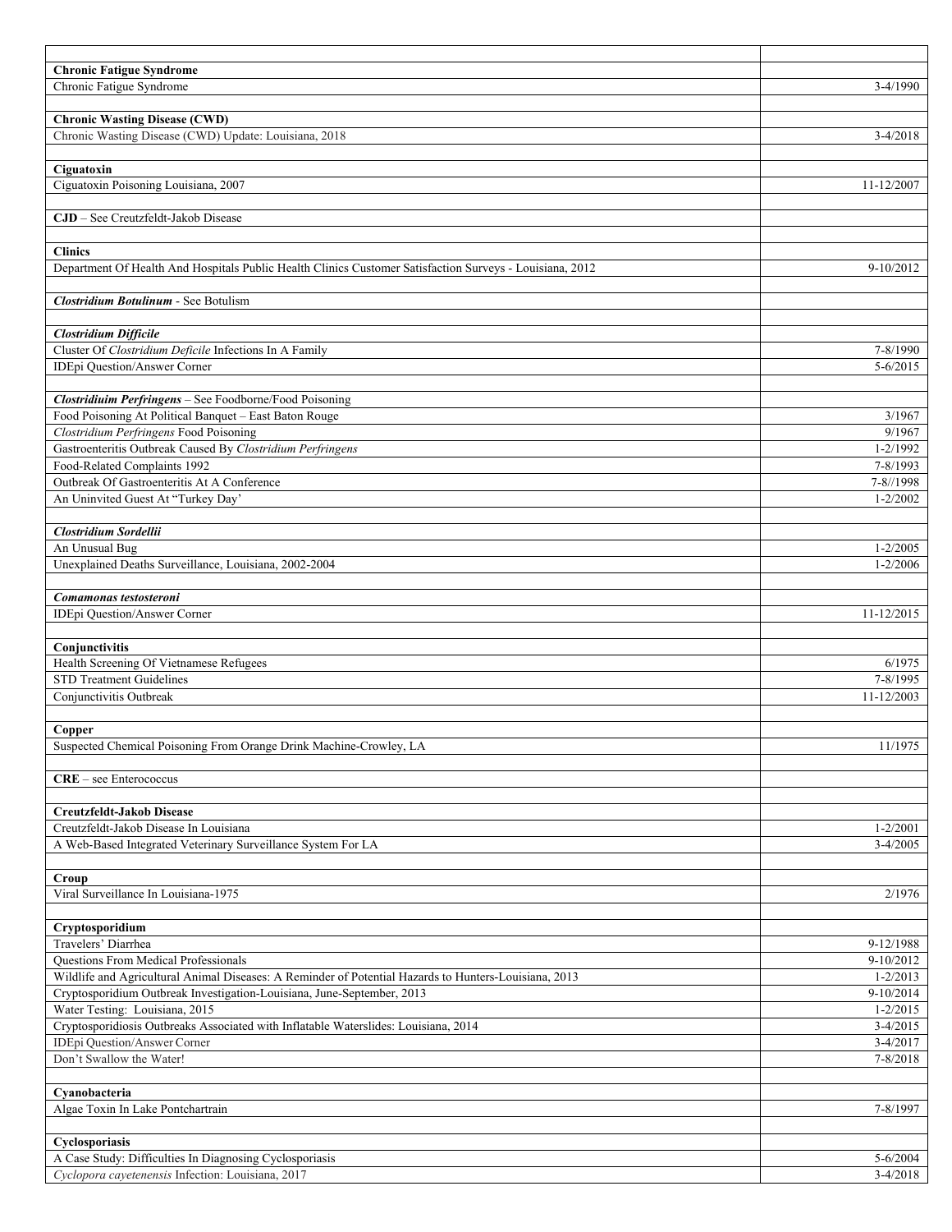| | |
|---|---|
| **Chronic Fatigue Syndrome** | |
| Chronic Fatigue Syndrome | 3-4/1990 |
| | |
| **Chronic Wasting Disease (CWD)** | |
| Chronic Wasting Disease (CWD) Update: Louisiana, 2018 | 3-4/2018 |
| | |
| **Ciguatoxin** | |
| Ciguatoxin Poisoning Louisiana, 2007 | 11-12/2007 |
| | |
| **CJD** – See Creutzfeldt-Jakob Disease | |
| | |
| **Clinics** | |
| Department Of Health And Hospitals Public Health Clinics Customer Satisfaction Surveys - Louisiana, 2012 | 9-10/2012 |
| | |
| ***Clostridium Botulinum*** - See Botulism | |
| | |
| ***Clostridium Difficile*** | |
| Cluster Of *Clostridium Deficile* Infections In A Family | 7-8/1990 |
| IDEpi Question/Answer Corner | 5-6/2015 |
| | |
| ***Clostridiuim Perfringens*** – See Foodborne/Food Poisoning | |
| Food Poisoning At Political Banquet – East Baton Rouge | 3/1967 |
| *Clostridium Perfringens* Food Poisoning | 9/1967 |
| Gastroenteritis Outbreak Caused By *Clostridium Perfringens* | 1-2/1992 |
| Food-Related Complaints 1992 | 7-8/1993 |
| Outbreak Of Gastroenteritis At A Conference | 7-8//1998 |
| An Uninvited Guest At "Turkey Day' | 1-2/2002 |
| | |
| ***Clostridium Sordellii*** | |
| An Unusual Bug | 1-2/2005 |
| Unexplained Deaths Surveillance, Louisiana, 2002-2004 | 1-2/2006 |
| | |
| ***Comamonas testosteroni*** | |
| IDEpi Question/Answer Corner | 11-12/2015 |
| | |
| **Conjunctivitis** | |
| Health Screening Of Vietnamese Refugees | 6/1975 |
| STD Treatment Guidelines | 7-8/1995 |
| Conjunctivitis Outbreak | 11-12/2003 |
| | |
| **Copper** | |
| Suspected Chemical Poisoning From Orange Drink Machine-Crowley, LA | 11/1975 |
| | |
| **CRE** – see Enterococcus | |
| | |
| **Creutzfeldt-Jakob Disease** | |
| Creutzfeldt-Jakob Disease In Louisiana | 1-2/2001 |
| A Web-Based Integrated Veterinary Surveillance System For LA | 3-4/2005 |
| | |
| **Croup** | |
| Viral Surveillance In Louisiana-1975 | 2/1976 |
| | |
| **Cryptosporidium** | |
| Travelers' Diarrhea | 9-12/1988 |
| Questions From Medical Professionals | 9-10/2012 |
| Wildlife and Agricultural Animal Diseases: A Reminder of Potential Hazards to Hunters-Louisiana, 2013 | 1-2/2013 |
| Cryptosporidium Outbreak Investigation-Louisiana, June-September, 2013 | 9-10/2014 |
| Water Testing: Louisiana, 2015 | 1-2/2015 |
| Cryptosporidiosis Outbreaks Associated with Inflatable Waterslides: Louisiana, 2014 | 3-4/2015 |
| IDEpi Question/Answer Corner | 3-4/2017 |
| Don't Swallow the Water! | 7-8/2018 |
| | |
| **Cyanobacteria** | |
| Algae Toxin In Lake Pontchartrain | 7-8/1997 |
| | |
| **Cyclosporiasis** | |
| A Case Study: Difficulties In Diagnosing Cyclosporiasis | 5-6/2004 |
| *Cyclopora cayetenensis* Infection: Louisiana, 2017 | 3-4/2018 |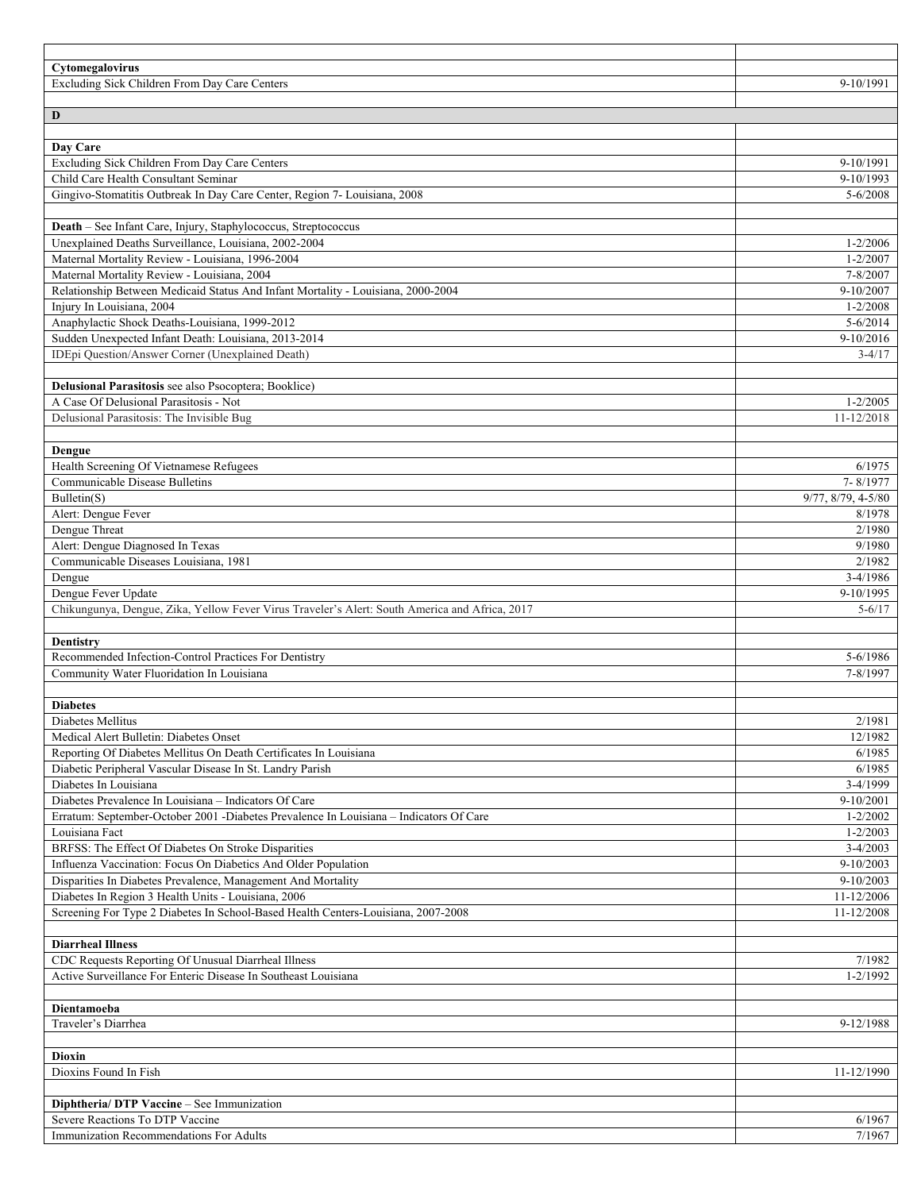| | |
|---|---|
| **Cytomegalovirus** | |
| Excluding Sick Children From Day Care Centers | 9-10/1991 |
| | |
| **D** | |
| | |
| **Day Care** | |
| Excluding Sick Children From Day Care Centers | 9-10/1991 |
| Child Care Health Consultant Seminar | 9-10/1993 |
| Gingivo-Stomatitis Outbreak In Day Care Center, Region 7- Louisiana, 2008 | 5-6/2008 |
| | |
| **Death** – See Infant Care, Injury, Staphylococcus, Streptococcus | |
| Unexplained Deaths Surveillance, Louisiana, 2002-2004 | 1-2/2006 |
| Maternal Mortality Review - Louisiana, 1996-2004 | 1-2/2007 |
| Maternal Mortality Review - Louisiana, 2004 | 7-8/2007 |
| Relationship Between Medicaid Status And Infant Mortality - Louisiana, 2000-2004 | 9-10/2007 |
| Injury In Louisiana, 2004 | 1-2/2008 |
| Anaphylactic Shock Deaths-Louisiana, 1999-2012 | 5-6/2014 |
| Sudden Unexpected Infant Death: Louisiana, 2013-2014 | 9-10/2016 |
| IDEpi Question/Answer Corner (Unexplained Death) | 3-4/17 |
| | |
| **Delusional Parasitosis** see also Psocoptera; Booklice) | |
| A Case Of Delusional Parasitosis - Not | 1-2/2005 |
| Delusional Parasitosis: The Invisible Bug | 11-12/2018 |
| | |
| **Dengue** | |
| Health Screening Of Vietnamese Refugees | 6/1975 |
| Communicable Disease Bulletins | 7- 8/1977 |
| Bulletin(S) | 9/77, 8/79, 4-5/80 |
| Alert: Dengue Fever | 8/1978 |
| Dengue Threat | 2/1980 |
| Alert: Dengue Diagnosed In Texas | 9/1980 |
| Communicable Diseases Louisiana, 1981 | 2/1982 |
| Dengue | 3-4/1986 |
| Dengue Fever Update | 9-10/1995 |
| Chikungunya, Dengue, Zika, Yellow Fever Virus Traveler's Alert: South America and Africa, 2017 | 5-6/17 |
| | |
| **Dentistry** | |
| Recommended Infection-Control Practices For Dentistry | 5-6/1986 |
| Community Water Fluoridation In Louisiana | 7-8/1997 |
| | |
| **Diabetes** | |
| Diabetes Mellitus | 2/1981 |
| Medical Alert Bulletin: Diabetes Onset | 12/1982 |
| Reporting Of Diabetes Mellitus On Death Certificates In Louisiana | 6/1985 |
| Diabetic Peripheral Vascular Disease In St. Landry Parish | 6/1985 |
| Diabetes In Louisiana | 3-4/1999 |
| Diabetes Prevalence In Louisiana – Indicators Of Care | 9-10/2001 |
| Erratum: September-October 2001 -Diabetes Prevalence In Louisiana – Indicators Of Care | 1-2/2002 |
| Louisiana Fact | 1-2/2003 |
| BRFSS: The Effect Of Diabetes On Stroke Disparities | 3-4/2003 |
| Influenza Vaccination: Focus On Diabetics And Older Population | 9-10/2003 |
| Disparities In Diabetes Prevalence, Management And Mortality | 9-10/2003 |
| Diabetes In Region 3 Health Units - Louisiana, 2006 | 11-12/2006 |
| Screening For Type 2 Diabetes In School-Based Health Centers-Louisiana, 2007-2008 | 11-12/2008 |
| | |
| **Diarrheal Illness** | |
| CDC Requests Reporting Of Unusual Diarrheal Illness | 7/1982 |
| Active Surveillance For Enteric Disease In Southeast Louisiana | 1-2/1992 |
| | |
| **Dientamoeba** | |
| Traveler's Diarrhea | 9-12/1988 |
| | |
| **Dioxin** | |
| Dioxins Found In Fish | 11-12/1990 |
| | |
| **Diphtheria/ DTP Vaccine** – See Immunization | |
| Severe Reactions To DTP Vaccine | 6/1967 |
| Immunization Recommendations For Adults | 7/1967 |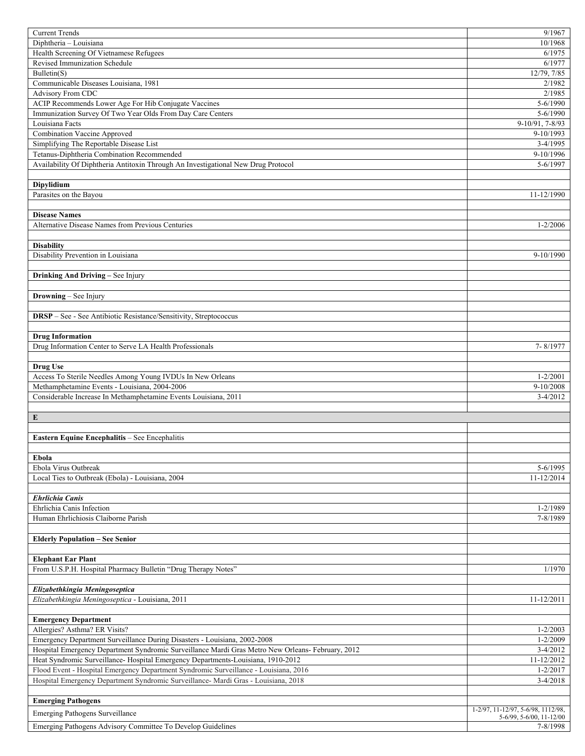| | |
|---|---|
| Current Trends | 9/1967 |
| Diphtheria – Louisiana | 10/1968 |
| Health Screening Of Vietnamese Refugees | 6/1975 |
| Revised Immunization Schedule | 6/1977 |
| Bulletin(S) | 12/79, 7/85 |
| Communicable Diseases Louisiana, 1981 | 2/1982 |
| Advisory From CDC | 2/1985 |
| ACIP Recommends Lower Age For Hib Conjugate Vaccines | 5-6/1990 |
| Immunization Survey Of Two Year Olds From Day Care Centers | 5-6/1990 |
| Louisiana Facts | 9-10/91, 7-8/93 |
| Combination Vaccine Approved | 9-10/1993 |
| Simplifying The Reportable Disease List | 3-4/1995 |
| Tetanus-Diphtheria Combination Recommended | 9-10/1996 |
| Availability Of Diphtheria Antitoxin Through An Investigational New Drug Protocol | 5-6/1997 |
| | |
| **Dipylidium** | |
| Parasites on the Bayou | 11-12/1990 |
| | |
| **Disease Names** | |
| Alternative Disease Names from Previous Centuries | 1-2/2006 |
| | |
| **Disability** | |
| Disability Prevention in Louisiana | 9-10/1990 |
| | |
| **Drinking And Driving** – See Injury | |
| | |
| **Drowning** – See Injury | |
| | |
| **DRSP** – See - See Antibiotic Resistance/Sensitivity, Streptococcus | |
| | |
| **Drug Information** | |
| Drug Information Center to Serve LA Health Professionals | 7- 8/1977 |
| | |
| **Drug Use** | |
| Access To Sterile Needles Among Young IVDUs In New Orleans | 1-2/2001 |
| Methamphetamine Events - Louisiana, 2004-2006 | 9-10/2008 |
| Considerable Increase In Methamphetamine Events Louisiana, 2011 | 3-4/2012 |
| | |
| **E** | |
| | |
| **Eastern Equine Encephalitis** – See Encephalitis | |
| | |
| **Ebola** | |
| Ebola Virus Outbreak | 5-6/1995 |
| Local Ties to Outbreak (Ebola) - Louisiana, 2004 | 11-12/2014 |
| | |
| ***Ehrlichia Canis*** | |
| Ehrlichia Canis Infection | 1-2/1989 |
| Human Ehrlichiosis Claiborne Parish | 7-8/1989 |
| | |
| **Elderly Population – See Senior** | |
| | |
| **Elephant Ear Plant** | |
| From U.S.P.H. Hospital Pharmacy Bulletin "Drug Therapy Notes" | 1/1970 |
| | |
| ***Elizabethkingia Meningoseptica*** | |
| *Elizabethkingia Meningoseptica* - Louisiana, 2011 | 11-12/2011 |
| | |
| **Emergency Department** | |
| Allergies? Asthma? ER Visits? | 1-2/2003 |
| Emergency Department Surveillance During Disasters - Louisiana, 2002-2008 | 1-2/2009 |
| Hospital Emergency Department Syndromic Surveillance Mardi Gras Metro New Orleans- February, 2012 | 3-4/2012 |
| Heat Syndromic Surveillance- Hospital Emergency Departments-Louisiana, 1910-2012 | 11-12/2012 |
| Flood Event - Hospital Emergency Department Syndromic Surveillance - Louisiana, 2016 | 1-2/2017 |
| Hospital Emergency Department Syndromic Surveillance- Mardi Gras - Louisiana, 2018 | 3-4/2018 |
| | |
| **Emerging Pathogens** | |
| Emerging Pathogens Surveillance | 1-2/97, 11-12/97, 5-6/98, 1112/98, 5-6/99, 5-6/00, 11-12/00 |
| Emerging Pathogens Advisory Committee To Develop Guidelines | 7-8/1998 |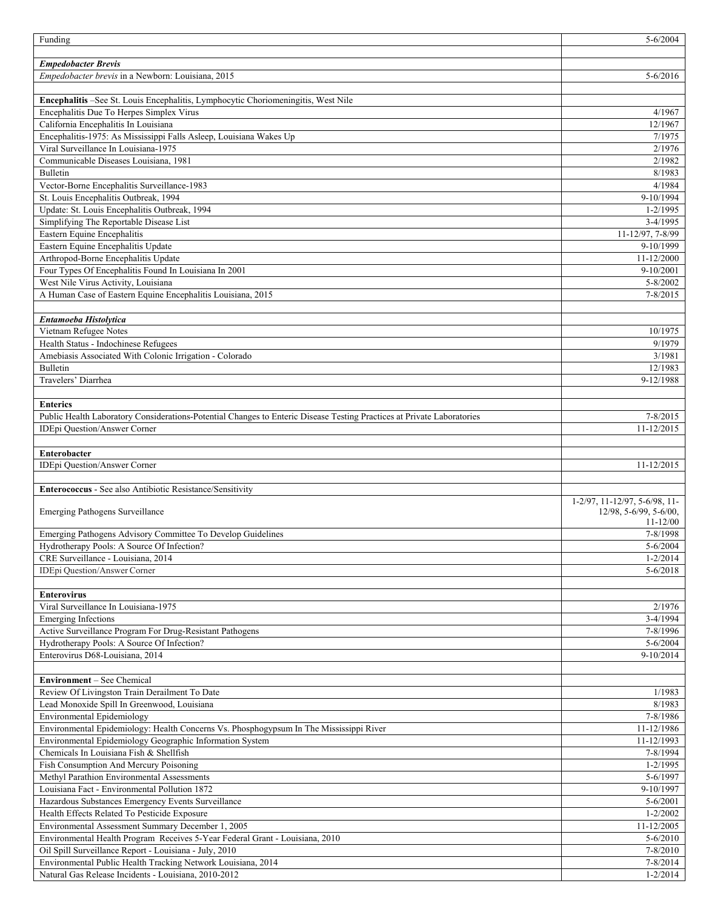| | |
|---|---|
| Funding | 5-6/2004 |
| | |
| ***Empedobacter Brevis*** | |
| *Empedobacter brevis* in a Newborn: Louisiana, 2015 | 5-6/2016 |
| | |
| **Encephalitis** –See St. Louis Encephalitis, Lymphocytic Choriomeningitis, West Nile | |
| Encephalitis Due To Herpes Simplex Virus | 4/1967 |
| California Encephalitis In Louisiana | 12/1967 |
| Encephalitis-1975: As Mississippi Falls Asleep, Louisiana Wakes Up | 7/1975 |
| Viral Surveillance In Louisiana-1975 | 2/1976 |
| Communicable Diseases Louisiana, 1981 | 2/1982 |
| Bulletin | 8/1983 |
| Vector-Borne Encephalitis Surveillance-1983 | 4/1984 |
| St. Louis Encephalitis Outbreak, 1994 | 9-10/1994 |
| Update: St. Louis Encephalitis Outbreak, 1994 | 1-2/1995 |
| Simplifying The Reportable Disease List | 3-4/1995 |
| Eastern Equine Encephalitis | 11-12/97, 7-8/99 |
| Eastern Equine Encephalitis Update | 9-10/1999 |
| Arthropod-Borne Encephalitis Update | 11-12/2000 |
| Four Types Of Encephalitis Found In Louisiana In 2001 | 9-10/2001 |
| West Nile Virus Activity, Louisiana | 5-8/2002 |
| A Human Case of Eastern Equine Encephalitis Louisiana, 2015 | 7-8/2015 |
| | |
| ***Entamoeba Histolytica*** | |
| Vietnam Refugee Notes | 10/1975 |
| Health Status - Indochinese Refugees | 9/1979 |
| Amebiasis Associated With Colonic Irrigation - Colorado | 3/1981 |
| Bulletin | 12/1983 |
| Travelers' Diarrhea | 9-12/1988 |
| | |
| **Enterics** | |
| Public Health Laboratory Considerations-Potential Changes to Enteric Disease Testing Practices at Private Laboratories | 7-8/2015 |
| IDEpi Question/Answer Corner | 11-12/2015 |
| | |
| **Enterobacter** | |
| IDEpi Question/Answer Corner | 11-12/2015 |
| | |
| **Enterococcus** - See also Antibiotic Resistance/Sensitivity | |
| Emerging Pathogens Surveillance | 1-2/97, 11-12/97, 5-6/98, 11-12/98, 5-6/99, 5-6/00, 11-12/00 |
| Emerging Pathogens Advisory Committee To Develop Guidelines | 7-8/1998 |
| Hydrotherapy Pools: A Source Of Infection? | 5-6/2004 |
| CRE Surveillance - Louisiana, 2014 | 1-2/2014 |
| IDEpi Question/Answer Corner | 5-6/2018 |
| | |
| **Enterovirus** | |
| Viral Surveillance In Louisiana-1975 | 2/1976 |
| Emerging Infections | 3-4/1994 |
| Active Surveillance Program For Drug-Resistant Pathogens | 7-8/1996 |
| Hydrotherapy Pools: A Source Of Infection? | 5-6/2004 |
| Enterovirus D68-Louisiana, 2014 | 9-10/2014 |
| | |
| **Environment** – See Chemical | |
| Review Of Livingston Train Derailment To Date | 1/1983 |
| Lead Monoxide Spill In Greenwood, Louisiana | 8/1983 |
| Environmental Epidemiology | 7-8/1986 |
| Environmental Epidemiology: Health Concerns Vs. Phosphogypsum In The Mississippi River | 11-12/1986 |
| Environmental Epidemiology Geographic Information System | 11-12/1993 |
| Chemicals In Louisiana Fish & Shellfish | 7-8/1994 |
| Fish Consumption And Mercury Poisoning | 1-2/1995 |
| Methyl Parathion Environmental Assessments | 5-6/1997 |
| Louisiana Fact - Environmental Pollution 1872 | 9-10/1997 |
| Hazardous Substances Emergency Events Surveillance | 5-6/2001 |
| Health Effects Related To Pesticide Exposure | 1-2/2002 |
| Environmental Assessment Summary December 1, 2005 | 11-12/2005 |
| Environmental Health Program Receives 5-Year Federal Grant - Louisiana, 2010 | 5-6/2010 |
| Oil Spill Surveillance Report - Louisiana - July, 2010 | 7-8/2010 |
| Environmental Public Health Tracking Network Louisiana, 2014 | 7-8/2014 |
| Natural Gas Release Incidents - Louisiana, 2010-2012 | 1-2/2014 |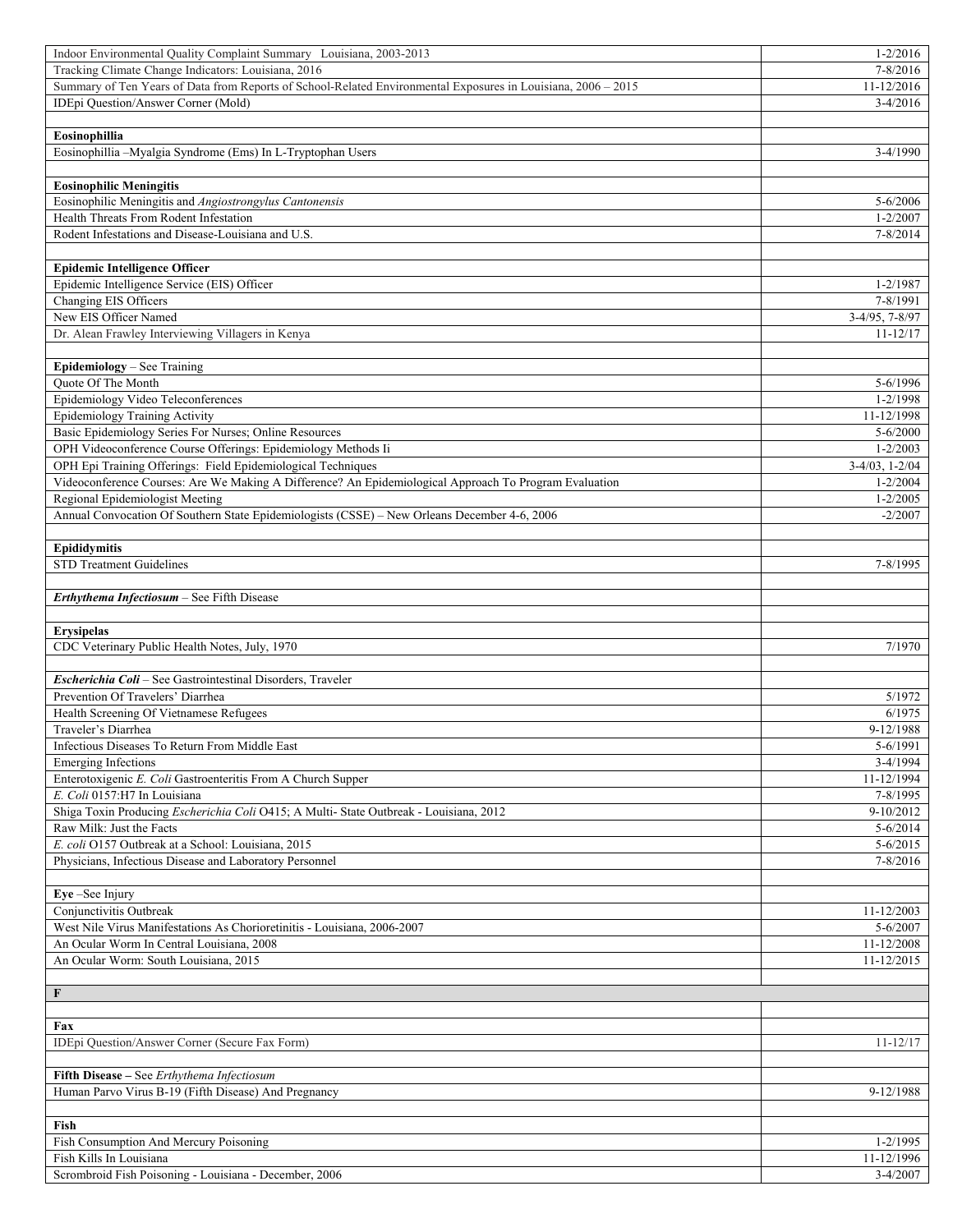| | |
|---|---|
| Indoor Environmental Quality Complaint Summary Louisiana, 2003-2013 | 1-2/2016 |
| Tracking Climate Change Indicators: Louisiana, 2016 | 7-8/2016 |
| Summary of Ten Years of Data from Reports of School-Related Environmental Exposures in Louisiana, 2006 – 2015 | 11-12/2016 |
| IDEpi Question/Answer Corner (Mold) | 3-4/2016 |
| | |
| **Eosinophillia** | |
| Eosinophillia –Myalgia Syndrome (Ems) In L-Tryptophan Users | 3-4/1990 |
| | |
| **Eosinophilic Meningitis** | |
| Eosinophilic Meningitis and *Angiostrongylus Cantonensis* | 5-6/2006 |
| Health Threats From Rodent Infestation | 1-2/2007 |
| Rodent Infestations and Disease-Louisiana and U.S. | 7-8/2014 |
| | |
| **Epidemic Intelligence Officer** | |
| Epidemic Intelligence Service (EIS) Officer | 1-2/1987 |
| Changing EIS Officers | 7-8/1991 |
| New EIS Officer Named | 3-4/95, 7-8/97 |
| Dr. Alean Frawley Interviewing Villagers in Kenya | 11-12/17 |
| | |
| **Epidemiology** – See Training | |
| Quote Of The Month | 5-6/1996 |
| Epidemiology Video Teleconferences | 1-2/1998 |
| Epidemiology Training Activity | 11-12/1998 |
| Basic Epidemiology Series For Nurses; Online Resources | 5-6/2000 |
| OPH Videoconference Course Offerings: Epidemiology Methods Ii | 1-2/2003 |
| OPH Epi Training Offerings: Field Epidemiological Techniques | 3-4/03, 1-2/04 |
| Videoconference Courses: Are We Making A Difference? An Epidemiological Approach To Program Evaluation | 1-2/2004 |
| Regional Epidemiologist Meeting | 1-2/2005 |
| Annual Convocation Of Southern State Epidemiologists (CSSE) – New Orleans December 4-6, 2006 | -2/2007 |
| | |
| **Epididymitis** | |
| STD Treatment Guidelines | 7-8/1995 |
| | |
| ***Erthythema Infectiosum*** – See Fifth Disease | |
| | |
| **Erysipelas** | |
| CDC Veterinary Public Health Notes, July, 1970 | 7/1970 |
| | |
| ***Escherichia Coli*** – See Gastrointestinal Disorders, Traveler | |
| Prevention Of Travelers' Diarrhea | 5/1972 |
| Health Screening Of Vietnamese Refugees | 6/1975 |
| Traveler's Diarrhea | 9-12/1988 |
| Infectious Diseases To Return From Middle East | 5-6/1991 |
| Emerging Infections | 3-4/1994 |
| Enterotoxigenic *E. Coli* Gastroenteritis From A Church Supper | 11-12/1994 |
| *E. Coli* 0157:H7 In Louisiana | 7-8/1995 |
| Shiga Toxin Producing *Escherichia Coli* O415; A Multi- State Outbreak - Louisiana, 2012 | 9-10/2012 |
| Raw Milk: Just the Facts | 5-6/2014 |
| *E. coli* O157 Outbreak at a School: Louisiana, 2015 | 5-6/2015 |
| Physicians, Infectious Disease and Laboratory Personnel | 7-8/2016 |
| | |
| **Eye** –See Injury | |
| Conjunctivitis Outbreak | 11-12/2003 |
| West Nile Virus Manifestations As Chorioretinitis - Louisiana, 2006-2007 | 5-6/2007 |
| An Ocular Worm In Central Louisiana, 2008 | 11-12/2008 |
| An Ocular Worm: South Louisiana, 2015 | 11-12/2015 |
| | |
| **F** | |
| | |
| **Fax** | |
| IDEpi Question/Answer Corner (Secure Fax Form) | 11-12/17 |
| | |
| **Fifth Disease –** See *Erthythema Infectiosum* | |
| Human Parvo Virus B-19 (Fifth Disease) And Pregnancy | 9-12/1988 |
| | |
| **Fish** | |
| Fish Consumption And Mercury Poisoning | 1-2/1995 |
| Fish Kills In Louisiana | 11-12/1996 |
| Scrombroid Fish Poisoning - Louisiana - December, 2006 | 3-4/2007 |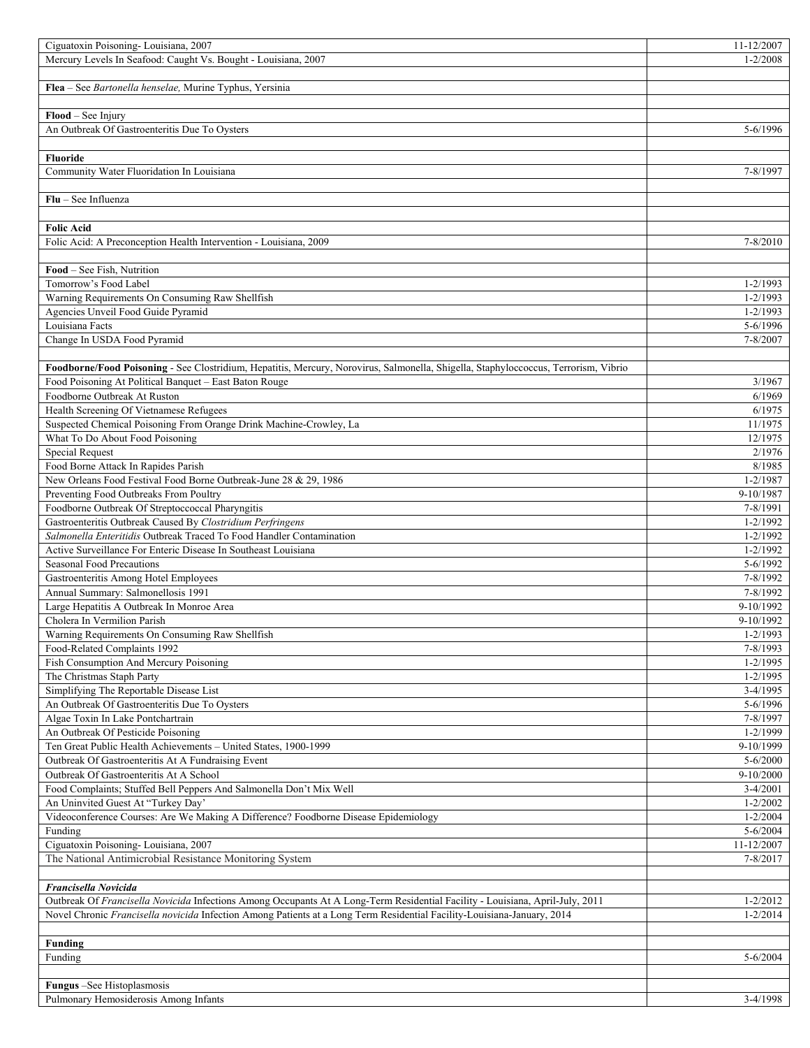| | |
|---|---|
| Ciguatoxin Poisoning- Louisiana, 2007 | 11-12/2007 |
| Mercury Levels In Seafood: Caught Vs. Bought - Louisiana, 2007 | 1-2/2008 |
| | |
| **Flea** – See *Bartonella henselae,* Murine Typhus, Yersinia | |
| | |
| **Flood** – See Injury | |
| An Outbreak Of Gastroenteritis Due To Oysters | 5-6/1996 |
| | |
| **Fluoride** | |
| Community Water Fluoridation In Louisiana | 7-8/1997 |
| | |
| **Flu** – See Influenza | |
| | |
| **Folic Acid** | |
| Folic Acid: A Preconception Health Intervention - Louisiana, 2009 | 7-8/2010 |
| | |
| **Food** – See Fish, Nutrition | |
| Tomorrow's Food Label | 1-2/1993 |
| Warning Requirements On Consuming Raw Shellfish | 1-2/1993 |
| Agencies Unveil Food Guide Pyramid | 1-2/1993 |
| Louisiana Facts | 5-6/1996 |
| Change In USDA Food Pyramid | 7-8/2007 |
| | |
| **Foodborne/Food Poisoning** - See Clostridium, Hepatitis, Mercury, Norovirus, Salmonella, Shigella, Staphyloccoccus, Terrorism, Vibrio | |
| Food Poisoning At Political Banquet – East Baton Rouge | 3/1967 |
| Foodborne Outbreak At Ruston | 6/1969 |
| Health Screening Of Vietnamese Refugees | 6/1975 |
| Suspected Chemical Poisoning From Orange Drink Machine-Crowley, La | 11/1975 |
| What To Do About Food Poisoning | 12/1975 |
| Special Request | 2/1976 |
| Food Borne Attack In Rapides Parish | 8/1985 |
| New Orleans Food Festival Food Borne Outbreak-June 28 & 29, 1986 | 1-2/1987 |
| Preventing Food Outbreaks From Poultry | 9-10/1987 |
| Foodborne Outbreak Of Streptoccoccal Pharyngitis | 7-8/1991 |
| Gastroenteritis Outbreak Caused By *Clostridium Perfringens* | 1-2/1992 |
| *Salmonella Enteritidis* Outbreak Traced To Food Handler Contamination | 1-2/1992 |
| Active Surveillance For Enteric Disease In Southeast Louisiana | 1-2/1992 |
| Seasonal Food Precautions | 5-6/1992 |
| Gastroenteritis Among Hotel Employees | 7-8/1992 |
| Annual Summary: Salmonellosis 1991 | 7-8/1992 |
| Large Hepatitis A Outbreak In Monroe Area | 9-10/1992 |
| Cholera In Vermilion Parish | 9-10/1992 |
| Warning Requirements On Consuming Raw Shellfish | 1-2/1993 |
| Food-Related Complaints 1992 | 7-8/1993 |
| Fish Consumption And Mercury Poisoning | 1-2/1995 |
| The Christmas Staph Party | 1-2/1995 |
| Simplifying The Reportable Disease List | 3-4/1995 |
| An Outbreak Of Gastroenteritis Due To Oysters | 5-6/1996 |
| Algae Toxin In Lake Pontchartrain | 7-8/1997 |
| An Outbreak Of Pesticide Poisoning | 1-2/1999 |
| Ten Great Public Health Achievements – United States, 1900-1999 | 9-10/1999 |
| Outbreak Of Gastroenteritis At A Fundraising Event | 5-6/2000 |
| Outbreak Of Gastroenteritis At A School | 9-10/2000 |
| Food Complaints; Stuffed Bell Peppers And Salmonella Don't Mix Well | 3-4/2001 |
| An Uninvited Guest At "Turkey Day' | 1-2/2002 |
| Videoconference Courses: Are We Making A Difference? Foodborne Disease Epidemiology | 1-2/2004 |
| Funding | 5-6/2004 |
| Ciguatoxin Poisoning- Louisiana, 2007 | 11-12/2007 |
| The National Antimicrobial Resistance Monitoring System | 7-8/2017 |
| | |
| ***Francisella Novicida*** | |
| Outbreak Of *Francisella Novicida* Infections Among Occupants At A Long-Term Residential Facility - Louisiana, April-July, 2011 | 1-2/2012 |
| Novel Chronic *Francisella novicida* Infection Among Patients at a Long Term Residential Facility-Louisiana-January, 2014 | 1-2/2014 |
| | |
| **Funding** | |
| Funding | 5-6/2004 |
| | |
| **Fungus** –See Histoplasmosis | |
| Pulmonary Hemosiderosis Among Infants | 3-4/1998 |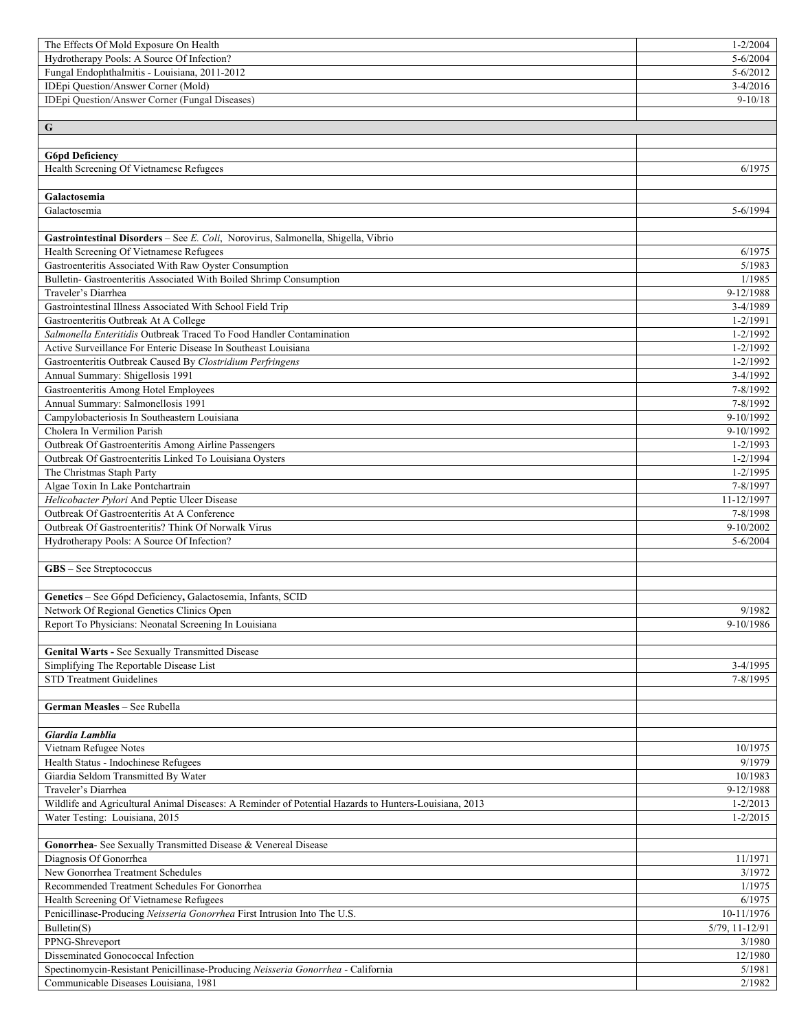| | |
|---|---|
| The Effects Of Mold Exposure On Health | 1-2/2004 |
| Hydrotherapy Pools: A Source Of Infection? | 5-6/2004 |
| Fungal Endophthalmitis - Louisiana, 2011-2012 | 5-6/2012 |
| IDEpi Question/Answer Corner (Mold) | 3-4/2016 |
| IDEpi Question/Answer Corner (Fungal Diseases) | 9-10/18 |
| | |
| **G** | |
| | |
| **G6pd Deficiency** | |
| Health Screening Of Vietnamese Refugees | 6/1975 |
| | |
| **Galactosemia** | |
| Galactosemia | 5-6/1994 |
| | |
| **Gastrointestinal Disorders** – See *E. Coli*, Norovirus, Salmonella, Shigella, Vibrio | |
| Health Screening Of Vietnamese Refugees | 6/1975 |
| Gastroenteritis Associated With Raw Oyster Consumption | 5/1983 |
| Bulletin- Gastroenteritis Associated With Boiled Shrimp Consumption | 1/1985 |
| Traveler's Diarrhea | 9-12/1988 |
| Gastrointestinal Illness Associated With School Field Trip | 3-4/1989 |
| Gastroenteritis Outbreak At A College | 1-2/1991 |
| *Salmonella Enteritidis* Outbreak Traced To Food Handler Contamination | 1-2/1992 |
| Active Surveillance For Enteric Disease In Southeast Louisiana | 1-2/1992 |
| Gastroenteritis Outbreak Caused By *Clostridium Perfringens* | 1-2/1992 |
| Annual Summary: Shigellosis 1991 | 3-4/1992 |
| Gastroenteritis Among Hotel Employees | 7-8/1992 |
| Annual Summary: Salmonellosis 1991 | 7-8/1992 |
| Campylobacteriosis In Southeastern Louisiana | 9-10/1992 |
| Cholera In Vermilion Parish | 9-10/1992 |
| Outbreak Of Gastroenteritis Among Airline Passengers | 1-2/1993 |
| Outbreak Of Gastroenteritis Linked To Louisiana Oysters | 1-2/1994 |
| The Christmas Staph Party | 1-2/1995 |
| Algae Toxin In Lake Pontchartrain | 7-8/1997 |
| *Helicobacter Pylori* And Peptic Ulcer Disease | 11-12/1997 |
| Outbreak Of Gastroenteritis At A Conference | 7-8/1998 |
| Outbreak Of Gastroenteritis? Think Of Norwalk Virus | 9-10/2002 |
| Hydrotherapy Pools: A Source Of Infection? | 5-6/2004 |
| | |
| **GBS** – See Streptococcus | |
| | |
| **Genetics** – See G6pd Deficiency**,** Galactosemia, Infants, SCID | |
| Network Of Regional Genetics Clinics Open | 9/1982 |
| Report To Physicians: Neonatal Screening In Louisiana | 9-10/1986 |
| | |
| **Genital Warts -** See Sexually Transmitted Disease | |
| Simplifying The Reportable Disease List | 3-4/1995 |
| STD Treatment Guidelines | 7-8/1995 |
| | |
| **German Measles** – See Rubella | |
| | |
| ***Giardia Lamblia*** | |
| Vietnam Refugee Notes | 10/1975 |
| Health Status - Indochinese Refugees | 9/1979 |
| Giardia Seldom Transmitted By Water | 10/1983 |
| Traveler's Diarrhea | 9-12/1988 |
| Wildlife and Agricultural Animal Diseases: A Reminder of Potential Hazards to Hunters-Louisiana, 2013 | 1-2/2013 |
| Water Testing: Louisiana, 2015 | 1-2/2015 |
| | |
| **Gonorrhea**- See Sexually Transmitted Disease & Venereal Disease | |
| Diagnosis Of Gonorrhea | 11/1971 |
| New Gonorrhea Treatment Schedules | 3/1972 |
| Recommended Treatment Schedules For Gonorrhea | 1/1975 |
| Health Screening Of Vietnamese Refugees | 6/1975 |
| Penicillinase-Producing *Neisseria Gonorrhea* First Intrusion Into The U.S. | 10-11/1976 |
| Bulletin(S) | 5/79, 11-12/91 |
| PPNG-Shreveport | 3/1980 |
| Disseminated Gonococcal Infection | 12/1980 |
| Spectinomycin-Resistant Penicillinase-Producing *Neisseria Gonorrhea* - California | 5/1981 |
| Communicable Diseases Louisiana, 1981 | 2/1982 |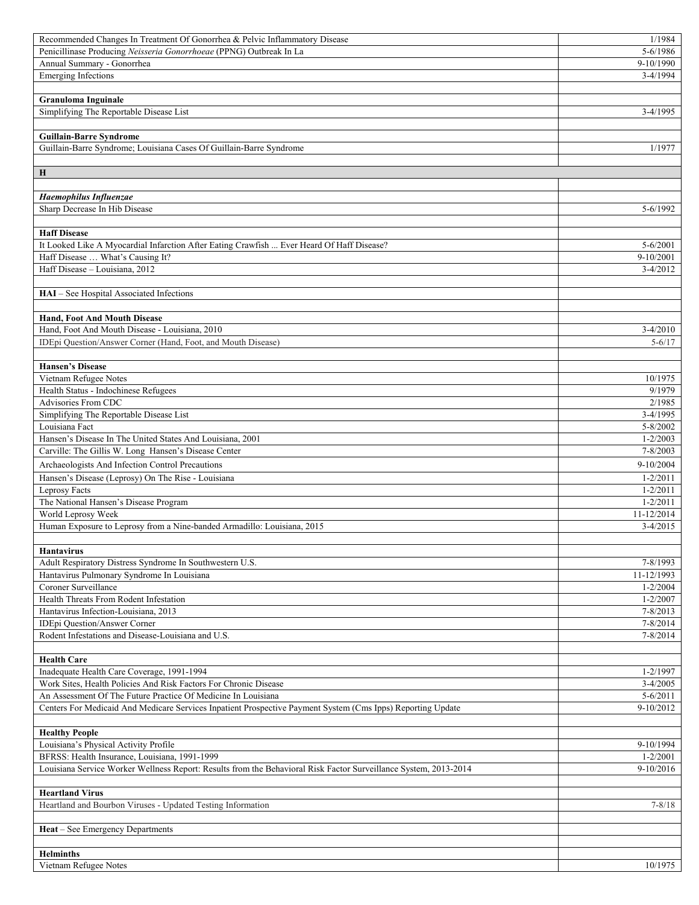| | |
|---|---|
| Recommended Changes In Treatment Of Gonorrhea & Pelvic Inflammatory Disease | 1/1984 |
| Penicillinase Producing *Neisseria Gonorrhoeae* (PPNG) Outbreak In La | 5-6/1986 |
| Annual Summary - Gonorrhea | 9-10/1990 |
| Emerging Infections | 3-4/1994 |
| | |
| **Granuloma Inguinale** | |
| Simplifying The Reportable Disease List | 3-4/1995 |
| | |
| **Guillain-Barre Syndrome** | |
| Guillain-Barre Syndrome; Louisiana Cases Of Guillain-Barre Syndrome | 1/1977 |
| | |
| **H** | |
| | |
| ***Haemophilus Influenzae*** | |
| Sharp Decrease In Hib Disease | 5-6/1992 |
| | |
| **Haff Disease** | |
| It Looked Like A Myocardial Infarction After Eating Crawfish ... Ever Heard Of Haff Disease? | 5-6/2001 |
| Haff Disease … What's Causing It? | 9-10/2001 |
| Haff Disease – Louisiana, 2012 | 3-4/2012 |
| | |
| **HAI** – See Hospital Associated Infections | |
| | |
| **Hand, Foot And Mouth Disease** | |
| Hand, Foot And Mouth Disease - Louisiana, 2010 | 3-4/2010 |
| IDEpi Question/Answer Corner (Hand, Foot, and Mouth Disease) | 5-6/17 |
| | |
| **Hansen's Disease** | |
| Vietnam Refugee Notes | 10/1975 |
| Health Status - Indochinese Refugees | 9/1979 |
| Advisories From CDC | 2/1985 |
| Simplifying The Reportable Disease List | 3-4/1995 |
| Louisiana Fact | 5-8/2002 |
| Hansen's Disease In The United States And Louisiana, 2001 | 1-2/2003 |
| Carville: The Gillis W. Long Hansen's Disease Center | 7-8/2003 |
| Archaeologists And Infection Control Precautions | 9-10/2004 |
| Hansen's Disease (Leprosy) On The Rise - Louisiana | 1-2/2011 |
| Leprosy Facts | 1-2/2011 |
| The National Hansen's Disease Program | 1-2/2011 |
| World Leprosy Week | 11-12/2014 |
| Human Exposure to Leprosy from a Nine-banded Armadillo: Louisiana, 2015 | 3-4/2015 |
| | |
| **Hantavirus** | |
| Adult Respiratory Distress Syndrome In Southwestern U.S. | 7-8/1993 |
| Hantavirus Pulmonary Syndrome In Louisiana | 11-12/1993 |
| Coroner Surveillance | 1-2/2004 |
| Health Threats From Rodent Infestation | 1-2/2007 |
| Hantavirus Infection-Louisiana, 2013 | 7-8/2013 |
| IDEpi Question/Answer Corner | 7-8/2014 |
| Rodent Infestations and Disease-Louisiana and U.S. | 7-8/2014 |
| | |
| **Health Care** | |
| Inadequate Health Care Coverage, 1991-1994 | 1-2/1997 |
| Work Sites, Health Policies And Risk Factors For Chronic Disease | 3-4/2005 |
| An Assessment Of The Future Practice Of Medicine In Louisiana | 5-6/2011 |
| Centers For Medicaid And Medicare Services Inpatient Prospective Payment System (Cms Ipps) Reporting Update | 9-10/2012 |
| | |
| **Healthy People** | |
| Louisiana's Physical Activity Profile | 9-10/1994 |
| BFRSS: Health Insurance, Louisiana, 1991-1999 | 1-2/2001 |
| Louisiana Service Worker Wellness Report: Results from the Behavioral Risk Factor Surveillance System, 2013-2014 | 9-10/2016 |
| | |
| **Heartland Virus** | |
| Heartland and Bourbon Viruses - Updated Testing Information | 7-8/18 |
| | |
| **Heat** – See Emergency Departments | |
| | |
| **Helminths** | |
| Vietnam Refugee Notes | 10/1975 |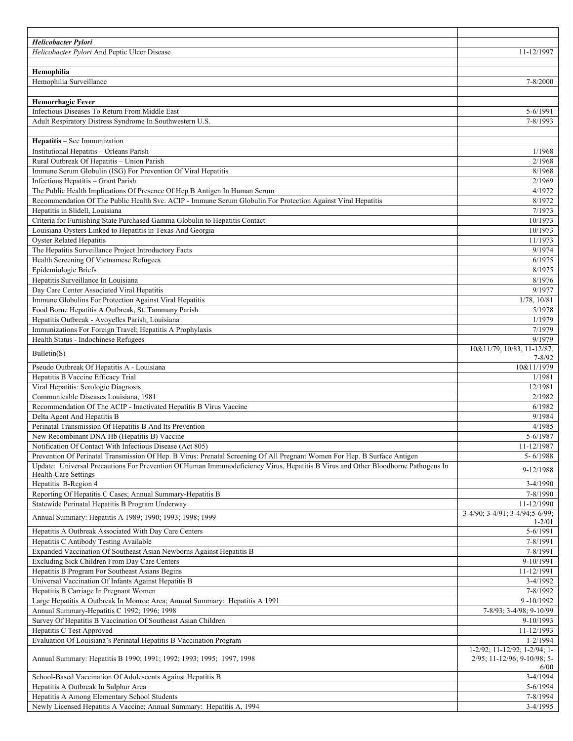| | |
|---|---|
| ***Helicobacter Pylori*** | |
| *Helicobacter Pylori* And Peptic Ulcer Disease | 11-12/1997 |
| | |
| **Hemophilia** | |
| Hemophilia Surveillance | 7-8/2000 |
| | |
| **Hemorrhagic Fever** | |
| Infectious Diseases To Return From Middle East | 5-6/1991 |
| Adult Respiratory Distress Syndrome In Southwestern U.S. | 7-8/1993 |
| | |
| **Hepatitis** – See Immunization | |
| Institutional Hepatitis – Orleans Parish | 1/1968 |
| Rural Outbreak Of Hepatitis – Union Parish | 2/1968 |
| Immune Serum Globulin (ISG) For Prevention Of Viral Hepatitis | 8/1968 |
| Infectious Hepatitis – Grant Parish | 2/1969 |
| The Public Health Implications Of Presence Of Hep B Antigen In Human Serum | 4/1972 |
| Recommendation Of The Public Health Svc. ACIP - Immune Serum Globulin For Protection Against Viral Hepatitis | 8/1972 |
| Hepatitis in Slidell, Louisiana | 7/1973 |
| Criteria for Furnishing State Purchased Gamma Globulin to Hepatitis Contact | 10/1973 |
| Louisiana Oysters Linked to Hepatitis in Texas And Georgia | 10/1973 |
| Oyster Related Hepatitis | 11/1973 |
| The Hepatitis Surveillance Project Introductory Facts | 9/1974 |
| Health Screening Of Vietnamese Refugees | 6/1975 |
| Epidemiologic Briefs | 8/1975 |
| Hepatitis Surveillance In Louisiana | 8/1976 |
| Day Care Center Associated Viral Hepatitis | 9/1977 |
| Immune Globulins For Protection Against Viral Hepatitis | 1/78, 10/81 |
| Food Borne Hepatitis A Outbreak, St. Tammany Parish | 5/1978 |
| Hepatitis Outbreak - Avoyelles Parish, Louisiana | 1/1979 |
| Immunizations For Foreign Travel; Hepatitis A Prophylaxis | 7/1979 |
| Health Status - Indochinese Refugees | 9/1979 |
| Bulletin(S) | 10&11/79, 10/83, 11-12/87, 7-8/92 |
| Pseudo Outbreak Of Hepatitis A - Louisiana | 10&11/1979 |
| Hepatitis B Vaccine Efficacy Trial | 1/1981 |
| Viral Hepatitis: Serologic Diagnosis | 12/1981 |
| Communicable Diseases Louisiana, 1981 | 2/1982 |
| Recommendation Of The ACIP - Inactivated Hepatitis B Virus Vaccine | 6/1982 |
| Delta Agent And Hepatitis B | 9/1984 |
| Perinatal Transmission Of Hepatitis B And Its Prevention | 4/1985 |
| New Recombinant DNA Hb (Hepatitis B) Vaccine | 5-6/1987 |
| Notification Of Contact With Infectious Disease (Act 805) | 11-12/1987 |
| Prevention Of Perinatal Transmission Of Hep. B Virus: Prenatal Screening Of All Pregnant Women For Hep. B Surface Antigen | 5- 6/1988 |
| Update: Universal Precautions For Prevention Of Human Immunodeficiency Virus, Hepatitis B Virus and Other Bloodborne Pathogens In Health-Care Settings | 9-12/1988 |
| Hepatitis B-Region 4 | 3-4/1990 |
| Reporting Of Hepatitis C Cases; Annual Summary-Hepatitis B | 7-8/1990 |
| Statewide Perinatal Hepatitis B Program Underway | 11-12/1990 |
| Annual Summary: Hepatitis A 1989; 1990; 1993; 1998; 1999 | 3-4/90; 3-4/91; 3-4/94;5-6/99; 1-2/01 |
| Hepatitis A Outbreak Associated With Day Care Centers | 5-6/1991 |
| Hepatitis C Antibody Testing Available | 7-8/1991 |
| Expanded Vaccination Of Southeast Asian Newborns Against Hepatitis B | 7-8/1991 |
| Excluding Sick Children From Day Care Centers | 9-10/1991 |
| Hepatitis B Program For Southeast Asians Begins | 11-12/1991 |
| Universal Vaccination Of Infants Against Hepatitis B | 3-4/1992 |
| Hepatitis B Carriage In Pregnant Women | 7-8/1992 |
| Large Hepatitis A Outbreak In Monroe Area; Annual Summary: Hepatitis A 1991 | 9 -10/1992 |
| Annual Summary-Hepatitis C 1992; 1996; 1998 | 7-8/93; 3-4/98; 9-10/99 |
| Survey Of Hepatitis B Vaccination Of Southeast Asian Children | 9-10/1993 |
| Hepatitis C Test Approved | 11-12/1993 |
| Evaluation Of Louisiana's Perinatal Hepatitis B Vaccination Program | 1-2/1994 |
| Annual Summary: Hepatitis B 1990; 1991; 1992; 1993; 1995; 1997, 1998 | 1-2/92; 11-12/92; 1-2/94; 1-2/95; 11-12/96; 9-10/98; 5-6/00 |
| School-Based Vaccination Of Adolescents Against Hepatitis B | 3-4/1994 |
| Hepatitis A Outbreak In Sulphur Area | 5-6/1994 |
| Hepatitis A Among Elementary School Students | 7-8/1994 |
| Newly Licensed Hepatitis A Vaccine; Annual Summary: Hepatitis A, 1994 | 3-4/1995 |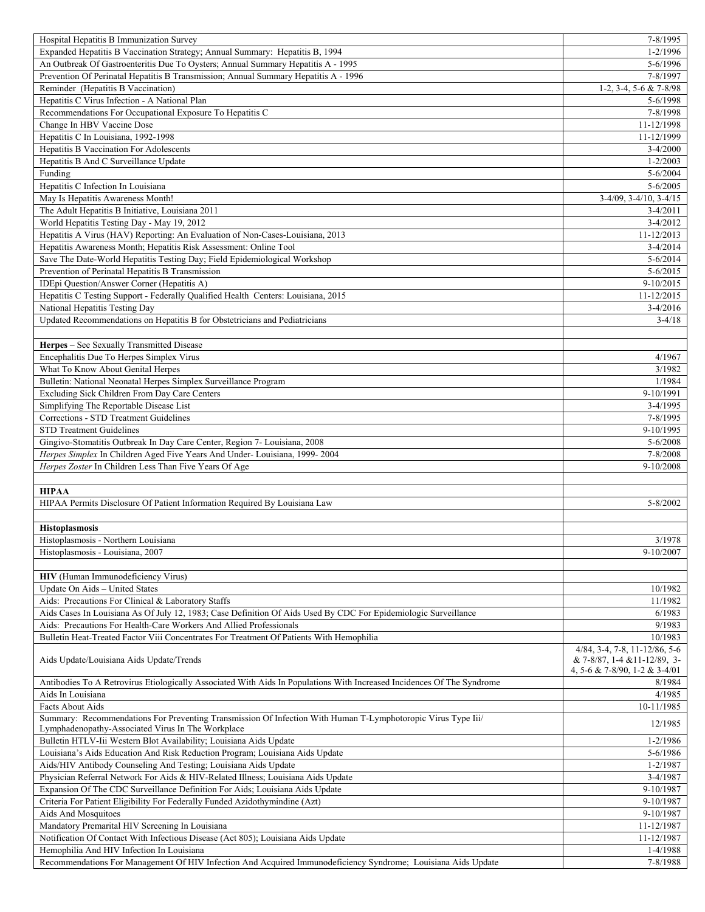| | |
|---|---|
| Hospital Hepatitis B Immunization Survey | 7-8/1995 |
| Expanded Hepatitis B Vaccination Strategy; Annual Summary: Hepatitis B, 1994 | 1-2/1996 |
| An Outbreak Of Gastroenteritis Due To Oysters; Annual Summary Hepatitis A - 1995 | 5-6/1996 |
| Prevention Of Perinatal Hepatitis B Transmission; Annual Summary Hepatitis A - 1996 | 7-8/1997 |
| Reminder (Hepatitis B Vaccination) | 1-2, 3-4, 5-6 & 7-8/98 |
| Hepatitis C Virus Infection - A National Plan | 5-6/1998 |
| Recommendations For Occupational Exposure To Hepatitis C | 7-8/1998 |
| Change In HBV Vaccine Dose | 11-12/1998 |
| Hepatitis C In Louisiana, 1992-1998 | 11-12/1999 |
| Hepatitis B Vaccination For Adolescents | 3-4/2000 |
| Hepatitis B And C Surveillance Update | 1-2/2003 |
| Funding | 5-6/2004 |
| Hepatitis C Infection In Louisiana | 5-6/2005 |
| May Is Hepatitis Awareness Month! | 3-4/09, 3-4/10, 3-4/15 |
| The Adult Hepatitis B Initiative, Louisiana 2011 | 3-4/2011 |
| World Hepatitis Testing Day - May 19, 2012 | 3-4/2012 |
| Hepatitis A Virus (HAV) Reporting: An Evaluation of Non-Cases-Louisiana, 2013 | 11-12/2013 |
| Hepatitis Awareness Month; Hepatitis Risk Assessment: Online Tool | 3-4/2014 |
| Save The Date-World Hepatitis Testing Day; Field Epidemiological Workshop | 5-6/2014 |
| Prevention of Perinatal Hepatitis B Transmission | 5-6/2015 |
| IDEpi Question/Answer Corner (Hepatitis A) | 9-10/2015 |
| Hepatitis C Testing Support - Federally Qualified Health Centers: Louisiana, 2015 | 11-12/2015 |
| National Hepatitis Testing Day | 3-4/2016 |
| Updated Recommendations on Hepatitis B for Obstetricians and Pediatricians | 3-4/18 |
| | |
| **Herpes** – See Sexually Transmitted Disease | |
| Encephalitis Due To Herpes Simplex Virus | 4/1967 |
| What To Know About Genital Herpes | 3/1982 |
| Bulletin: National Neonatal Herpes Simplex Surveillance Program | 1/1984 |
| Excluding Sick Children From Day Care Centers | 9-10/1991 |
| Simplifying The Reportable Disease List | 3-4/1995 |
| Corrections - STD Treatment Guidelines | 7-8/1995 |
| STD Treatment Guidelines | 9-10/1995 |
| Gingivo-Stomatitis Outbreak In Day Care Center, Region 7- Louisiana, 2008 | 5-6/2008 |
| *Herpes Simplex* In Children Aged Five Years And Under- Louisiana, 1999- 2004 | 7-8/2008 |
| *Herpes Zoster* In Children Less Than Five Years Of Age | 9-10/2008 |
| | |
| **HIPAA** | |
| HIPAA Permits Disclosure Of Patient Information Required By Louisiana Law | 5-8/2002 |
| | |
| **Histoplasmosis** | |
| Histoplasmosis - Northern Louisiana | 3/1978 |
| Histoplasmosis - Louisiana, 2007 | 9-10/2007 |
| | |
| **HIV** (Human Immunodeficiency Virus) | |
| Update On Aids – United States | 10/1982 |
| Aids: Precautions For Clinical & Laboratory Staffs | 11/1982 |
| Aids Cases In Louisiana As Of July 12, 1983; Case Definition Of Aids Used By CDC For Epidemiologic Surveillance | 6/1983 |
| Aids: Precautions For Health-Care Workers And Allied Professionals | 9/1983 |
| Bulletin Heat-Treated Factor Viii Concentrates For Treatment Of Patients With Hemophilia | 10/1983 |
| Aids Update/Louisiana Aids Update/Trends | 4/84, 3-4, 7-8, 11-12/86, 5-6 & 7-8/87, 1-4 &11-12/89, 3-4, 5-6 & 7-8/90, 1-2 & 3-4/01 |
| Antibodies To A Retrovirus Etiologically Associated With Aids In Populations With Increased Incidences Of The Syndrome | 8/1984 |
| Aids In Louisiana | 4/1985 |
| Facts About Aids | 10-11/1985 |
| Summary: Recommendations For Preventing Transmission Of Infection With Human T-Lymphotoropic Virus Type Iii/ Lymphadenopathy-Associated Virus In The Workplace | 12/1985 |
| Bulletin HTLV-Iii Western Blot Availability; Louisiana Aids Update | 1-2/1986 |
| Louisiana's Aids Education And Risk Reduction Program; Louisiana Aids Update | 5-6/1986 |
| Aids/HIV Antibody Counseling And Testing; Louisiana Aids Update | 1-2/1987 |
| Physician Referral Network For Aids & HIV-Related Illness; Louisiana Aids Update | 3-4/1987 |
| Expansion Of The CDC Surveillance Definition For Aids; Louisiana Aids Update | 9-10/1987 |
| Criteria For Patient Eligibility For Federally Funded Azidothymindine (Azt) | 9-10/1987 |
| Aids And Mosquitoes | 9-10/1987 |
| Mandatory Premarital HIV Screening In Louisiana | 11-12/1987 |
| Notification Of Contact With Infectious Disease (Act 805); Louisiana Aids Update | 11-12/1987 |
| Hemophilia And HIV Infection In Louisiana | 1-4/1988 |
| Recommendations For Management Of HIV Infection And Acquired Immunodeficiency Syndrome; Louisiana Aids Update | 7-8/1988 |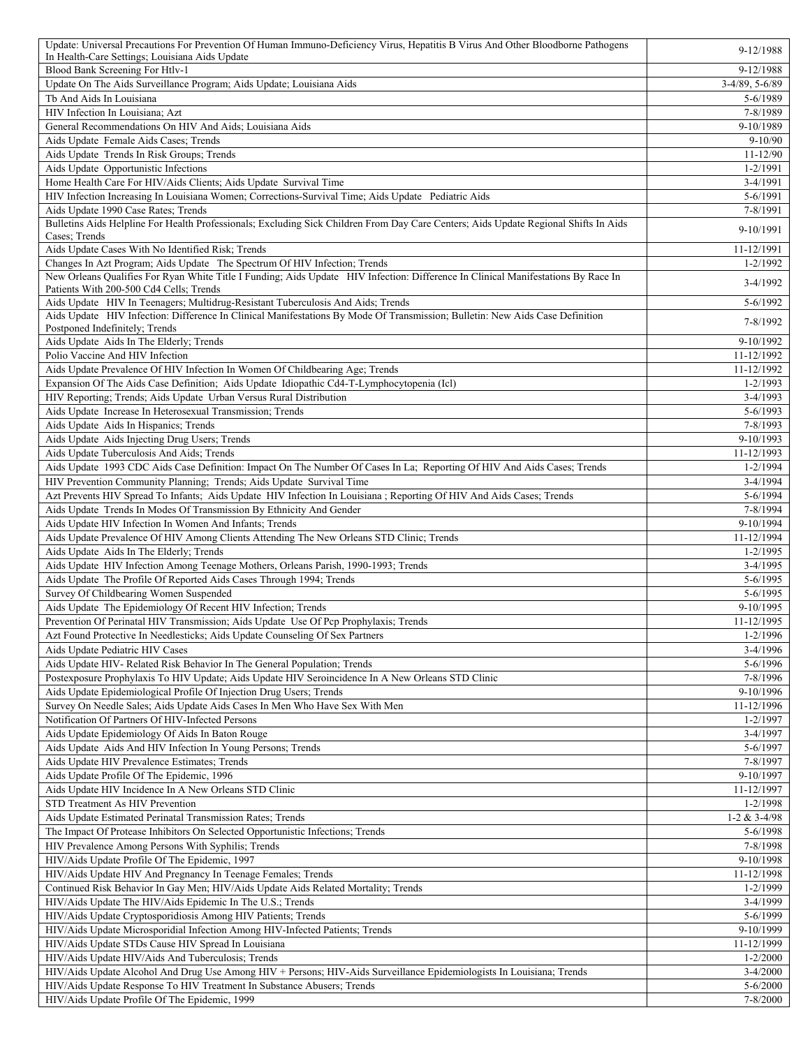| | |
|---|---|
| Update: Universal Precautions For Prevention Of Human Immuno-Deficiency Virus, Hepatitis B Virus And Other Bloodborne Pathogens In Health-Care Settings; Louisiana Aids Update | 9-12/1988 |
| Blood Bank Screening For Htlv-1 | 9-12/1988 |
| Update On The Aids Surveillance Program; Aids Update; Louisiana Aids | 3-4/89, 5-6/89 |
| Tb And Aids In Louisiana | 5-6/1989 |
| HIV Infection In Louisiana; Azt | 7-8/1989 |
| General Recommendations On HIV And Aids; Louisiana Aids | 9-10/1989 |
| Aids Update Female Aids Cases; Trends | 9-10/90 |
| Aids Update Trends In Risk Groups; Trends | 11-12/90 |
| Aids Update Opportunistic Infections | 1-2/1991 |
| Home Health Care For HIV/Aids Clients; Aids Update Survival Time | 3-4/1991 |
| HIV Infection Increasing In Louisiana Women; Corrections-Survival Time; Aids Update Pediatric Aids | 5-6/1991 |
| Aids Update 1990 Case Rates; Trends | 7-8/1991 |
| Bulletins Aids Helpline For Health Professionals; Excluding Sick Children From Day Care Centers; Aids Update Regional Shifts In Aids Cases; Trends | 9-10/1991 |
| Aids Update Cases With No Identified Risk; Trends | 11-12/1991 |
| Changes In Azt Program; Aids Update The Spectrum Of HIV Infection; Trends | 1-2/1992 |
| New Orleans Qualifies For Ryan White Title I Funding; Aids Update HIV Infection: Difference In Clinical Manifestations By Race In Patients With 200-500 Cd4 Cells; Trends | 3-4/1992 |
| Aids Update HIV In Teenagers; Multidrug-Resistant Tuberculosis And Aids; Trends | 5-6/1992 |
| Aids Update HIV Infection: Difference In Clinical Manifestations By Mode Of Transmission; Bulletin: New Aids Case Definition Postponed Indefinitely; Trends | 7-8/1992 |
| Aids Update Aids In The Elderly; Trends | 9-10/1992 |
| Polio Vaccine And HIV Infection | 11-12/1992 |
| Aids Update Prevalence Of HIV Infection In Women Of Childbearing Age; Trends | 11-12/1992 |
| Expansion Of The Aids Case Definition; Aids Update Idiopathic Cd4-T-Lymphocytopenia (Icl) | 1-2/1993 |
| HIV Reporting; Trends; Aids Update Urban Versus Rural Distribution | 3-4/1993 |
| Aids Update Increase In Heterosexual Transmission; Trends | 5-6/1993 |
| Aids Update Aids In Hispanics; Trends | 7-8/1993 |
| Aids Update Aids Injecting Drug Users; Trends | 9-10/1993 |
| Aids Update Tuberculosis And Aids; Trends | 11-12/1993 |
| Aids Update 1993 CDC Aids Case Definition: Impact On The Number Of Cases In La; Reporting Of HIV And Aids Cases; Trends | 1-2/1994 |
| HIV Prevention Community Planning; Trends; Aids Update Survival Time | 3-4/1994 |
| Azt Prevents HIV Spread To Infants; Aids Update HIV Infection In Louisiana ; Reporting Of HIV And Aids Cases; Trends | 5-6/1994 |
| Aids Update Trends In Modes Of Transmission By Ethnicity And Gender | 7-8/1994 |
| Aids Update HIV Infection In Women And Infants; Trends | 9-10/1994 |
| Aids Update Prevalence Of HIV Among Clients Attending The New Orleans STD Clinic; Trends | 11-12/1994 |
| Aids Update Aids In The Elderly; Trends | 1-2/1995 |
| Aids Update HIV Infection Among Teenage Mothers, Orleans Parish, 1990-1993; Trends | 3-4/1995 |
| Aids Update The Profile Of Reported Aids Cases Through 1994; Trends | 5-6/1995 |
| Survey Of Childbearing Women Suspended | 5-6/1995 |
| Aids Update The Epidemiology Of Recent HIV Infection; Trends | 9-10/1995 |
| Prevention Of Perinatal HIV Transmission; Aids Update Use Of Pcp Prophylaxis; Trends | 11-12/1995 |
| Azt Found Protective In Needlesticks; Aids Update Counseling Of Sex Partners | 1-2/1996 |
| Aids Update Pediatric HIV Cases | 3-4/1996 |
| Aids Update HIV- Related Risk Behavior In The General Population; Trends | 5-6/1996 |
| Postexposure Prophylaxis To HIV Update; Aids Update HIV Seroincidence In A New Orleans STD Clinic | 7-8/1996 |
| Aids Update Epidemiological Profile Of Injection Drug Users; Trends | 9-10/1996 |
| Survey On Needle Sales; Aids Update Aids Cases In Men Who Have Sex With Men | 11-12/1996 |
| Notification Of Partners Of HIV-Infected Persons | 1-2/1997 |
| Aids Update Epidemiology Of Aids In Baton Rouge | 3-4/1997 |
| Aids Update Aids And HIV Infection In Young Persons; Trends | 5-6/1997 |
| Aids Update HIV Prevalence Estimates; Trends | 7-8/1997 |
| Aids Update Profile Of The Epidemic, 1996 | 9-10/1997 |
| Aids Update HIV Incidence In A New Orleans STD Clinic | 11-12/1997 |
| STD Treatment As HIV Prevention | 1-2/1998 |
| Aids Update Estimated Perinatal Transmission Rates; Trends | 1-2 & 3-4/98 |
| The Impact Of Protease Inhibitors On Selected Opportunistic Infections; Trends | 5-6/1998 |
| HIV Prevalence Among Persons With Syphilis; Trends | 7-8/1998 |
| HIV/Aids Update Profile Of The Epidemic, 1997 | 9-10/1998 |
| HIV/Aids Update HIV And Pregnancy In Teenage Females; Trends | 11-12/1998 |
| Continued Risk Behavior In Gay Men; HIV/Aids Update Aids Related Mortality; Trends | 1-2/1999 |
| HIV/Aids Update The HIV/Aids Epidemic In The U.S.; Trends | 3-4/1999 |
| HIV/Aids Update Cryptosporidiosis Among HIV Patients; Trends | 5-6/1999 |
| HIV/Aids Update Microsporidial Infection Among HIV-Infected Patients; Trends | 9-10/1999 |
| HIV/Aids Update STDs Cause HIV Spread In Louisiana | 11-12/1999 |
| HIV/Aids Update HIV/Aids And Tuberculosis; Trends | 1-2/2000 |
| HIV/Aids Update Alcohol And Drug Use Among HIV + Persons; HIV-Aids Surveillance Epidemiologists In Louisiana; Trends | 3-4/2000 |
| HIV/Aids Update Response To HIV Treatment In Substance Abusers; Trends | 5-6/2000 |
| HIV/Aids Update Profile Of The Epidemic, 1999 | 7-8/2000 |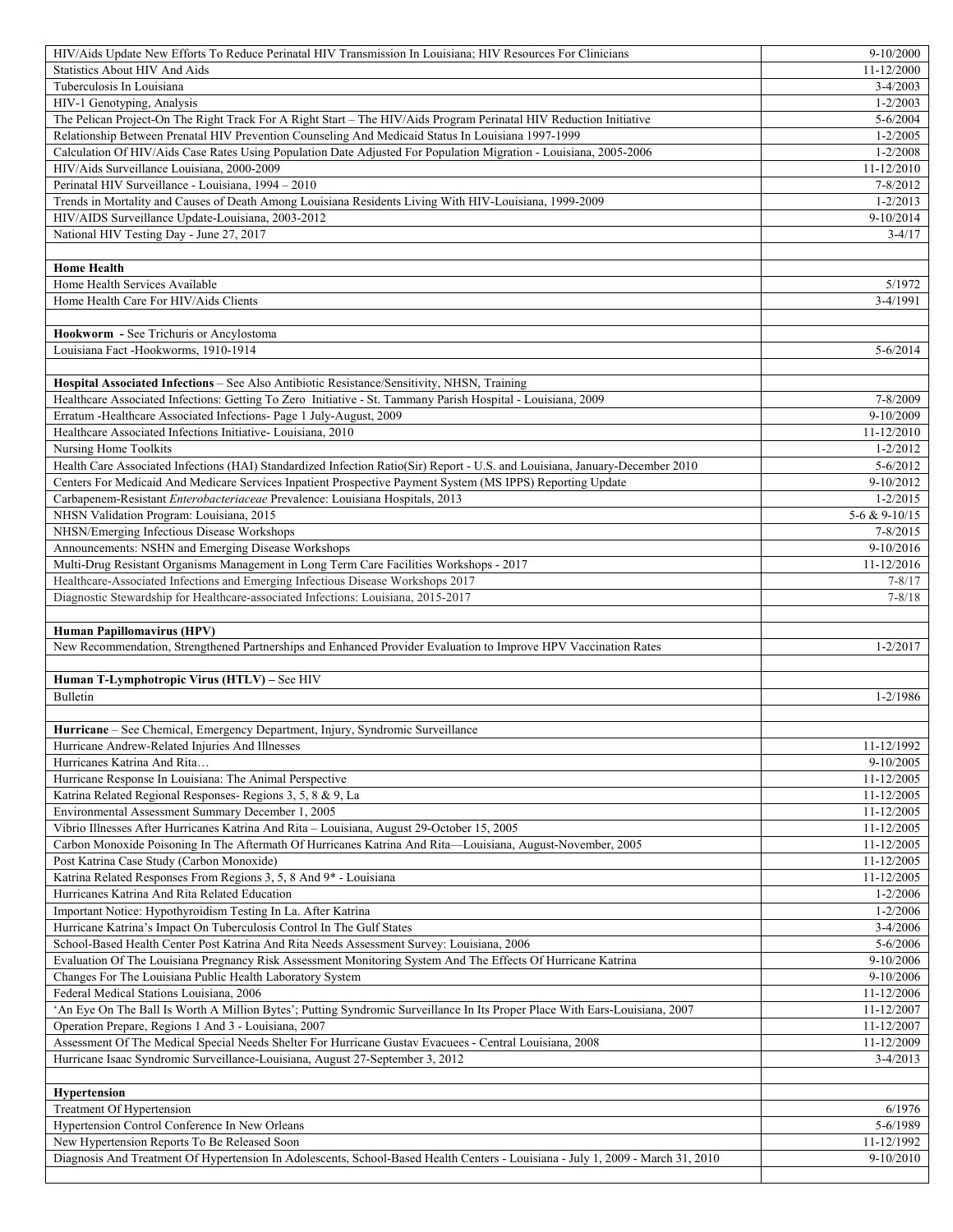| | |
|---|---|
| HIV/Aids Update New Efforts To Reduce Perinatal HIV Transmission In Louisiana; HIV Resources For Clinicians | 9-10/2000 |
| Statistics About HIV And Aids | 11-12/2000 |
| Tuberculosis In Louisiana | 3-4/2003 |
| HIV-1 Genotyping, Analysis | 1-2/2003 |
| The Pelican Project-On The Right Track For A Right Start – The HIV/Aids Program Perinatal HIV Reduction Initiative | 5-6/2004 |
| Relationship Between Prenatal HIV Prevention Counseling And Medicaid Status In Louisiana 1997-1999 | 1-2/2005 |
| Calculation Of HIV/Aids Case Rates Using Population Date Adjusted For Population Migration - Louisiana, 2005-2006 | 1-2/2008 |
| HIV/Aids Surveillance Louisiana, 2000-2009 | 11-12/2010 |
| Perinatal HIV Surveillance - Louisiana, 1994 – 2010 | 7-8/2012 |
| Trends in Mortality and Causes of Death Among Louisiana Residents Living With HIV-Louisiana, 1999-2009 | 1-2/2013 |
| HIV/AIDS Surveillance Update-Louisiana, 2003-2012 | 9-10/2014 |
| National HIV Testing Day - June 27, 2017 | 3-4/17 |
| | |
| **Home Health** | |
| Home Health Services Available | 5/1972 |
| Home Health Care For HIV/Aids Clients | 3-4/1991 |
| | |
| **Hookworm** - See Trichuris or Ancylostoma | |
| Louisiana Fact -Hookworms, 1910-1914 | 5-6/2014 |
| | |
| **Hospital Associated Infections** – See Also Antibiotic Resistance/Sensitivity, NHSN, Training | |
| Healthcare Associated Infections: Getting To Zero Initiative - St. Tammany Parish Hospital - Louisiana, 2009 | 7-8/2009 |
| Erratum -Healthcare Associated Infections- Page 1 July-August, 2009 | 9-10/2009 |
| Healthcare Associated Infections Initiative- Louisiana, 2010 | 11-12/2010 |
| Nursing Home Toolkits | 1-2/2012 |
| Health Care Associated Infections (HAI) Standardized Infection Ratio(Sir) Report - U.S. and Louisiana, January-December 2010 | 5-6/2012 |
| Centers For Medicaid And Medicare Services Inpatient Prospective Payment System (MS IPPS) Reporting Update | 9-10/2012 |
| Carbapenem-Resistant *Enterobacteriaceae* Prevalence: Louisiana Hospitals, 2013 | 1-2/2015 |
| NHSN Validation Program: Louisiana, 2015 | 5-6 & 9-10/15 |
| NHSN/Emerging Infectious Disease Workshops | 7-8/2015 |
| Announcements: NSHN and Emerging Disease Workshops | 9-10/2016 |
| Multi-Drug Resistant Organisms Management in Long Term Care Facilities Workshops - 2017 | 11-12/2016 |
| Healthcare-Associated Infections and Emerging Infectious Disease Workshops 2017 | 7-8/17 |
| Diagnostic Stewardship for Healthcare-associated Infections: Louisiana, 2015-2017 | 7-8/18 |
| | |
| **Human Papillomavirus (HPV)** | |
| New Recommendation, Strengthened Partnerships and Enhanced Provider Evaluation to Improve HPV Vaccination Rates | 1-2/2017 |
| | |
| **Human T-Lymphotropic Virus (HTLV)** – See HIV | |
| Bulletin | 1-2/1986 |
| | |
| **Hurricane** – See Chemical, Emergency Department, Injury, Syndromic Surveillance | |
| Hurricane Andrew-Related Injuries And Illnesses | 11-12/1992 |
| Hurricanes Katrina And Rita… | 9-10/2005 |
| Hurricane Response In Louisiana: The Animal Perspective | 11-12/2005 |
| Katrina Related Regional Responses- Regions 3, 5, 8 & 9, La | 11-12/2005 |
| Environmental Assessment Summary December 1, 2005 | 11-12/2005 |
| Vibrio Illnesses After Hurricanes Katrina And Rita – Louisiana, August 29-October 15, 2005 | 11-12/2005 |
| Carbon Monoxide Poisoning In The Aftermath Of Hurricanes Katrina And Rita—Louisiana, August-November, 2005 | 11-12/2005 |
| Post Katrina Case Study (Carbon Monoxide) | 11-12/2005 |
| Katrina Related Responses From Regions 3, 5, 8 And 9* - Louisiana | 11-12/2005 |
| Hurricanes Katrina And Rita Related Education | 1-2/2006 |
| Important Notice: Hypothyroidism Testing In La. After Katrina | 1-2/2006 |
| Hurricane Katrina's Impact On Tuberculosis Control In The Gulf States | 3-4/2006 |
| School-Based Health Center Post Katrina And Rita Needs Assessment Survey: Louisiana, 2006 | 5-6/2006 |
| Evaluation Of The Louisiana Pregnancy Risk Assessment Monitoring System And The Effects Of Hurricane Katrina | 9-10/2006 |
| Changes For The Louisiana Public Health Laboratory System | 9-10/2006 |
| Federal Medical Stations Louisiana, 2006 | 11-12/2006 |
| 'An Eye On The Ball Is Worth A Million Bytes'; Putting Syndromic Surveillance In Its Proper Place With Ears-Louisiana, 2007 | 11-12/2007 |
| Operation Prepare, Regions 1 And 3 - Louisiana, 2007 | 11-12/2007 |
| Assessment Of The Medical Special Needs Shelter For Hurricane Gustav Evacuees - Central Louisiana, 2008 | 11-12/2009 |
| Hurricane Isaac Syndromic Surveillance-Louisiana, August 27-September 3, 2012 | 3-4/2013 |
| | |
| **Hypertension** | |
| Treatment Of Hypertension | 6/1976 |
| Hypertension Control Conference In New Orleans | 5-6/1989 |
| New Hypertension Reports To Be Released Soon | 11-12/1992 |
| Diagnosis And Treatment Of Hypertension In Adolescents, School-Based Health Centers - Louisiana - July 1, 2009 - March 31, 2010 | 9-10/2010 |
| | |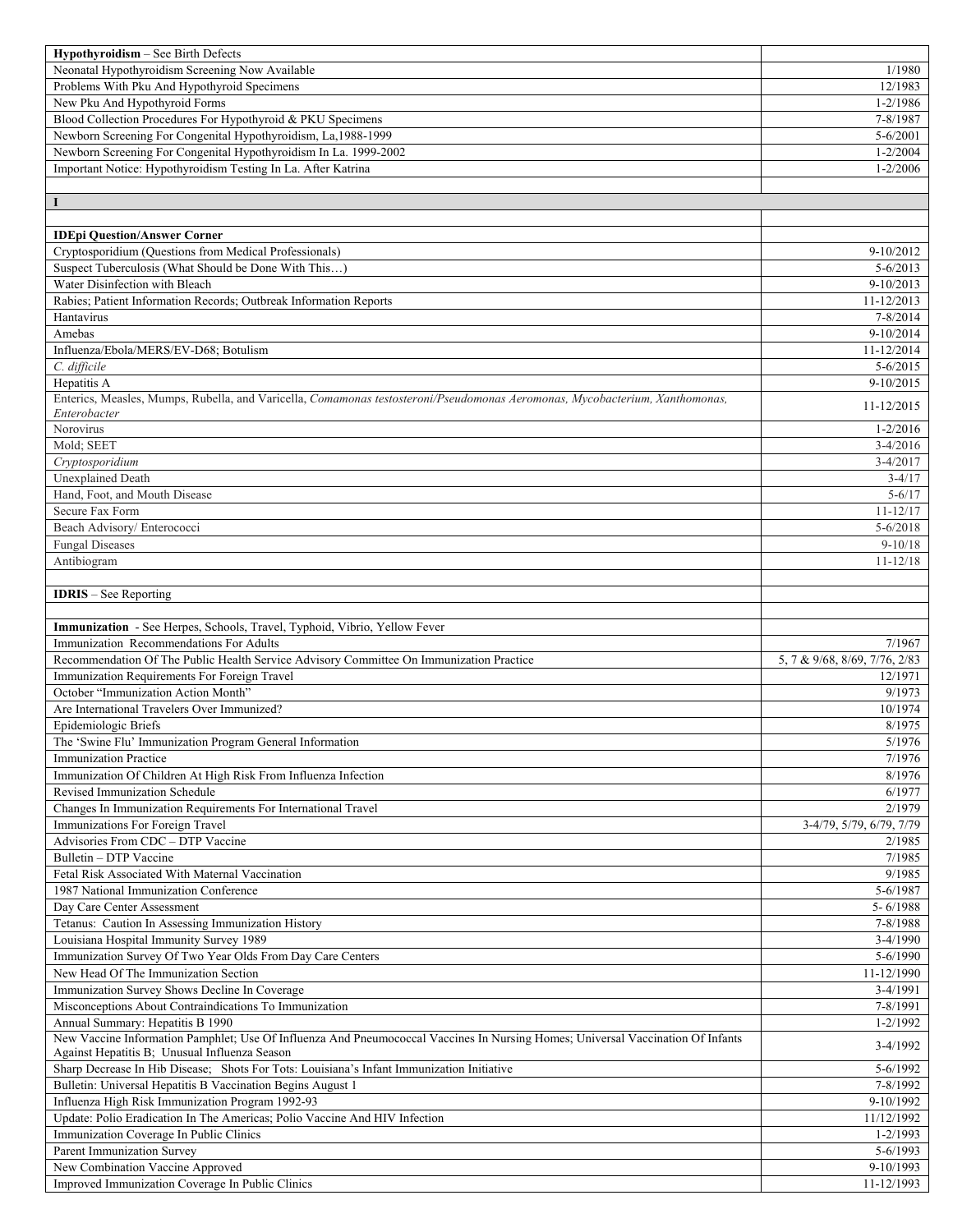| | |
|---|---|
| **Hypothyroidism** – See Birth Defects | |
| Neonatal Hypothyroidism Screening Now Available | 1/1980 |
| Problems With Pku And Hypothyroid Specimens | 12/1983 |
| New Pku And Hypothyroid Forms | 1-2/1986 |
| Blood Collection Procedures For Hypothyroid & PKU Specimens | 7-8/1987 |
| Newborn Screening For Congenital Hypothyroidism, La,1988-1999 | 5-6/2001 |
| Newborn Screening For Congenital Hypothyroidism In La. 1999-2002 | 1-2/2004 |
| Important Notice: Hypothyroidism Testing In La. After Katrina | 1-2/2006 |
| | |
| **I** | |
| | |
| **IDEpi Question/Answer Corner** | |
| Cryptosporidium (Questions from Medical Professionals) | 9-10/2012 |
| Suspect Tuberculosis (What Should be Done With This…) | 5-6/2013 |
| Water Disinfection with Bleach | 9-10/2013 |
| Rabies; Patient Information Records; Outbreak Information Reports | 11-12/2013 |
| Hantavirus | 7-8/2014 |
| Amebas | 9-10/2014 |
| Influenza/Ebola/MERS/EV-D68; Botulism | 11-12/2014 |
| *C. difficile* | 5-6/2015 |
| Hepatitis A | 9-10/2015 |
| Enterics, Measles, Mumps, Rubella, and Varicella, *Comamonas testosteroni/Pseudomonas Aeromonas, Mycobacterium, Xanthomonas, Enterobacter* | 11-12/2015 |
| Norovirus | 1-2/2016 |
| Mold; SEET | 3-4/2016 |
| *Cryptosporidium* | 3-4/2017 |
| Unexplained Death | 3-4/17 |
| Hand, Foot, and Mouth Disease | 5-6/17 |
| Secure Fax Form | 11-12/17 |
| Beach Advisory/ Enterococci | 5-6/2018 |
| Fungal Diseases | 9-10/18 |
| Antibiogram | 11-12/18 |
| | |
| **IDRIS** – See Reporting | |
| | |
| **Immunization** - See Herpes, Schools, Travel, Typhoid, Vibrio, Yellow Fever | |
| Immunization Recommendations For Adults | 7/1967 |
| Recommendation Of The Public Health Service Advisory Committee On Immunization Practice | 5, 7 & 9/68, 8/69, 7/76, 2/83 |
| Immunization Requirements For Foreign Travel | 12/1971 |
| October "Immunization Action Month" | 9/1973 |
| Are International Travelers Over Immunized? | 10/1974 |
| Epidemiologic Briefs | 8/1975 |
| The 'Swine Flu' Immunization Program General Information | 5/1976 |
| Immunization Practice | 7/1976 |
| Immunization Of Children At High Risk From Influenza Infection | 8/1976 |
| Revised Immunization Schedule | 6/1977 |
| Changes In Immunization Requirements For International Travel | 2/1979 |
| Immunizations For Foreign Travel | 3-4/79, 5/79, 6/79, 7/79 |
| Advisories From CDC – DTP Vaccine | 2/1985 |
| Bulletin – DTP Vaccine | 7/1985 |
| Fetal Risk Associated With Maternal Vaccination | 9/1985 |
| 1987 National Immunization Conference | 5-6/1987 |
| Day Care Center Assessment | 5- 6/1988 |
| Tetanus: Caution In Assessing Immunization History | 7-8/1988 |
| Louisiana Hospital Immunity Survey 1989 | 3-4/1990 |
| Immunization Survey Of Two Year Olds From Day Care Centers | 5-6/1990 |
| New Head Of The Immunization Section | 11-12/1990 |
| Immunization Survey Shows Decline In Coverage | 3-4/1991 |
| Misconceptions About Contraindications To Immunization | 7-8/1991 |
| Annual Summary: Hepatitis B 1990 | 1-2/1992 |
| New Vaccine Information Pamphlet; Use Of Influenza And Pneumococcal Vaccines In Nursing Homes; Universal Vaccination Of Infants Against Hepatitis B; Unusual Influenza Season | 3-4/1992 |
| Sharp Decrease In Hib Disease; Shots For Tots: Louisiana's Infant Immunization Initiative | 5-6/1992 |
| Bulletin: Universal Hepatitis B Vaccination Begins August 1 | 7-8/1992 |
| Influenza High Risk Immunization Program 1992-93 | 9-10/1992 |
| Update: Polio Eradication In The Americas; Polio Vaccine And HIV Infection | 11/12/1992 |
| Immunization Coverage In Public Clinics | 1-2/1993 |
| Parent Immunization Survey | 5-6/1993 |
| New Combination Vaccine Approved | 9-10/1993 |
| Improved Immunization Coverage In Public Clinics | 11-12/1993 |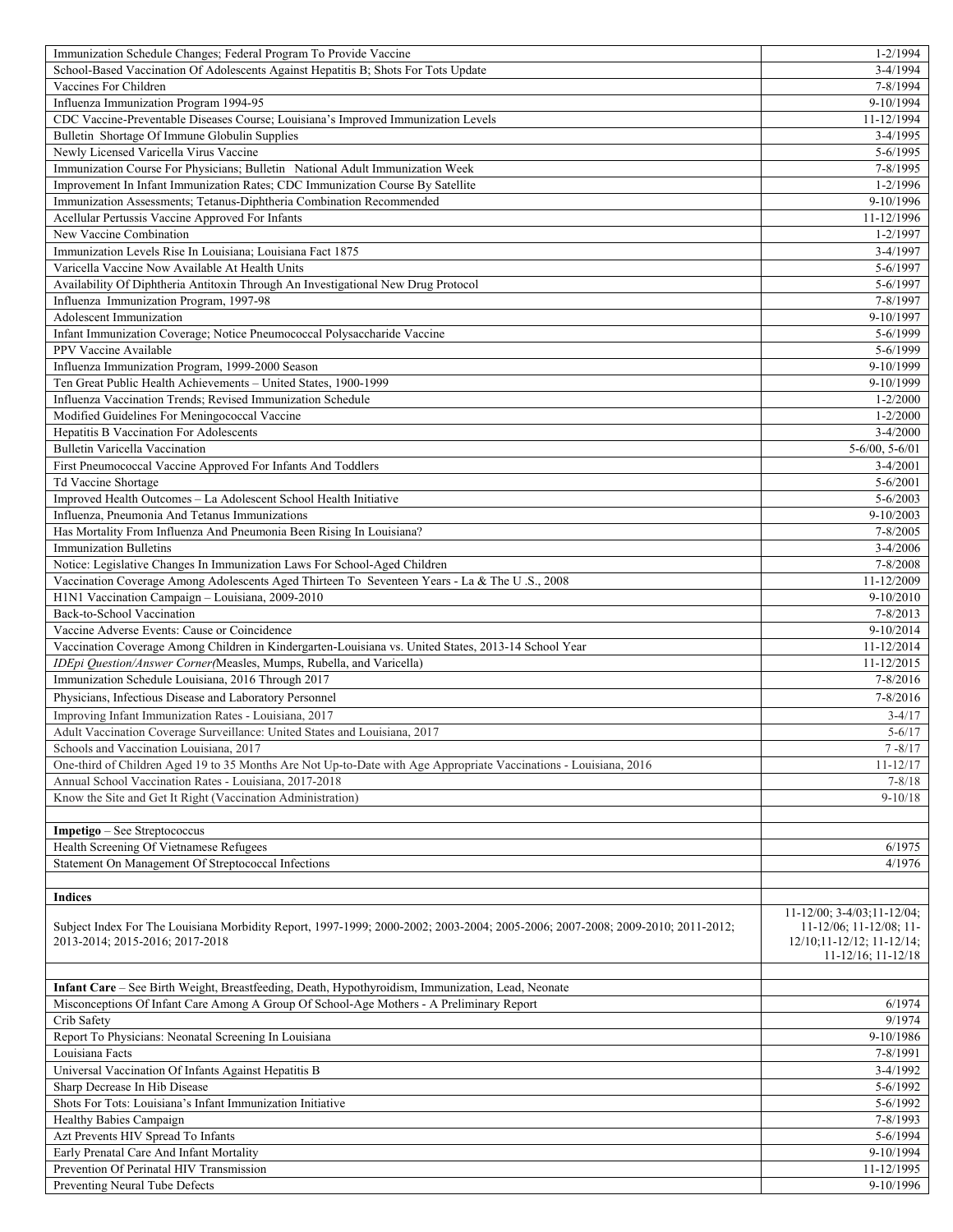| | |
|---|---|
| Immunization Schedule Changes; Federal Program To Provide Vaccine | 1-2/1994 |
| School-Based Vaccination Of Adolescents Against Hepatitis B; Shots For Tots Update | 3-4/1994 |
| Vaccines For Children | 7-8/1994 |
| Influenza Immunization Program 1994-95 | 9-10/1994 |
| CDC Vaccine-Preventable Diseases Course; Louisiana's Improved Immunization Levels | 11-12/1994 |
| Bulletin Shortage Of Immune Globulin Supplies | 3-4/1995 |
| Newly Licensed Varicella Virus Vaccine | 5-6/1995 |
| Immunization Course For Physicians; Bulletin National Adult Immunization Week | 7-8/1995 |
| Improvement In Infant Immunization Rates; CDC Immunization Course By Satellite | 1-2/1996 |
| Immunization Assessments; Tetanus-Diphtheria Combination Recommended | 9-10/1996 |
| Acellular Pertussis Vaccine Approved For Infants | 11-12/1996 |
| New Vaccine Combination | 1-2/1997 |
| Immunization Levels Rise In Louisiana; Louisiana Fact 1875 | 3-4/1997 |
| Varicella Vaccine Now Available At Health Units | 5-6/1997 |
| Availability Of Diphtheria Antitoxin Through An Investigational New Drug Protocol | 5-6/1997 |
| Influenza Immunization Program, 1997-98 | 7-8/1997 |
| Adolescent Immunization | 9-10/1997 |
| Infant Immunization Coverage; Notice Pneumococcal Polysaccharide Vaccine | 5-6/1999 |
| PPV Vaccine Available | 5-6/1999 |
| Influenza Immunization Program, 1999-2000 Season | 9-10/1999 |
| Ten Great Public Health Achievements – United States, 1900-1999 | 9-10/1999 |
| Influenza Vaccination Trends; Revised Immunization Schedule | 1-2/2000 |
| Modified Guidelines For Meningococcal Vaccine | 1-2/2000 |
| Hepatitis B Vaccination For Adolescents | 3-4/2000 |
| Bulletin Varicella Vaccination | 5-6/00, 5-6/01 |
| First Pneumococcal Vaccine Approved For Infants And Toddlers | 3-4/2001 |
| Td Vaccine Shortage | 5-6/2001 |
| Improved Health Outcomes – La Adolescent School Health Initiative | 5-6/2003 |
| Influenza, Pneumonia And Tetanus Immunizations | 9-10/2003 |
| Has Mortality From Influenza And Pneumonia Been Rising In Louisiana? | 7-8/2005 |
| Immunization Bulletins | 3-4/2006 |
| Notice: Legislative Changes In Immunization Laws For School-Aged Children | 7-8/2008 |
| Vaccination Coverage Among Adolescents Aged Thirteen To Seventeen Years - La & The U .S., 2008 | 11-12/2009 |
| H1N1 Vaccination Campaign – Louisiana, 2009-2010 | 9-10/2010 |
| Back-to-School Vaccination | 7-8/2013 |
| Vaccine Adverse Events: Cause or Coincidence | 9-10/2014 |
| Vaccination Coverage Among Children in Kindergarten-Louisiana vs. United States, 2013-14 School Year | 11-12/2014 |
| *IDEpi Question/Answer Corner*(Measles, Mumps, Rubella, and Varicella) | 11-12/2015 |
| Immunization Schedule Louisiana, 2016 Through 2017 | 7-8/2016 |
| Physicians, Infectious Disease and Laboratory Personnel | 7-8/2016 |
| Improving Infant Immunization Rates - Louisiana, 2017 | 3-4/17 |
| Adult Vaccination Coverage Surveillance: United States and Louisiana, 2017 | 5-6/17 |
| Schools and Vaccination Louisiana, 2017 | 7 -8/17 |
| One-third of Children Aged 19 to 35 Months Are Not Up-to-Date with Age Appropriate Vaccinations - Louisiana, 2016 | 11-12/17 |
| Annual School Vaccination Rates - Louisiana, 2017-2018 | 7-8/18 |
| Know the Site and Get It Right (Vaccination Administration) | 9-10/18 |
| | |
| **Impetigo** – See Streptococcus | |
| Health Screening Of Vietnamese Refugees | 6/1975 |
| Statement On Management Of Streptococcal Infections | 4/1976 |
| | |
| **Indices** | |
| Subject Index For The Louisiana Morbidity Report, 1997-1999; 2000-2002; 2003-2004; 2005-2006; 2007-2008; 2009-2010; 2011-2012; 2013-2014; 2015-2016; 2017-2018 | 11-12/00; 3-4/03;11-12/04; 11-12/06; 11-12/08; 11-12/10;11-12/12; 11-12/14; 11-12/16; 11-12/18 |
| | |
| **Infant Care** – See Birth Weight, Breastfeeding, Death, Hypothyroidism, Immunization, Lead, Neonate | |
| Misconceptions Of Infant Care Among A Group Of School-Age Mothers - A Preliminary Report | 6/1974 |
| Crib Safety | 9/1974 |
| Report To Physicians: Neonatal Screening In Louisiana | 9-10/1986 |
| Louisiana Facts | 7-8/1991 |
| Universal Vaccination Of Infants Against Hepatitis B | 3-4/1992 |
| Sharp Decrease In Hib Disease | 5-6/1992 |
| Shots For Tots: Louisiana's Infant Immunization Initiative | 5-6/1992 |
| Healthy Babies Campaign | 7-8/1993 |
| Azt Prevents HIV Spread To Infants | 5-6/1994 |
| Early Prenatal Care And Infant Mortality | 9-10/1994 |
| Prevention Of Perinatal HIV Transmission | 11-12/1995 |
| Preventing Neural Tube Defects | 9-10/1996 |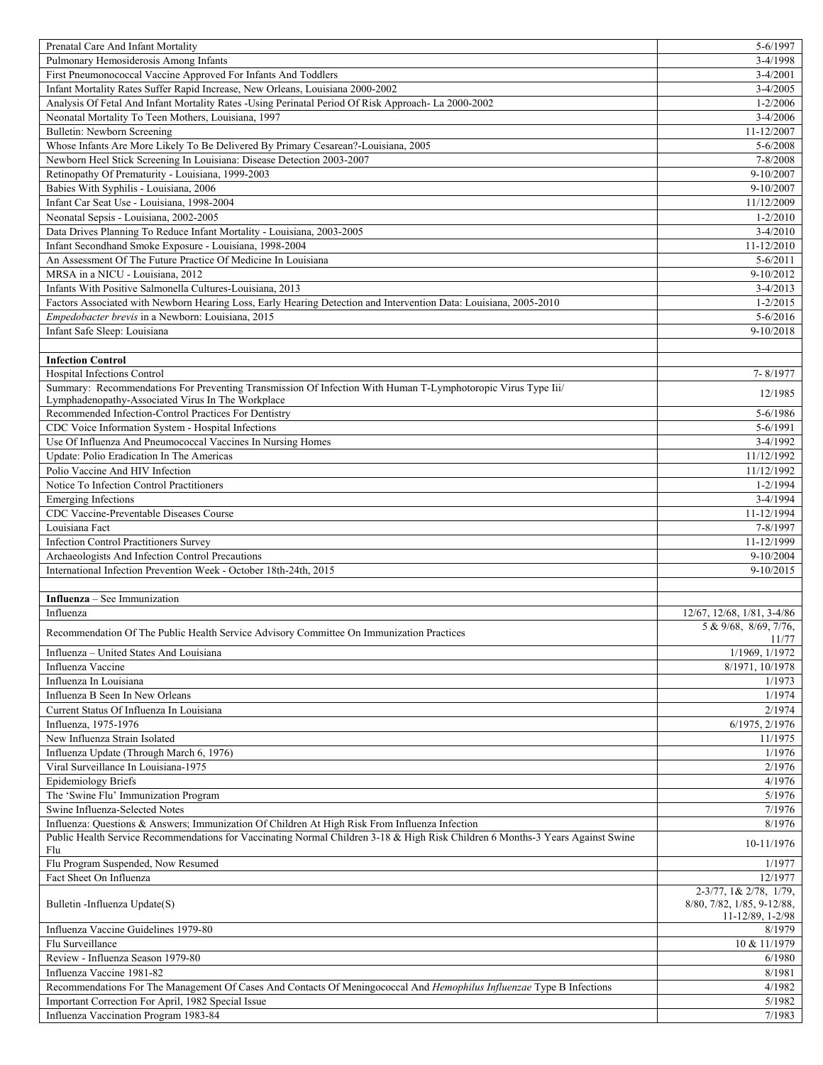| | |
|---|---|
| Prenatal Care And Infant Mortality | 5-6/1997 |
| Pulmonary Hemosiderosis Among Infants | 3-4/1998 |
| First Pneumonococcal Vaccine Approved For Infants And Toddlers | 3-4/2001 |
| Infant Mortality Rates Suffer Rapid Increase, New Orleans, Louisiana 2000-2002 | 3-4/2005 |
| Analysis Of Fetal And Infant Mortality Rates -Using Perinatal Period Of Risk Approach- La 2000-2002 | 1-2/2006 |
| Neonatal Mortality To Teen Mothers, Louisiana, 1997 | 3-4/2006 |
| Bulletin: Newborn Screening | 11-12/2007 |
| Whose Infants Are More Likely To Be Delivered By Primary Cesarean?-Louisiana, 2005 | 5-6/2008 |
| Newborn Heel Stick Screening In Louisiana: Disease Detection 2003-2007 | 7-8/2008 |
| Retinopathy Of Prematurity - Louisiana, 1999-2003 | 9-10/2007 |
| Babies With Syphilis - Louisiana, 2006 | 9-10/2007 |
| Infant Car Seat Use - Louisiana, 1998-2004 | 11/12/2009 |
| Neonatal Sepsis - Louisiana, 2002-2005 | 1-2/2010 |
| Data Drives Planning To Reduce Infant Mortality - Louisiana, 2003-2005 | 3-4/2010 |
| Infant Secondhand Smoke Exposure - Louisiana, 1998-2004 | 11-12/2010 |
| An Assessment Of The Future Practice Of Medicine In Louisiana | 5-6/2011 |
| MRSA in a NICU - Louisiana, 2012 | 9-10/2012 |
| Infants With Positive Salmonella Cultures-Louisiana, 2013 | 3-4/2013 |
| Factors Associated with Newborn Hearing Loss, Early Hearing Detection and Intervention Data: Louisiana, 2005-2010 | 1-2/2015 |
| *Empedobacter brevis* in a Newborn: Louisiana, 2015 | 5-6/2016 |
| Infant Safe Sleep: Louisiana | 9-10/2018 |
| | |
| **Infection Control** | |
| Hospital Infections Control | 7- 8/1977 |
| Summary: Recommendations For Preventing Transmission Of Infection With Human T-Lymphotoropic Virus Type Iii/ Lymphadenopathy-Associated Virus In The Workplace | 12/1985 |
| Recommended Infection-Control Practices For Dentistry | 5-6/1986 |
| CDC Voice Information System - Hospital Infections | 5-6/1991 |
| Use Of Influenza And Pneumococcal Vaccines In Nursing Homes | 3-4/1992 |
| Update: Polio Eradication In The Americas | 11/12/1992 |
| Polio Vaccine And HIV Infection | 11/12/1992 |
| Notice To Infection Control Practitioners | 1-2/1994 |
| Emerging Infections | 3-4/1994 |
| CDC Vaccine-Preventable Diseases Course | 11-12/1994 |
| Louisiana Fact | 7-8/1997 |
| Infection Control Practitioners Survey | 11-12/1999 |
| Archaeologists And Infection Control Precautions | 9-10/2004 |
| International Infection Prevention Week - October 18th-24th, 2015 | 9-10/2015 |
| | |
| **Influenza** – See Immunization | |
| Influenza | 12/67, 12/68, 1/81, 3-4/86 |
| Recommendation Of The Public Health Service Advisory Committee On Immunization Practices | 5 & 9/68, 8/69, 7/76, 11/77 |
| Influenza – United States And Louisiana | 1/1969, 1/1972 |
| Influenza Vaccine | 8/1971, 10/1978 |
| Influenza In Louisiana | 1/1973 |
| Influenza B Seen In New Orleans | 1/1974 |
| Current Status Of Influenza In Louisiana | 2/1974 |
| Influenza, 1975-1976 | 6/1975, 2/1976 |
| New Influenza Strain Isolated | 11/1975 |
| Influenza Update (Through March 6, 1976) | 1/1976 |
| Viral Surveillance In Louisiana-1975 | 2/1976 |
| Epidemiology Briefs | 4/1976 |
| The 'Swine Flu' Immunization Program | 5/1976 |
| Swine Influenza-Selected Notes | 7/1976 |
| Influenza: Questions & Answers; Immunization Of Children At High Risk From Influenza Infection | 8/1976 |
| Public Health Service Recommendations for Vaccinating Normal Children 3-18 & High Risk Children 6 Months-3 Years Against Swine Flu | 10-11/1976 |
| Flu Program Suspended, Now Resumed | 1/1977 |
| Fact Sheet On Influenza | 12/1977 |
| Bulletin -Influenza Update(S) | 2-3/77, 1& 2/78, 1/79, 8/80, 7/82, 1/85, 9-12/88, 11-12/89, 1-2/98 |
| Influenza Vaccine Guidelines 1979-80 | 8/1979 |
| Flu Surveillance | 10 & 11/1979 |
| Review - Influenza Season 1979-80 | 6/1980 |
| Influenza Vaccine 1981-82 | 8/1981 |
| Recommendations For The Management Of Cases And Contacts Of Meningococcal And *Hemophilus Influenzae* Type B Infections | 4/1982 |
| Important Correction For April, 1982 Special Issue | 5/1982 |
| Influenza Vaccination Program 1983-84 | 7/1983 |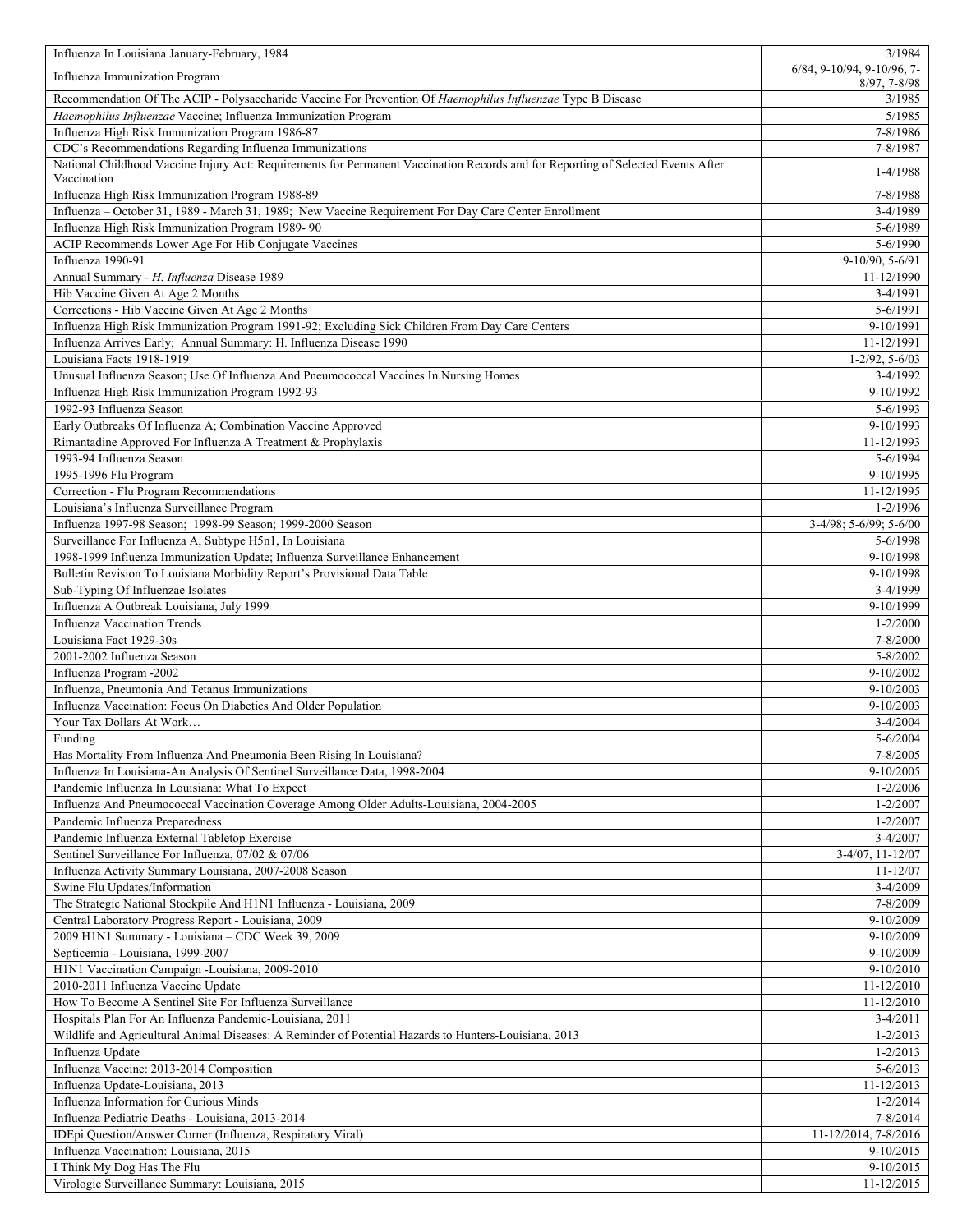| Influenza In Louisiana January-February, 1984 | 3/1984 |
|---|---|
| Influenza Immunization Program | 6/84, 9-10/94, 9-10/96, 7-8/97, 7-8/98 |
| Recommendation Of The ACIP - Polysaccharide Vaccine For Prevention Of *Haemophilus Influenzae* Type B Disease | 3/1985 |
| *Haemophilus Influenzae* Vaccine; Influenza Immunization Program | 5/1985 |
| Influenza High Risk Immunization Program 1986-87 | 7-8/1986 |
| CDC's Recommendations Regarding Influenza Immunizations | 7-8/1987 |
| National Childhood Vaccine Injury Act: Requirements for Permanent Vaccination Records and for Reporting of Selected Events After Vaccination | 1-4/1988 |
| Influenza High Risk Immunization Program 1988-89 | 7-8/1988 |
| Influenza – October 31, 1989 - March 31, 1989; New Vaccine Requirement For Day Care Center Enrollment | 3-4/1989 |
| Influenza High Risk Immunization Program 1989- 90 | 5-6/1989 |
| ACIP Recommends Lower Age For Hib Conjugate Vaccines | 5-6/1990 |
| Influenza 1990-91 | 9-10/90, 5-6/91 |
| Annual Summary - *H. Influenza* Disease 1989 | 11-12/1990 |
| Hib Vaccine Given At Age 2 Months | 3-4/1991 |
| Corrections - Hib Vaccine Given At Age 2 Months | 5-6/1991 |
| Influenza High Risk Immunization Program 1991-92; Excluding Sick Children From Day Care Centers | 9-10/1991 |
| Influenza Arrives Early; Annual Summary: H. Influenza Disease 1990 | 11-12/1991 |
| Louisiana Facts 1918-1919 | 1-2/92, 5-6/03 |
| Unusual Influenza Season; Use Of Influenza And Pneumococcal Vaccines In Nursing Homes | 3-4/1992 |
| Influenza High Risk Immunization Program 1992-93 | 9-10/1992 |
| 1992-93 Influenza Season | 5-6/1993 |
| Early Outbreaks Of Influenza A; Combination Vaccine Approved | 9-10/1993 |
| Rimantadine Approved For Influenza A Treatment & Prophylaxis | 11-12/1993 |
| 1993-94 Influenza Season | 5-6/1994 |
| 1995-1996 Flu Program | 9-10/1995 |
| Correction - Flu Program Recommendations | 11-12/1995 |
| Louisiana's Influenza Surveillance Program | 1-2/1996 |
| Influenza 1997-98 Season; 1998-99 Season; 1999-2000 Season | 3-4/98; 5-6/99; 5-6/00 |
| Surveillance For Influenza A, Subtype H5n1, In Louisiana | 5-6/1998 |
| 1998-1999 Influenza Immunization Update; Influenza Surveillance Enhancement | 9-10/1998 |
| Bulletin Revision To Louisiana Morbidity Report's Provisional Data Table | 9-10/1998 |
| Sub-Typing Of Influenzae Isolates | 3-4/1999 |
| Influenza A Outbreak Louisiana, July 1999 | 9-10/1999 |
| Influenza Vaccination Trends | 1-2/2000 |
| Louisiana Fact 1929-30s | 7-8/2000 |
| 2001-2002 Influenza Season | 5-8/2002 |
| Influenza Program -2002 | 9-10/2002 |
| Influenza, Pneumonia And Tetanus Immunizations | 9-10/2003 |
| Influenza Vaccination: Focus On Diabetics And Older Population | 9-10/2003 |
| Your Tax Dollars At Work… | 3-4/2004 |
| Funding | 5-6/2004 |
| Has Mortality From Influenza And Pneumonia Been Rising In Louisiana? | 7-8/2005 |
| Influenza In Louisiana-An Analysis Of Sentinel Surveillance Data, 1998-2004 | 9-10/2005 |
| Pandemic Influenza In Louisiana: What To Expect | 1-2/2006 |
| Influenza And Pneumococcal Vaccination Coverage Among Older Adults-Louisiana, 2004-2005 | 1-2/2007 |
| Pandemic Influenza Preparedness | 1-2/2007 |
| Pandemic Influenza External Tabletop Exercise | 3-4/2007 |
| Sentinel Surveillance For Influenza, 07/02 & 07/06 | 3-4/07, 11-12/07 |
| Influenza Activity Summary Louisiana, 2007-2008 Season | 11-12/07 |
| Swine Flu Updates/Information | 3-4/2009 |
| The Strategic National Stockpile And H1N1 Influenza - Louisiana, 2009 | 7-8/2009 |
| Central Laboratory Progress Report - Louisiana, 2009 | 9-10/2009 |
| 2009 H1N1 Summary - Louisiana – CDC Week 39, 2009 | 9-10/2009 |
| Septicemia - Louisiana, 1999-2007 | 9-10/2009 |
| H1N1 Vaccination Campaign -Louisiana, 2009-2010 | 9-10/2010 |
| 2010-2011 Influenza Vaccine Update | 11-12/2010 |
| How To Become A Sentinel Site For Influenza Surveillance | 11-12/2010 |
| Hospitals Plan For An Influenza Pandemic-Louisiana, 2011 | 3-4/2011 |
| Wildlife and Agricultural Animal Diseases: A Reminder of Potential Hazards to Hunters-Louisiana, 2013 | 1-2/2013 |
| Influenza Update | 1-2/2013 |
| Influenza Vaccine: 2013-2014 Composition | 5-6/2013 |
| Influenza Update-Louisiana, 2013 | 11-12/2013 |
| Influenza Information for Curious Minds | 1-2/2014 |
| Influenza Pediatric Deaths - Louisiana, 2013-2014 | 7-8/2014 |
| IDEpi Question/Answer Corner (Influenza, Respiratory Viral) | 11-12/2014, 7-8/2016 |
| Influenza Vaccination: Louisiana, 2015 | 9-10/2015 |
| I Think My Dog Has The Flu | 9-10/2015 |
| Virologic Surveillance Summary: Louisiana, 2015 | 11-12/2015 |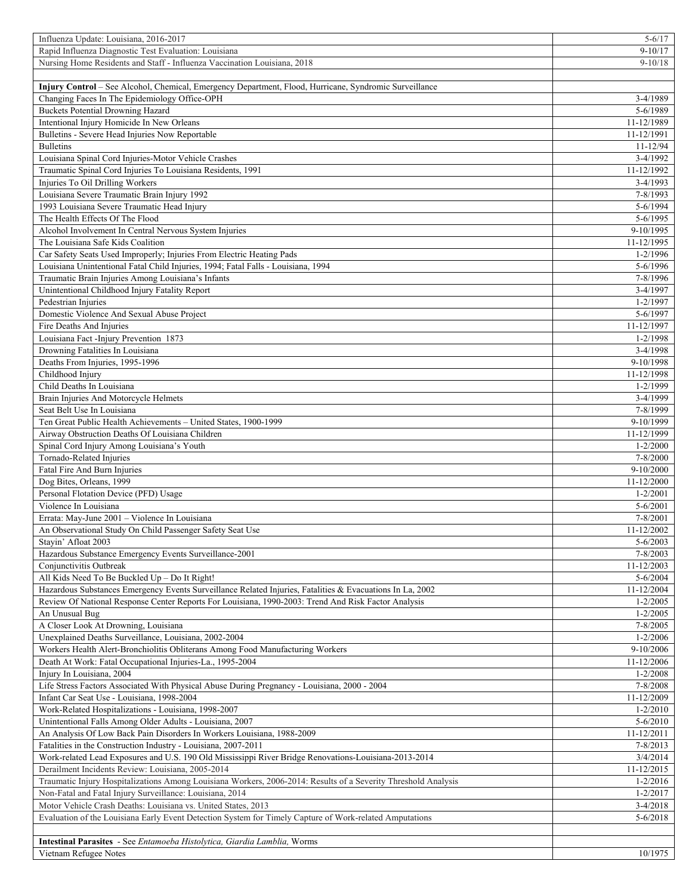| | |
|---|---|
| Influenza Update: Louisiana, 2016-2017 | 5-6/17 |
| Rapid Influenza Diagnostic Test Evaluation: Louisiana | 9-10/17 |
| Nursing Home Residents and Staff - Influenza Vaccination Louisiana, 2018 | 9-10/18 |
| | |
| **Injury Control** – See Alcohol, Chemical, Emergency Department, Flood, Hurricane, Syndromic Surveillance | |
| Changing Faces In The Epidemiology Office-OPH | 3-4/1989 |
| Buckets Potential Drowning Hazard | 5-6/1989 |
| Intentional Injury Homicide In New Orleans | 11-12/1989 |
| Bulletins - Severe Head Injuries Now Reportable | 11-12/1991 |
| Bulletins | 11-12/94 |
| Louisiana Spinal Cord Injuries-Motor Vehicle Crashes | 3-4/1992 |
| Traumatic Spinal Cord Injuries To Louisiana Residents, 1991 | 11-12/1992 |
| Injuries To Oil Drilling Workers | 3-4/1993 |
| Louisiana Severe Traumatic Brain Injury 1992 | 7-8/1993 |
| 1993 Louisiana Severe Traumatic Head Injury | 5-6/1994 |
| The Health Effects Of The Flood | 5-6/1995 |
| Alcohol Involvement In Central Nervous System Injuries | 9-10/1995 |
| The Louisiana Safe Kids Coalition | 11-12/1995 |
| Car Safety Seats Used Improperly; Injuries From Electric Heating Pads | 1-2/1996 |
| Louisiana Unintentional Fatal Child Injuries, 1994; Fatal Falls - Louisiana, 1994 | 5-6/1996 |
| Traumatic Brain Injuries Among Louisiana's Infants | 7-8/1996 |
| Unintentional Childhood Injury Fatality Report | 3-4/1997 |
| Pedestrian Injuries | 1-2/1997 |
| Domestic Violence And Sexual Abuse Project | 5-6/1997 |
| Fire Deaths And Injuries | 11-12/1997 |
| Louisiana Fact -Injury Prevention 1873 | 1-2/1998 |
| Drowning Fatalities In Louisiana | 3-4/1998 |
| Deaths From Injuries, 1995-1996 | 9-10/1998 |
| Childhood Injury | 11-12/1998 |
| Child Deaths In Louisiana | 1-2/1999 |
| Brain Injuries And Motorcycle Helmets | 3-4/1999 |
| Seat Belt Use In Louisiana | 7-8/1999 |
| Ten Great Public Health Achievements – United States, 1900-1999 | 9-10/1999 |
| Airway Obstruction Deaths Of Louisiana Children | 11-12/1999 |
| Spinal Cord Injury Among Louisiana's Youth | 1-2/2000 |
| Tornado-Related Injuries | 7-8/2000 |
| Fatal Fire And Burn Injuries | 9-10/2000 |
| Dog Bites, Orleans, 1999 | 11-12/2000 |
| Personal Flotation Device (PFD) Usage | 1-2/2001 |
| Violence In Louisiana | 5-6/2001 |
| Errata: May-June 2001 – Violence In Louisiana | 7-8/2001 |
| An Observational Study On Child Passenger Safety Seat Use | 11-12/2002 |
| Stayin' Afloat 2003 | 5-6/2003 |
| Hazardous Substance Emergency Events Surveillance-2001 | 7-8/2003 |
| Conjunctivitis Outbreak | 11-12/2003 |
| All Kids Need To Be Buckled Up – Do It Right! | 5-6/2004 |
| Hazardous Substances Emergency Events Surveillance Related Injuries, Fatalities & Evacuations In La, 2002 | 11-12/2004 |
| Review Of National Response Center Reports For Louisiana, 1990-2003: Trend And Risk Factor Analysis | 1-2/2005 |
| An Unusual Bug | 1-2/2005 |
| A Closer Look At Drowning, Louisiana | 7-8/2005 |
| Unexplained Deaths Surveillance, Louisiana, 2002-2004 | 1-2/2006 |
| Workers Health Alert-Bronchiolitis Obliterans Among Food Manufacturing Workers | 9-10/2006 |
| Death At Work: Fatal Occupational Injuries-La., 1995-2004 | 11-12/2006 |
| Injury In Louisiana, 2004 | 1-2/2008 |
| Life Stress Factors Associated With Physical Abuse During Pregnancy - Louisiana, 2000 - 2004 | 7-8/2008 |
| Infant Car Seat Use - Louisiana, 1998-2004 | 11-12/2009 |
| Work-Related Hospitalizations - Louisiana, 1998-2007 | 1-2/2010 |
| Unintentional Falls Among Older Adults - Louisiana, 2007 | 5-6/2010 |
| An Analysis Of Low Back Pain Disorders In Workers Louisiana, 1988-2009 | 11-12/2011 |
| Fatalities in the Construction Industry - Louisiana, 2007-2011 | 7-8/2013 |
| Work-related Lead Exposures and U.S. 190 Old Mississippi River Bridge Renovations-Louisiana-2013-2014 | 3/4/2014 |
| Derailment Incidents Review: Louisiana, 2005-2014 | 11-12/2015 |
| Traumatic Injury Hospitalizations Among Louisiana Workers, 2006-2014: Results of a Severity Threshold Analysis | 1-2/2016 |
| Non-Fatal and Fatal Injury Surveillance: Louisiana, 2014 | 1-2/2017 |
| Motor Vehicle Crash Deaths: Louisiana vs. United States, 2013 | 3-4/2018 |
| Evaluation of the Louisiana Early Event Detection System for Timely Capture of Work-related Amputations | 5-6/2018 |
| | |
| **Intestinal Parasites** - See *Entamoeba Histolytica, Giardia Lamblia,* Worms | |
| Vietnam Refugee Notes | 10/1975 |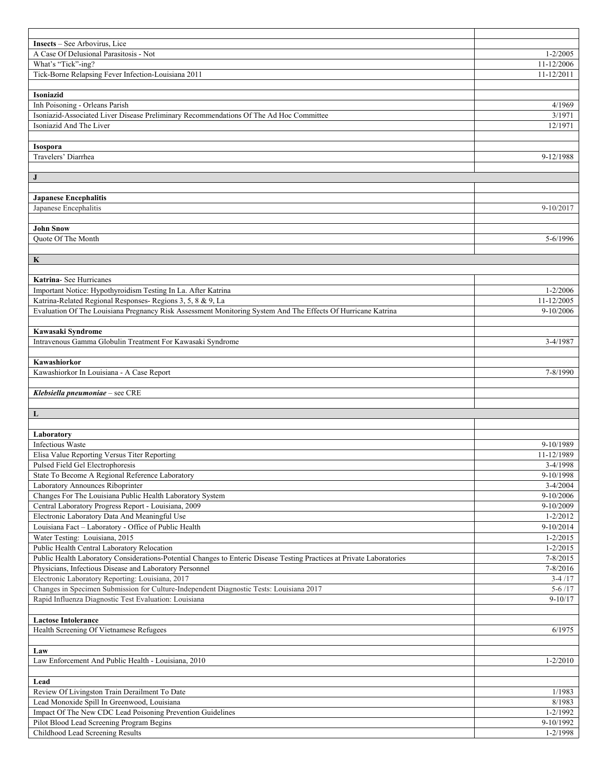| | |
|---|---|
| **Insects** – See Arbovirus, Lice | |
| A Case Of Delusional Parasitosis - Not | 1-2/2005 |
| What's "Tick"-ing? | 11-12/2006 |
| Tick-Borne Relapsing Fever Infection-Louisiana 2011 | 11-12/2011 |
| | |
| **Isoniazid** | |
| Inh Poisoning - Orleans Parish | 4/1969 |
| Isoniazid-Associated Liver Disease Preliminary Recommendations Of The Ad Hoc Committee | 3/1971 |
| Isoniazid And The Liver | 12/1971 |
| | |
| **Isospora** | |
| Travelers' Diarrhea | 9-12/1988 |
| | |
| **J** | |
| | |
| **Japanese Encephalitis** | |
| Japanese Encephalitis | 9-10/2017 |
| | |
| **John Snow** | |
| Quote Of The Month | 5-6/1996 |
| | |
| **K** | |
| | |
| **Katrina**- See Hurricanes | |
| Important Notice: Hypothyroidism Testing In La. After Katrina | 1-2/2006 |
| Katrina-Related Regional Responses- Regions 3, 5, 8 & 9, La | 11-12/2005 |
| Evaluation Of The Louisiana Pregnancy Risk Assessment Monitoring System And The Effects Of Hurricane Katrina | 9-10/2006 |
| | |
| **Kawasaki Syndrome** | |
| Intravenous Gamma Globulin Treatment For Kawasaki Syndrome | 3-4/1987 |
| | |
| **Kawashiorkor** | |
| Kawashiorkor In Louisiana - A Case Report | 7-8/1990 |
| | |
| ***Klebsiella pneumoniae*** – see CRE | |
| | |
| **L** | |
| | |
| **Laboratory** | |
| Infectious Waste | 9-10/1989 |
| Elisa Value Reporting Versus Titer Reporting | 11-12/1989 |
| Pulsed Field Gel Electrophoresis | 3-4/1998 |
| State To Become A Regional Reference Laboratory | 9-10/1998 |
| Laboratory Announces Riboprinter | 3-4/2004 |
| Changes For The Louisiana Public Health Laboratory System | 9-10/2006 |
| Central Laboratory Progress Report - Louisiana, 2009 | 9-10/2009 |
| Electronic Laboratory Data And Meaningful Use | 1-2/2012 |
| Louisiana Fact – Laboratory - Office of Public Health | 9-10/2014 |
| Water Testing: Louisiana, 2015 | 1-2/2015 |
| Public Health Central Laboratory Relocation | 1-2/2015 |
| Public Health Laboratory Considerations-Potential Changes to Enteric Disease Testing Practices at Private Laboratories | 7-8/2015 |
| Physicians, Infectious Disease and Laboratory Personnel | 7-8/2016 |
| Electronic Laboratory Reporting: Louisiana, 2017 | 3-4 /17 |
| Changes in Specimen Submission for Culture-Independent Diagnostic Tests: Louisiana 2017 | 5-6 /17 |
| Rapid Influenza Diagnostic Test Evaluation: Louisiana | 9-10/17 |
| | |
| **Lactose Intolerance** | |
| Health Screening Of Vietnamese Refugees | 6/1975 |
| | |
| **Law** | |
| Law Enforcement And Public Health - Louisiana, 2010 | 1-2/2010 |
| | |
| **Lead** | |
| Review Of Livingston Train Derailment To Date | 1/1983 |
| Lead Monoxide Spill In Greenwood, Louisiana | 8/1983 |
| Impact Of The New CDC Lead Poisoning Prevention Guidelines | 1-2/1992 |
| Pilot Blood Lead Screening Program Begins | 9-10/1992 |
| Childhood Lead Screening Results | 1-2/1998 |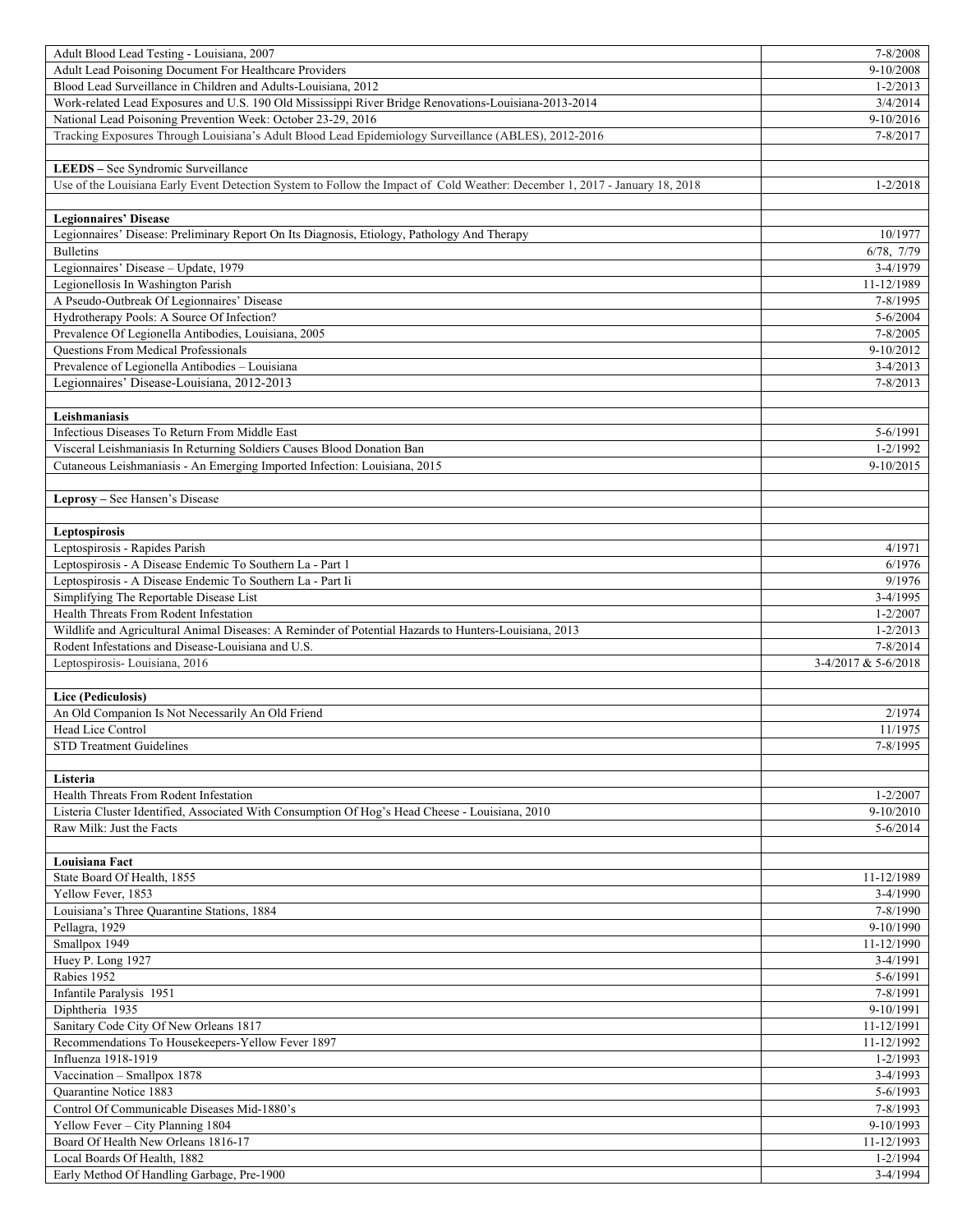| | |
|---|---|
| Adult Blood Lead Testing - Louisiana, 2007 | 7-8/2008 |
| Adult Lead Poisoning Document For Healthcare Providers | 9-10/2008 |
| Blood Lead Surveillance in Children and Adults-Louisiana, 2012 | 1-2/2013 |
| Work-related Lead Exposures and U.S. 190 Old Mississippi River Bridge Renovations-Louisiana-2013-2014 | 3/4/2014 |
| National Lead Poisoning Prevention Week: October 23-29, 2016 | 9-10/2016 |
| Tracking Exposures Through Louisiana's Adult Blood Lead Epidemiology Surveillance (ABLES), 2012-2016 | 7-8/2017 |
| | |
| **LEEDS** – See Syndromic Surveillance | |
| Use of the Louisiana Early Event Detection System to Follow the Impact of Cold Weather: December 1, 2017 - January 18, 2018 | 1-2/2018 |
| | |
| **Legionnaires' Disease** | |
| Legionnaires' Disease: Preliminary Report On Its Diagnosis, Etiology, Pathology And Therapy | 10/1977 |
| Bulletins | 6/78, 7/79 |
| Legionnaires' Disease – Update, 1979 | 3-4/1979 |
| Legionellosis In Washington Parish | 11-12/1989 |
| A Pseudo-Outbreak Of Legionnaires' Disease | 7-8/1995 |
| Hydrotherapy Pools: A Source Of Infection? | 5-6/2004 |
| Prevalence Of Legionella Antibodies, Louisiana, 2005 | 7-8/2005 |
| Questions From Medical Professionals | 9-10/2012 |
| Prevalence of Legionella Antibodies – Louisiana | 3-4/2013 |
| Legionnaires' Disease-Louisiana, 2012-2013 | 7-8/2013 |
| | |
| **Leishmaniasis** | |
| Infectious Diseases To Return From Middle East | 5-6/1991 |
| Visceral Leishmaniasis In Returning Soldiers Causes Blood Donation Ban | 1-2/1992 |
| Cutaneous Leishmaniasis - An Emerging Imported Infection: Louisiana, 2015 | 9-10/2015 |
| | |
| **Leprosy** – See Hansen's Disease | |
| | |
| **Leptospirosis** | |
| Leptospirosis - Rapides Parish | 4/1971 |
| Leptospirosis - A Disease Endemic To Southern La - Part 1 | 6/1976 |
| Leptospirosis - A Disease Endemic To Southern La - Part Ii | 9/1976 |
| Simplifying The Reportable Disease List | 3-4/1995 |
| Health Threats From Rodent Infestation | 1-2/2007 |
| Wildlife and Agricultural Animal Diseases: A Reminder of Potential Hazards to Hunters-Louisiana, 2013 | 1-2/2013 |
| Rodent Infestations and Disease-Louisiana and U.S. | 7-8/2014 |
| Leptospirosis- Louisiana, 2016 | 3-4/2017 & 5-6/2018 |
| | |
| **Lice (Pediculosis)** | |
| An Old Companion Is Not Necessarily An Old Friend | 2/1974 |
| Head Lice Control | 11/1975 |
| STD Treatment Guidelines | 7-8/1995 |
| | |
| **Listeria** | |
| Health Threats From Rodent Infestation | 1-2/2007 |
| Listeria Cluster Identified, Associated With Consumption Of Hog's Head Cheese - Louisiana, 2010 | 9-10/2010 |
| Raw Milk: Just the Facts | 5-6/2014 |
| | |
| **Louisiana Fact** | |
| State Board Of Health, 1855 | 11-12/1989 |
| Yellow Fever, 1853 | 3-4/1990 |
| Louisiana's Three Quarantine Stations, 1884 | 7-8/1990 |
| Pellagra, 1929 | 9-10/1990 |
| Smallpox 1949 | 11-12/1990 |
| Huey P. Long 1927 | 3-4/1991 |
| Rabies 1952 | 5-6/1991 |
| Infantile Paralysis 1951 | 7-8/1991 |
| Diphtheria 1935 | 9-10/1991 |
| Sanitary Code City Of New Orleans 1817 | 11-12/1991 |
| Recommendations To Housekeepers-Yellow Fever 1897 | 11-12/1992 |
| Influenza 1918-1919 | 1-2/1993 |
| Vaccination – Smallpox 1878 | 3-4/1993 |
| Quarantine Notice 1883 | 5-6/1993 |
| Control Of Communicable Diseases Mid-1880's | 7-8/1993 |
| Yellow Fever – City Planning 1804 | 9-10/1993 |
| Board Of Health New Orleans 1816-17 | 11-12/1993 |
| Local Boards Of Health, 1882 | 1-2/1994 |
| Early Method Of Handling Garbage, Pre-1900 | 3-4/1994 |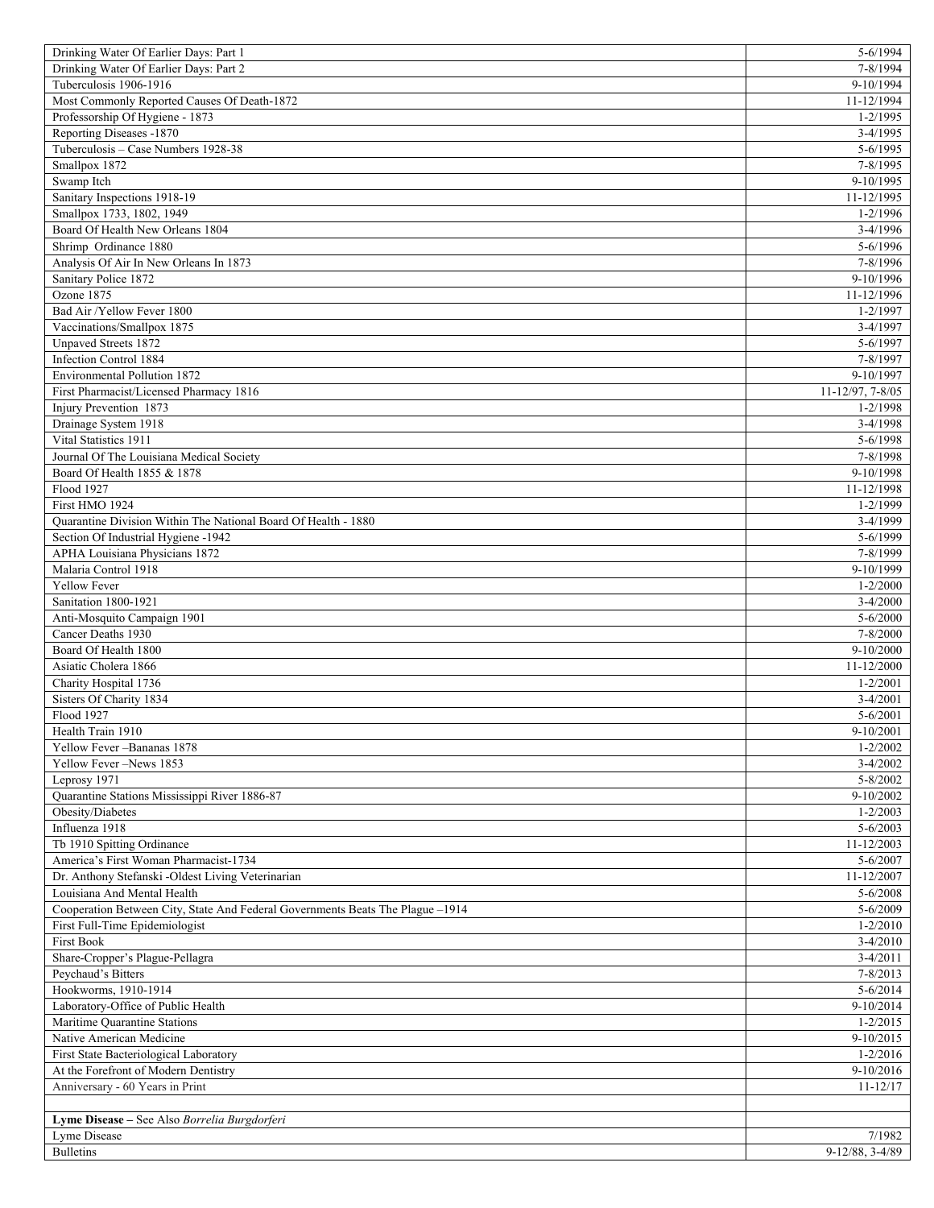| | |
|---|---|
| Drinking Water Of Earlier Days: Part 1 | 5-6/1994 |
| Drinking Water Of Earlier Days: Part 2 | 7-8/1994 |
| Tuberculosis 1906-1916 | 9-10/1994 |
| Most Commonly Reported Causes Of Death-1872 | 11-12/1994 |
| Professorship Of Hygiene - 1873 | 1-2/1995 |
| Reporting Diseases -1870 | 3-4/1995 |
| Tuberculosis – Case Numbers 1928-38 | 5-6/1995 |
| Smallpox 1872 | 7-8/1995 |
| Swamp Itch | 9-10/1995 |
| Sanitary Inspections 1918-19 | 11-12/1995 |
| Smallpox 1733, 1802, 1949 | 1-2/1996 |
| Board Of Health New Orleans 1804 | 3-4/1996 |
| Shrimp Ordinance 1880 | 5-6/1996 |
| Analysis Of Air In New Orleans In 1873 | 7-8/1996 |
| Sanitary Police 1872 | 9-10/1996 |
| Ozone 1875 | 11-12/1996 |
| Bad Air /Yellow Fever 1800 | 1-2/1997 |
| Vaccinations/Smallpox 1875 | 3-4/1997 |
| Unpaved Streets 1872 | 5-6/1997 |
| Infection Control 1884 | 7-8/1997 |
| Environmental Pollution 1872 | 9-10/1997 |
| First Pharmacist/Licensed Pharmacy 1816 | 11-12/97, 7-8/05 |
| Injury Prevention 1873 | 1-2/1998 |
| Drainage System 1918 | 3-4/1998 |
| Vital Statistics 1911 | 5-6/1998 |
| Journal Of The Louisiana Medical Society | 7-8/1998 |
| Board Of Health 1855 & 1878 | 9-10/1998 |
| Flood 1927 | 11-12/1998 |
| First HMO 1924 | 1-2/1999 |
| Quarantine Division Within The National Board Of Health - 1880 | 3-4/1999 |
| Section Of Industrial Hygiene -1942 | 5-6/1999 |
| APHA Louisiana Physicians 1872 | 7-8/1999 |
| Malaria Control 1918 | 9-10/1999 |
| Yellow Fever | 1-2/2000 |
| Sanitation 1800-1921 | 3-4/2000 |
| Anti-Mosquito Campaign 1901 | 5-6/2000 |
| Cancer Deaths 1930 | 7-8/2000 |
| Board Of Health 1800 | 9-10/2000 |
| Asiatic Cholera 1866 | 11-12/2000 |
| Charity Hospital 1736 | 1-2/2001 |
| Sisters Of Charity 1834 | 3-4/2001 |
| Flood 1927 | 5-6/2001 |
| Health Train 1910 | 9-10/2001 |
| Yellow Fever –Bananas 1878 | 1-2/2002 |
| Yellow Fever –News 1853 | 3-4/2002 |
| Leprosy 1971 | 5-8/2002 |
| Quarantine Stations Mississippi River 1886-87 | 9-10/2002 |
| Obesity/Diabetes | 1-2/2003 |
| Influenza 1918 | 5-6/2003 |
| Tb 1910 Spitting Ordinance | 11-12/2003 |
| America's First Woman Pharmacist-1734 | 5-6/2007 |
| Dr. Anthony Stefanski -Oldest Living Veterinarian | 11-12/2007 |
| Louisiana And Mental Health | 5-6/2008 |
| Cooperation Between City, State And Federal Governments Beats The Plague –1914 | 5-6/2009 |
| First Full-Time Epidemiologist | 1-2/2010 |
| First Book | 3-4/2010 |
| Share-Cropper's Plague-Pellagra | 3-4/2011 |
| Peychaud's Bitters | 7-8/2013 |
| Hookworms, 1910-1914 | 5-6/2014 |
| Laboratory-Office of Public Health | 9-10/2014 |
| Maritime Quarantine Stations | 1-2/2015 |
| Native American Medicine | 9-10/2015 |
| First State Bacteriological Laboratory | 1-2/2016 |
| At the Forefront of Modern Dentistry | 9-10/2016 |
| Anniversary - 60 Years in Print | 11-12/17 |
| | |
| **Lyme Disease** – See Also *Borrelia Burgdorferi* | |
| Lyme Disease | 7/1982 |
| Bulletins | 9-12/88, 3-4/89 |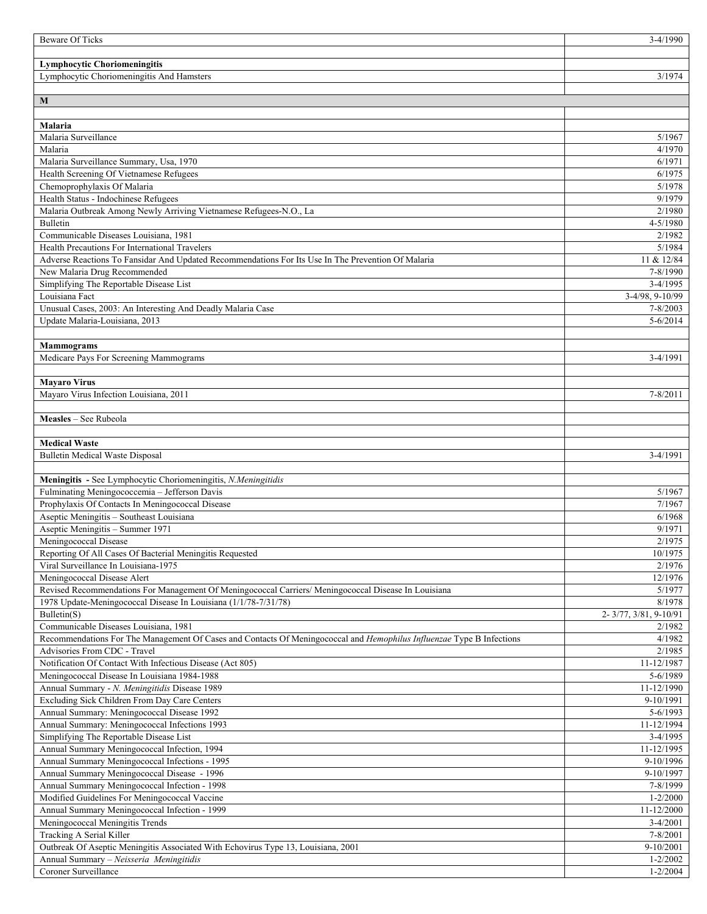| | |
|---|---|
| Beware Of Ticks | 3-4/1990 |
| | |
| **Lymphocytic Choriomeningitis** | |
| Lymphocytic Choriomeningitis And Hamsters | 3/1974 |
| | |
| **M** | |
| | |
| **Malaria** | |
| Malaria Surveillance | 5/1967 |
| Malaria | 4/1970 |
| Malaria Surveillance Summary, Usa, 1970 | 6/1971 |
| Health Screening Of Vietnamese Refugees | 6/1975 |
| Chemoprophylaxis Of Malaria | 5/1978 |
| Health Status - Indochinese Refugees | 9/1979 |
| Malaria Outbreak Among Newly Arriving Vietnamese Refugees-N.O., La | 2/1980 |
| Bulletin | 4-5/1980 |
| Communicable Diseases Louisiana, 1981 | 2/1982 |
| Health Precautions For International Travelers | 5/1984 |
| Adverse Reactions To Fansidar And Updated Recommendations For Its Use In The Prevention Of Malaria | 11 & 12/84 |
| New Malaria Drug Recommended | 7-8/1990 |
| Simplifying The Reportable Disease List | 3-4/1995 |
| Louisiana Fact | 3-4/98, 9-10/99 |
| Unusual Cases, 2003: An Interesting And Deadly Malaria Case | 7-8/2003 |
| Update Malaria-Louisiana, 2013 | 5-6/2014 |
| | |
| **Mammograms** | |
| Medicare Pays For Screening Mammograms | 3-4/1991 |
| | |
| **Mayaro Virus** | |
| Mayaro Virus Infection Louisiana, 2011 | 7-8/2011 |
| | |
| **Measles** – See Rubeola | |
| | |
| **Medical Waste** | |
| Bulletin Medical Waste Disposal | 3-4/1991 |
| | |
| **Meningitis** - See Lymphocytic Choriomeningitis, *N.Meningitidis* | |
| Fulminating Meningococcemia – Jefferson Davis | 5/1967 |
| Prophylaxis Of Contacts In Meningococcal Disease | 7/1967 |
| Aseptic Meningitis – Southeast Louisiana | 6/1968 |
| Aseptic Meningitis – Summer 1971 | 9/1971 |
| Meningococcal Disease | 2/1975 |
| Reporting Of All Cases Of Bacterial Meningitis Requested | 10/1975 |
| Viral Surveillance In Louisiana-1975 | 2/1976 |
| Meningococcal Disease Alert | 12/1976 |
| Revised Recommendations For Management Of Meningococcal Carriers/ Meningococcal Disease In Louisiana | 5/1977 |
| 1978 Update-Meningococcal Disease In Louisiana (1/1/78-7/31/78) | 8/1978 |
| Bulletin(S) | 2- 3/77, 3/81, 9-10/91 |
| Communicable Diseases Louisiana, 1981 | 2/1982 |
| Recommendations For The Management Of Cases and Contacts Of Meningococcal and *Hemophilus Influenzae* Type B Infections | 4/1982 |
| Advisories From CDC - Travel | 2/1985 |
| Notification Of Contact With Infectious Disease (Act 805) | 11-12/1987 |
| Meningococcal Disease In Louisiana 1984-1988 | 5-6/1989 |
| Annual Summary - *N. Meningitidis* Disease 1989 | 11-12/1990 |
| Excluding Sick Children From Day Care Centers | 9-10/1991 |
| Annual Summary: Meningococcal Disease 1992 | 5-6/1993 |
| Annual Summary: Meningococcal Infections 1993 | 11-12/1994 |
| Simplifying The Reportable Disease List | 3-4/1995 |
| Annual Summary Meningococcal Infection, 1994 | 11-12/1995 |
| Annual Summary Meningococcal Infections - 1995 | 9-10/1996 |
| Annual Summary Meningococcal Disease - 1996 | 9-10/1997 |
| Annual Summary Meningococcal Infection - 1998 | 7-8/1999 |
| Modified Guidelines For Meningococcal Vaccine | 1-2/2000 |
| Annual Summary Meningococcal Infection - 1999 | 11-12/2000 |
| Meningococcal Meningitis Trends | 3-4/2001 |
| Tracking A Serial Killer | 7-8/2001 |
| Outbreak Of Aseptic Meningitis Associated With Echovirus Type 13, Louisiana, 2001 | 9-10/2001 |
| Annual Summary – *Neisseria Meningitidis* | 1-2/2002 |
| Coroner Surveillance | 1-2/2004 |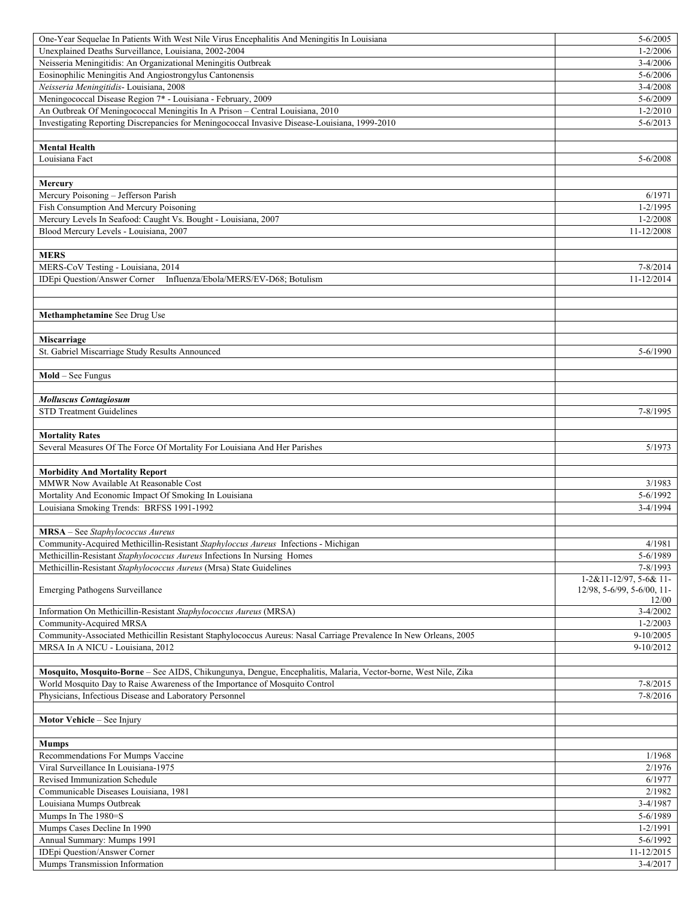| | |
|---|---|
| One-Year Sequelae In Patients With West Nile Virus Encephalitis And Meningitis In Louisiana | 5-6/2005 |
| Unexplained Deaths Surveillance, Louisiana, 2002-2004 | 1-2/2006 |
| Neisseria Meningitidis: An Organizational Meningitis Outbreak | 3-4/2006 |
| Eosinophilic Meningitis And Angiostrongylus Cantonensis | 5-6/2006 |
| *Neisseria Meningitidis*- Louisiana, 2008 | 3-4/2008 |
| Meningococcal Disease Region 7* - Louisiana - February, 2009 | 5-6/2009 |
| An Outbreak Of Meningococcal Meningitis In A Prison – Central Louisiana, 2010 | 1-2/2010 |
| Investigating Reporting Discrepancies for Meningococcal Invasive Disease-Louisiana, 1999-2010 | 5-6/2013 |
| | |
| **Mental Health** | |
| Louisiana Fact | 5-6/2008 |
| | |
| **Mercury** | |
| Mercury Poisoning – Jefferson Parish | 6/1971 |
| Fish Consumption And Mercury Poisoning | 1-2/1995 |
| Mercury Levels In Seafood: Caught Vs. Bought - Louisiana, 2007 | 1-2/2008 |
| Blood Mercury Levels - Louisiana, 2007 | 11-12/2008 |
| | |
| **MERS** | |
| MERS-CoV Testing - Louisiana, 2014 | 7-8/2014 |
| IDEpi Question/Answer Corner Influenza/Ebola/MERS/EV-D68; Botulism | 11-12/2014 |
| | |
| | |
| **Methamphetamine** See Drug Use | |
| | |
| **Miscarriage** | |
| St. Gabriel Miscarriage Study Results Announced | 5-6/1990 |
| | |
| **Mold** – See Fungus | |
| | |
| ***Molluscus Contagiosum*** | |
| STD Treatment Guidelines | 7-8/1995 |
| | |
| **Mortality Rates** | |
| Several Measures Of The Force Of Mortality For Louisiana And Her Parishes | 5/1973 |
| | |
| **Morbidity And Mortality Report** | |
| MMWR Now Available At Reasonable Cost | 3/1983 |
| Mortality And Economic Impact Of Smoking In Louisiana | 5-6/1992 |
| Louisiana Smoking Trends: BRFSS 1991-1992 | 3-4/1994 |
| | |
| **MRSA** – See *Staphylococcus Aureus* | |
| Community-Acquired Methicillin-Resistant *Staphyloccus Aureus* Infections - Michigan | 4/1981 |
| Methicillin-Resistant *Staphylococcus Aureus* Infections In Nursing Homes | 5-6/1989 |
| Methicillin-Resistant *Staphylococcus Aureus* (Mrsa) State Guidelines | 7-8/1993 |
| Emerging Pathogens Surveillance | 1-2&11-12/97, 5-6& 11-12/98, 5-6/99, 5-6/00, 11-12/00 |
| Information On Methicillin-Resistant *Staphylococcus Aureus* (MRSA) | 3-4/2002 |
| Community-Acquired MRSA | 1-2/2003 |
| Community-Associated Methicillin Resistant Staphylococcus Aureus: Nasal Carriage Prevalence In New Orleans, 2005 | 9-10/2005 |
| MRSA In A NICU - Louisiana, 2012 | 9-10/2012 |
| | |
| **Mosquito, Mosquito-Borne** – See AIDS, Chikungunya, Dengue, Encephalitis, Malaria, Vector-borne, West Nile, Zika | |
| World Mosquito Day to Raise Awareness of the Importance of Mosquito Control | 7-8/2015 |
| Physicians, Infectious Disease and Laboratory Personnel | 7-8/2016 |
| | |
| **Motor Vehicle** – See Injury | |
| | |
| **Mumps** | |
| Recommendations For Mumps Vaccine | 1/1968 |
| Viral Surveillance In Louisiana-1975 | 2/1976 |
| Revised Immunization Schedule | 6/1977 |
| Communicable Diseases Louisiana, 1981 | 2/1982 |
| Louisiana Mumps Outbreak | 3-4/1987 |
| Mumps In The 1980=S | 5-6/1989 |
| Mumps Cases Decline In 1990 | 1-2/1991 |
| Annual Summary: Mumps 1991 | 5-6/1992 |
| IDEpi Question/Answer Corner | 11-12/2015 |
| Mumps Transmission Information | 3-4/2017 |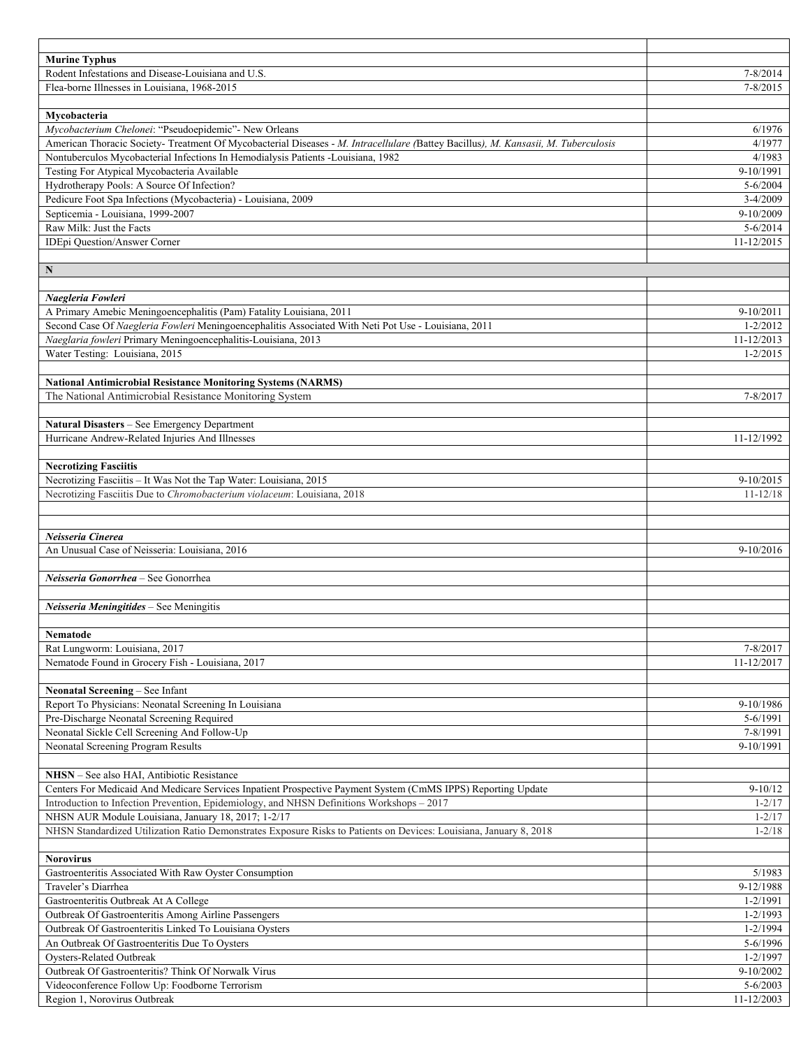| | |
|---|---|
| **Murine Typhus** | |
| Rodent Infestations and Disease-Louisiana and U.S. | 7-8/2014 |
| Flea-borne Illnesses in Louisiana, 1968-2015 | 7-8/2015 |
| | |
| **Mycobacteria** | |
| *Mycobacterium Chelonei*: "Pseudoepidemic"- New Orleans | 6/1976 |
| American Thoracic Society- Treatment Of Mycobacterial Diseases - *M. Intracellulare (*Battey Bacillus*), M. Kansasii, M. Tuberculosis* | 4/1977 |
| Nontuberculos Mycobacterial Infections In Hemodialysis Patients -Louisiana, 1982 | 4/1983 |
| Testing For Atypical Mycobacteria Available | 9-10/1991 |
| Hydrotherapy Pools: A Source Of Infection? | 5-6/2004 |
| Pedicure Foot Spa Infections (Mycobacteria) - Louisiana, 2009 | 3-4/2009 |
| Septicemia - Louisiana, 1999-2007 | 9-10/2009 |
| Raw Milk: Just the Facts | 5-6/2014 |
| IDEpi Question/Answer Corner | 11-12/2015 |
| | |
| **N** | |
| | |
| ***Naegleria Fowleri*** | |
| A Primary Amebic Meningoencephalitis (Pam) Fatality Louisiana, 2011 | 9-10/2011 |
| Second Case Of *Naegleria Fowleri* Meningoencephalitis Associated With Neti Pot Use - Louisiana, 2011 | 1-2/2012 |
| *Naeglaria fowleri* Primary Meningoencephalitis-Louisiana, 2013 | 11-12/2013 |
| Water Testing: Louisiana, 2015 | 1-2/2015 |
| | |
| **National Antimicrobial Resistance Monitoring Systems (NARMS)** | |
| The National Antimicrobial Resistance Monitoring System | 7-8/2017 |
| | |
| **Natural Disasters** – See Emergency Department | |
| Hurricane Andrew-Related Injuries And Illnesses | 11-12/1992 |
| | |
| **Necrotizing Fasciitis** | |
| Necrotizing Fasciitis – It Was Not the Tap Water: Louisiana, 2015 | 9-10/2015 |
| Necrotizing Fasciitis Due to *Chromobacterium violaceum*: Louisiana, 2018 | 11-12/18 |
| | |
| | |
| ***Neisseria Cinerea*** | |
| An Unusual Case of Neisseria: Louisiana, 2016 | 9-10/2016 |
| | |
| ***Neisseria Gonorrhea*** – See Gonorrhea | |
| | |
| ***Neisseria Meningitides*** – See Meningitis | |
| | |
| **Nematode** | |
| Rat Lungworm: Louisiana, 2017 | 7-8/2017 |
| Nematode Found in Grocery Fish - Louisiana, 2017 | 11-12/2017 |
| | |
| **Neonatal Screening** – See Infant | |
| Report To Physicians: Neonatal Screening In Louisiana | 9-10/1986 |
| Pre-Discharge Neonatal Screening Required | 5-6/1991 |
| Neonatal Sickle Cell Screening And Follow-Up | 7-8/1991 |
| Neonatal Screening Program Results | 9-10/1991 |
| | |
| **NHSN** – See also HAI, Antibiotic Resistance | |
| Centers For Medicaid And Medicare Services Inpatient Prospective Payment System (CmMS IPPS) Reporting Update | 9-10/12 |
| Introduction to Infection Prevention, Epidemiology, and NHSN Definitions Workshops – 2017 | 1-2/17 |
| NHSN AUR Module Louisiana, January 18, 2017; 1-2/17 | 1-2/17 |
| NHSN Standardized Utilization Ratio Demonstrates Exposure Risks to Patients on Devices: Louisiana, January 8, 2018 | 1-2/18 |
| | |
| **Norovirus** | |
| Gastroenteritis Associated With Raw Oyster Consumption | 5/1983 |
| Traveler's Diarrhea | 9-12/1988 |
| Gastroenteritis Outbreak At A College | 1-2/1991 |
| Outbreak Of Gastroenteritis Among Airline Passengers | 1-2/1993 |
| Outbreak Of Gastroenteritis Linked To Louisiana Oysters | 1-2/1994 |
| An Outbreak Of Gastroenteritis Due To Oysters | 5-6/1996 |
| Oysters-Related Outbreak | 1-2/1997 |
| Outbreak Of Gastroenteritis? Think Of Norwalk Virus | 9-10/2002 |
| Videoconference Follow Up: Foodborne Terrorism | 5-6/2003 |
| Region 1, Norovirus Outbreak | 11-12/2003 |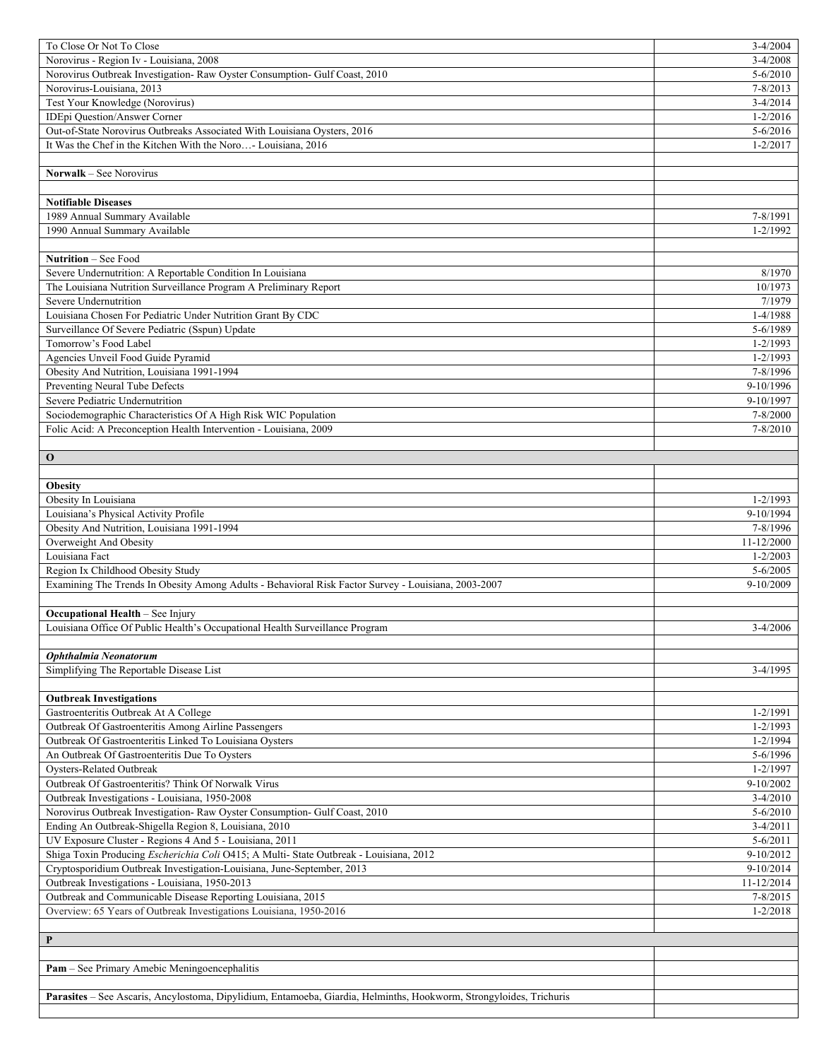| | |
|---|---|
| To Close Or Not To Close | 3-4/2004 |
| Norovirus - Region Iv - Louisiana, 2008 | 3-4/2008 |
| Norovirus Outbreak Investigation- Raw Oyster Consumption- Gulf Coast, 2010 | 5-6/2010 |
| Norovirus-Louisiana, 2013 | 7-8/2013 |
| Test Your Knowledge (Norovirus) | 3-4/2014 |
| IDEpi Question/Answer Corner | 1-2/2016 |
| Out-of-State Norovirus Outbreaks Associated With Louisiana Oysters, 2016 | 5-6/2016 |
| It Was the Chef in the Kitchen With the Noro…- Louisiana, 2016 | 1-2/2017 |
| | |
| **Norwalk** – See Norovirus | |
| | |
| **Notifiable Diseases** | |
| 1989 Annual Summary Available | 7-8/1991 |
| 1990 Annual Summary Available | 1-2/1992 |
| | |
| **Nutrition** – See Food | |
| Severe Undernutrition: A Reportable Condition In Louisiana | 8/1970 |
| The Louisiana Nutrition Surveillance Program A Preliminary Report | 10/1973 |
| Severe Undernutrition | 7/1979 |
| Louisiana Chosen For Pediatric Under Nutrition Grant By CDC | 1-4/1988 |
| Surveillance Of Severe Pediatric (Sspun) Update | 5-6/1989 |
| Tomorrow's Food Label | 1-2/1993 |
| Agencies Unveil Food Guide Pyramid | 1-2/1993 |
| Obesity And Nutrition, Louisiana 1991-1994 | 7-8/1996 |
| Preventing Neural Tube Defects | 9-10/1996 |
| Severe Pediatric Undernutrition | 9-10/1997 |
| Sociodemographic Characteristics Of A High Risk WIC Population | 7-8/2000 |
| Folic Acid: A Preconception Health Intervention - Louisiana, 2009 | 7-8/2010 |
| | |
| **O** | |
| | |
| **Obesity** | |
| Obesity In Louisiana | 1-2/1993 |
| Louisiana's Physical Activity Profile | 9-10/1994 |
| Obesity And Nutrition, Louisiana 1991-1994 | 7-8/1996 |
| Overweight And Obesity | 11-12/2000 |
| Louisiana Fact | 1-2/2003 |
| Region Ix Childhood Obesity Study | 5-6/2005 |
| Examining The Trends In Obesity Among Adults - Behavioral Risk Factor Survey - Louisiana, 2003-2007 | 9-10/2009 |
| | |
| **Occupational Health** – See Injury | |
| Louisiana Office Of Public Health's Occupational Health Surveillance Program | 3-4/2006 |
| | |
| ***Ophthalmia Neonatorum*** | |
| Simplifying The Reportable Disease List | 3-4/1995 |
| | |
| **Outbreak Investigations** | |
| Gastroenteritis Outbreak At A College | 1-2/1991 |
| Outbreak Of Gastroenteritis Among Airline Passengers | 1-2/1993 |
| Outbreak Of Gastroenteritis Linked To Louisiana Oysters | 1-2/1994 |
| An Outbreak Of Gastroenteritis Due To Oysters | 5-6/1996 |
| Oysters-Related Outbreak | 1-2/1997 |
| Outbreak Of Gastroenteritis? Think Of Norwalk Virus | 9-10/2002 |
| Outbreak Investigations - Louisiana, 1950-2008 | 3-4/2010 |
| Norovirus Outbreak Investigation- Raw Oyster Consumption- Gulf Coast, 2010 | 5-6/2010 |
| Ending An Outbreak-Shigella Region 8, Louisiana, 2010 | 3-4/2011 |
| UV Exposure Cluster - Regions 4 And 5 - Louisiana, 2011 | 5-6/2011 |
| Shiga Toxin Producing *Escherichia Coli* O415; A Multi- State Outbreak - Louisiana, 2012 | 9-10/2012 |
| Cryptosporidium Outbreak Investigation-Louisiana, June-September, 2013 | 9-10/2014 |
| Outbreak Investigations - Louisiana, 1950-2013 | 11-12/2014 |
| Outbreak and Communicable Disease Reporting Louisiana, 2015 | 7-8/2015 |
| Overview: 65 Years of Outbreak Investigations Louisiana, 1950-2016 | 1-2/2018 |
| | |
| **P** | |
| | |
| **Pam** – See Primary Amebic Meningoencephalitis | |
| | |
| **Parasites** – See Ascaris, Ancylostoma, Dipylidium, Entamoeba, Giardia, Helminths, Hookworm, Strongyloides, Trichuris | |
| | |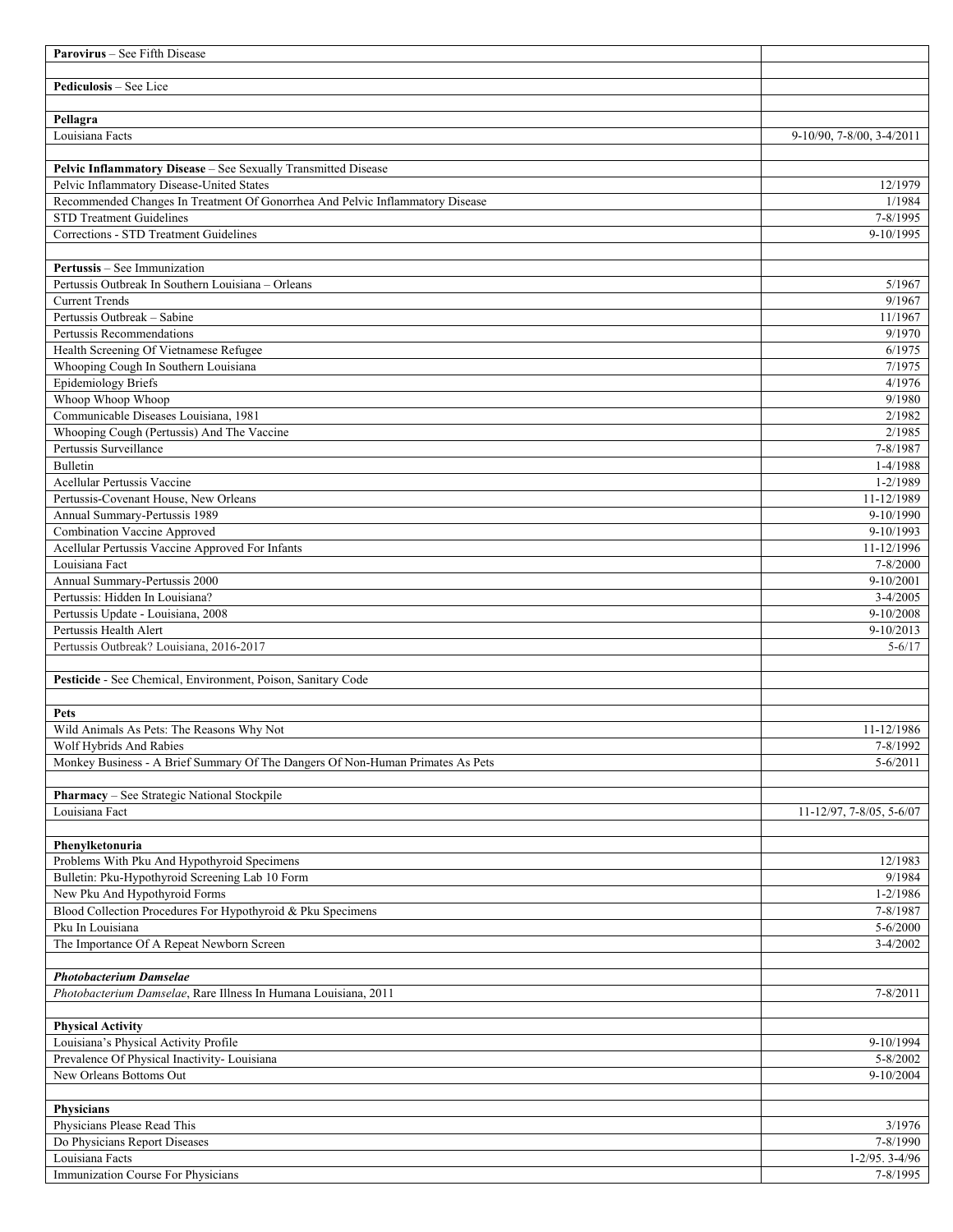| | |
|---|---|
| **Parovirus** – See Fifth Disease | |
| | |
| **Pediculosis** – See Lice | |
| | |
| **Pellagra** | |
| Louisiana Facts | 9-10/90, 7-8/00, 3-4/2011 |
| | |
| **Pelvic Inflammatory Disease** – See Sexually Transmitted Disease | |
| Pelvic Inflammatory Disease-United States | 12/1979 |
| Recommended Changes In Treatment Of Gonorrhea And Pelvic Inflammatory Disease | 1/1984 |
| STD Treatment Guidelines | 7-8/1995 |
| Corrections - STD Treatment Guidelines | 9-10/1995 |
| | |
| **Pertussis** – See Immunization | |
| Pertussis Outbreak In Southern Louisiana – Orleans | 5/1967 |
| Current Trends | 9/1967 |
| Pertussis Outbreak – Sabine | 11/1967 |
| Pertussis Recommendations | 9/1970 |
| Health Screening Of Vietnamese Refugee | 6/1975 |
| Whooping Cough In Southern Louisiana | 7/1975 |
| Epidemiology Briefs | 4/1976 |
| Whoop Whoop Whoop | 9/1980 |
| Communicable Diseases Louisiana, 1981 | 2/1982 |
| Whooping Cough (Pertussis) And The Vaccine | 2/1985 |
| Pertussis Surveillance | 7-8/1987 |
| Bulletin | 1-4/1988 |
| Acellular Pertussis Vaccine | 1-2/1989 |
| Pertussis-Covenant House, New Orleans | 11-12/1989 |
| Annual Summary-Pertussis 1989 | 9-10/1990 |
| Combination Vaccine Approved | 9-10/1993 |
| Acellular Pertussis Vaccine Approved For Infants | 11-12/1996 |
| Louisiana Fact | 7-8/2000 |
| Annual Summary-Pertussis 2000 | 9-10/2001 |
| Pertussis: Hidden In Louisiana? | 3-4/2005 |
| Pertussis Update - Louisiana, 2008 | 9-10/2008 |
| Pertussis Health Alert | 9-10/2013 |
| Pertussis Outbreak? Louisiana, 2016-2017 | 5-6/17 |
| | |
| **Pesticide** - See Chemical, Environment, Poison, Sanitary Code | |
| | |
| **Pets** | |
| Wild Animals As Pets: The Reasons Why Not | 11-12/1986 |
| Wolf Hybrids And Rabies | 7-8/1992 |
| Monkey Business - A Brief Summary Of The Dangers Of Non-Human Primates As Pets | 5-6/2011 |
| | |
| **Pharmacy** – See Strategic National Stockpile | |
| Louisiana Fact | 11-12/97, 7-8/05, 5-6/07 |
| | |
| **Phenylketonuria** | |
| Problems With Pku And Hypothyroid Specimens | 12/1983 |
| Bulletin: Pku-Hypothyroid Screening Lab 10 Form | 9/1984 |
| New Pku And Hypothyroid Forms | 1-2/1986 |
| Blood Collection Procedures For Hypothyroid & Pku Specimens | 7-8/1987 |
| Pku In Louisiana | 5-6/2000 |
| The Importance Of A Repeat Newborn Screen | 3-4/2002 |
| | |
| ***Photobacterium Damselae*** | |
| *Photobacterium Damselae*, Rare Illness In Humana Louisiana, 2011 | 7-8/2011 |
| | |
| **Physical Activity** | |
| Louisiana's Physical Activity Profile | 9-10/1994 |
| Prevalence Of Physical Inactivity- Louisiana | 5-8/2002 |
| New Orleans Bottoms Out | 9-10/2004 |
| | |
| **Physicians** | |
| Physicians Please Read This | 3/1976 |
| Do Physicians Report Diseases | 7-8/1990 |
| Louisiana Facts | 1-2/95. 3-4/96 |
| Immunization Course For Physicians | 7-8/1995 |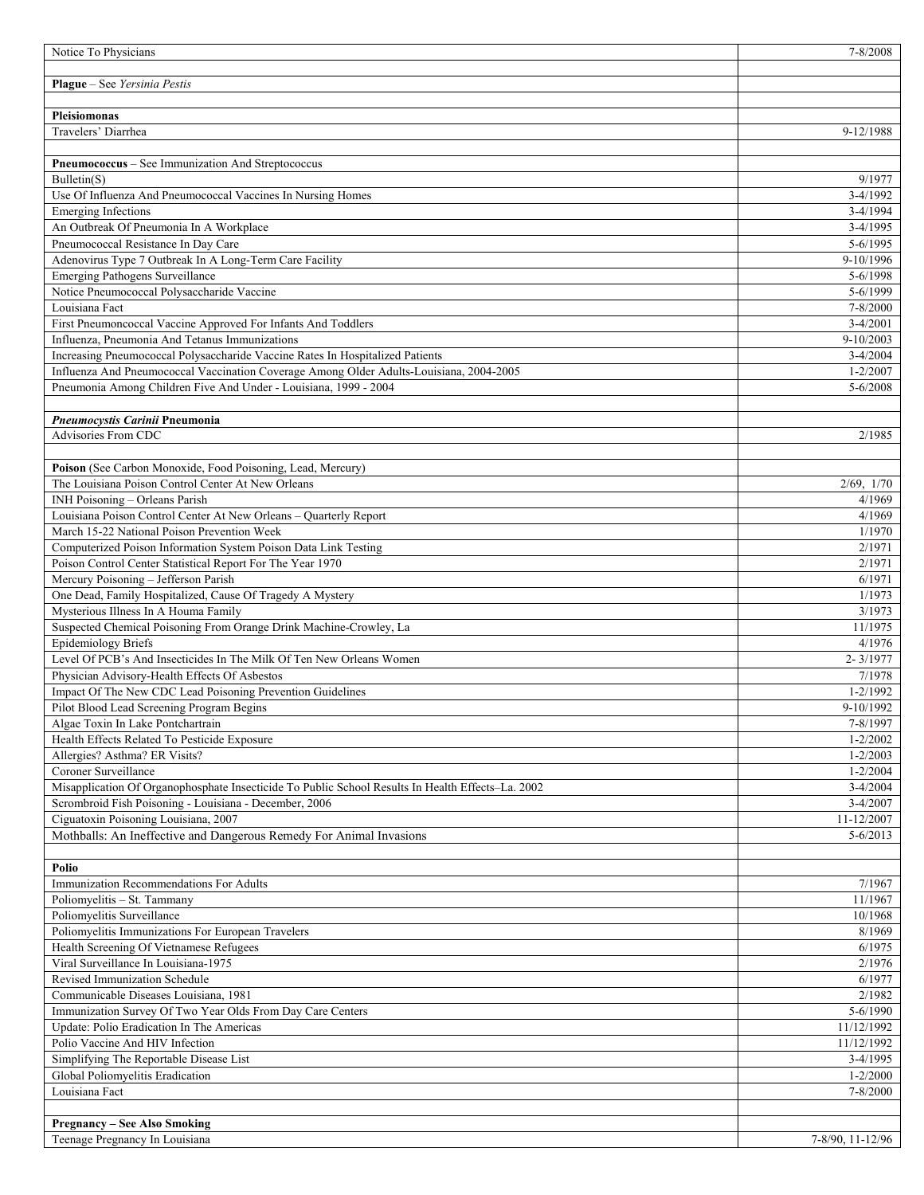| | |
|---|---|
| Notice To Physicians | 7-8/2008 |
| | |
| **Plague** – See *Yersinia Pestis* | |
| | |
| **Pleisiomonas** | |
| Travelers' Diarrhea | 9-12/1988 |
| | |
| **Pneumococcus** – See Immunization And Streptococcus | |
| Bulletin(S) | 9/1977 |
| Use Of Influenza And Pneumococcal Vaccines In Nursing Homes | 3-4/1992 |
| Emerging Infections | 3-4/1994 |
| An Outbreak Of Pneumonia In A Workplace | 3-4/1995 |
| Pneumococcal Resistance In Day Care | 5-6/1995 |
| Adenovirus Type 7 Outbreak In A Long-Term Care Facility | 9-10/1996 |
| Emerging Pathogens Surveillance | 5-6/1998 |
| Notice Pneumococcal Polysaccharide Vaccine | 5-6/1999 |
| Louisiana Fact | 7-8/2000 |
| First Pneumoncoccal Vaccine Approved For Infants And Toddlers | 3-4/2001 |
| Influenza, Pneumonia And Tetanus Immunizations | 9-10/2003 |
| Increasing Pneumococcal Polysaccharide Vaccine Rates In Hospitalized Patients | 3-4/2004 |
| Influenza And Pneumococcal Vaccination Coverage Among Older Adults-Louisiana, 2004-2005 | 1-2/2007 |
| Pneumonia Among Children Five And Under - Louisiana, 1999 - 2004 | 5-6/2008 |
| | |
| ***Pneumocystis Carinii* Pneumonia** | |
| Advisories From CDC | 2/1985 |
| | |
| **Poison** (See Carbon Monoxide, Food Poisoning, Lead, Mercury) | |
| The Louisiana Poison Control Center At New Orleans | 2/69, 1/70 |
| INH Poisoning – Orleans Parish | 4/1969 |
| Louisiana Poison Control Center At New Orleans – Quarterly Report | 4/1969 |
| March 15-22 National Poison Prevention Week | 1/1970 |
| Computerized Poison Information System Poison Data Link Testing | 2/1971 |
| Poison Control Center Statistical Report For The Year 1970 | 2/1971 |
| Mercury Poisoning – Jefferson Parish | 6/1971 |
| One Dead, Family Hospitalized, Cause Of Tragedy A Mystery | 1/1973 |
| Mysterious Illness In A Houma Family | 3/1973 |
| Suspected Chemical Poisoning From Orange Drink Machine-Crowley, La | 11/1975 |
| Epidemiology Briefs | 4/1976 |
| Level Of PCB's And Insecticides In The Milk Of Ten New Orleans Women | 2- 3/1977 |
| Physician Advisory-Health Effects Of Asbestos | 7/1978 |
| Impact Of The New CDC Lead Poisoning Prevention Guidelines | 1-2/1992 |
| Pilot Blood Lead Screening Program Begins | 9-10/1992 |
| Algae Toxin In Lake Pontchartrain | 7-8/1997 |
| Health Effects Related To Pesticide Exposure | 1-2/2002 |
| Allergies? Asthma? ER Visits? | 1-2/2003 |
| Coroner Surveillance | 1-2/2004 |
| Misapplication Of Organophosphate Insecticide To Public School Results In Health Effects–La. 2002 | 3-4/2004 |
| Scrombroid Fish Poisoning - Louisiana - December, 2006 | 3-4/2007 |
| Ciguatoxin Poisoning Louisiana, 2007 | 11-12/2007 |
| Mothballs: An Ineffective and Dangerous Remedy For Animal Invasions | 5-6/2013 |
| | |
| **Polio** | |
| Immunization Recommendations For Adults | 7/1967 |
| Poliomyelitis – St. Tammany | 11/1967 |
| Poliomyelitis Surveillance | 10/1968 |
| Poliomyelitis Immunizations For European Travelers | 8/1969 |
| Health Screening Of Vietnamese Refugees | 6/1975 |
| Viral Surveillance In Louisiana-1975 | 2/1976 |
| Revised Immunization Schedule | 6/1977 |
| Communicable Diseases Louisiana, 1981 | 2/1982 |
| Immunization Survey Of Two Year Olds From Day Care Centers | 5-6/1990 |
| Update: Polio Eradication In The Americas | 11/12/1992 |
| Polio Vaccine And HIV Infection | 11/12/1992 |
| Simplifying The Reportable Disease List | 3-4/1995 |
| Global Poliomyelitis Eradication | 1-2/2000 |
| Louisiana Fact | 7-8/2000 |
| | |
| **Pregnancy – See Also Smoking** | |
| Teenage Pregnancy In Louisiana | 7-8/90, 11-12/96 |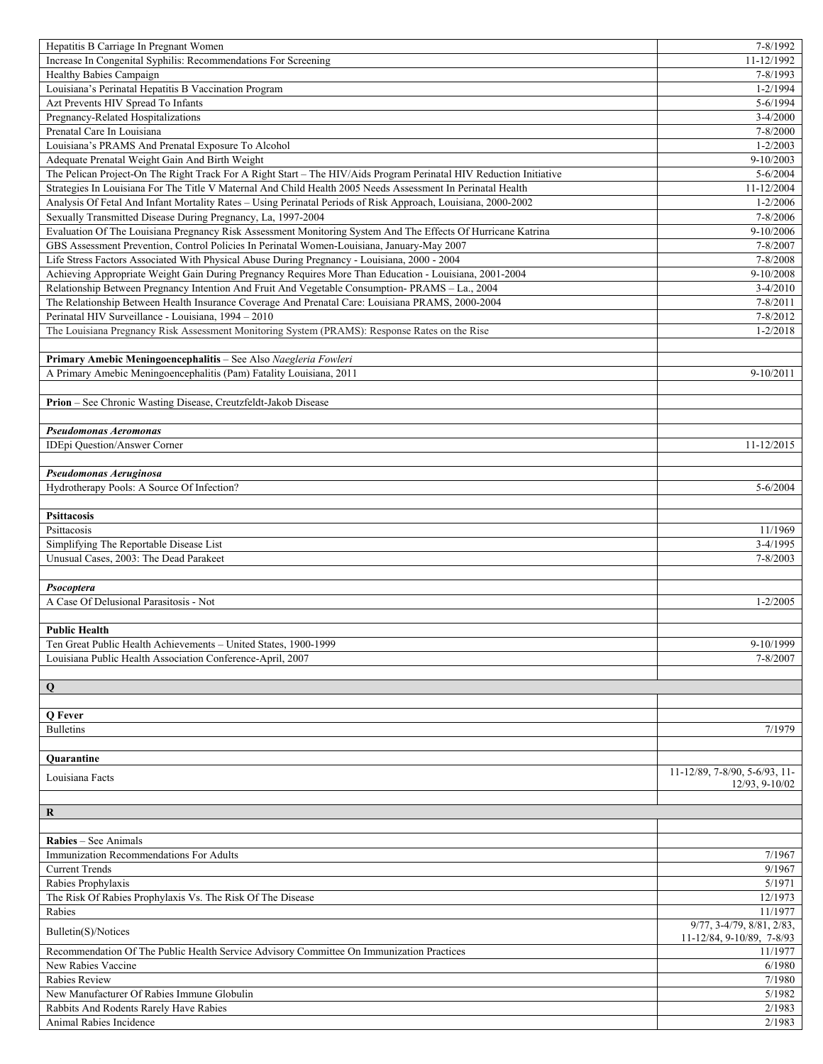| | |
|---|---|
| Hepatitis B Carriage In Pregnant Women | 7-8/1992 |
| Increase In Congenital Syphilis: Recommendations For Screening | 11-12/1992 |
| Healthy Babies Campaign | 7-8/1993 |
| Louisiana's Perinatal Hepatitis B Vaccination Program | 1-2/1994 |
| Azt Prevents HIV Spread To Infants | 5-6/1994 |
| Pregnancy-Related Hospitalizations | 3-4/2000 |
| Prenatal Care In Louisiana | 7-8/2000 |
| Louisiana's PRAMS And Prenatal Exposure To Alcohol | 1-2/2003 |
| Adequate Prenatal Weight Gain And Birth Weight | 9-10/2003 |
| The Pelican Project-On The Right Track For A Right Start – The HIV/Aids Program Perinatal HIV Reduction Initiative | 5-6/2004 |
| Strategies In Louisiana For The Title V Maternal And Child Health 2005 Needs Assessment In Perinatal Health | 11-12/2004 |
| Analysis Of Fetal And Infant Mortality Rates – Using Perinatal Periods of Risk Approach, Louisiana, 2000-2002 | 1-2/2006 |
| Sexually Transmitted Disease During Pregnancy, La, 1997-2004 | 7-8/2006 |
| Evaluation Of The Louisiana Pregnancy Risk Assessment Monitoring System And The Effects Of Hurricane Katrina | 9-10/2006 |
| GBS Assessment Prevention, Control Policies In Perinatal Women-Louisiana, January-May 2007 | 7-8/2007 |
| Life Stress Factors Associated With Physical Abuse During Pregnancy - Louisiana, 2000 - 2004 | 7-8/2008 |
| Achieving Appropriate Weight Gain During Pregnancy Requires More Than Education - Louisiana, 2001-2004 | 9-10/2008 |
| Relationship Between Pregnancy Intention And Fruit And Vegetable Consumption- PRAMS – La., 2004 | 3-4/2010 |
| The Relationship Between Health Insurance Coverage And Prenatal Care: Louisiana PRAMS, 2000-2004 | 7-8/2011 |
| Perinatal HIV Surveillance - Louisiana, 1994 – 2010 | 7-8/2012 |
| The Louisiana Pregnancy Risk Assessment Monitoring System (PRAMS): Response Rates on the Rise | 1-2/2018 |
| | |
| **Primary Amebic Meningoencephalitis** – See Also *Naegleria Fowleri* | |
| A Primary Amebic Meningoencephalitis (Pam) Fatality Louisiana, 2011 | 9-10/2011 |
| | |
| **Prion** – See Chronic Wasting Disease, Creutzfeldt-Jakob Disease | |
| | |
| ***Pseudomonas Aeromonas*** | |
| IDEpi Question/Answer Corner | 11-12/2015 |
| | |
| ***Pseudomonas Aeruginosa*** | |
| Hydrotherapy Pools: A Source Of Infection? | 5-6/2004 |
| | |
| **Psittacosis** | |
| Psittacosis | 11/1969 |
| Simplifying The Reportable Disease List | 3-4/1995 |
| Unusual Cases, 2003: The Dead Parakeet | 7-8/2003 |
| | |
| ***Psocoptera*** | |
| A Case Of Delusional Parasitosis - Not | 1-2/2005 |
| | |
| **Public Health** | |
| Ten Great Public Health Achievements – United States, 1900-1999 | 9-10/1999 |
| Louisiana Public Health Association Conference-April, 2007 | 7-8/2007 |
| | |
| **Q** | |
| | |
| **Q Fever** | |
| Bulletins | 7/1979 |
| | |
| **Quarantine** | |
| Louisiana Facts | 11-12/89, 7-8/90, 5-6/93, 11-12/93, 9-10/02 |
| | |
| **R** | |
| | |
| **Rabies** – See Animals | |
| Immunization Recommendations For Adults | 7/1967 |
| Current Trends | 9/1967 |
| Rabies Prophylaxis | 5/1971 |
| The Risk Of Rabies Prophylaxis Vs. The Risk Of The Disease | 12/1973 |
| Rabies | 11/1977 |
| Bulletin(S)/Notices | 9/77, 3-4/79, 8/81, 2/83, 11-12/84, 9-10/89, 7-8/93 |
| Recommendation Of The Public Health Service Advisory Committee On Immunization Practices | 11/1977 |
| New Rabies Vaccine | 6/1980 |
| Rabies Review | 7/1980 |
| New Manufacturer Of Rabies Immune Globulin | 5/1982 |
| Rabbits And Rodents Rarely Have Rabies | 2/1983 |
| Animal Rabies Incidence | 2/1983 |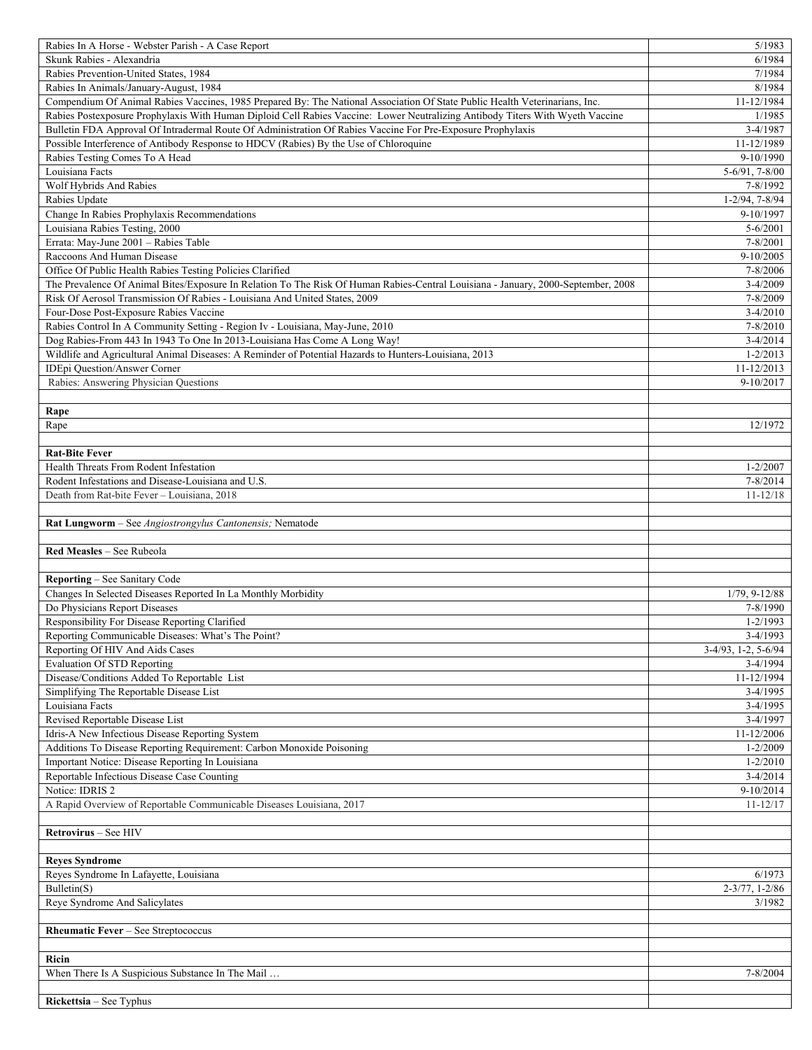| | |
|---|---|
| Rabies In A Horse - Webster Parish - A Case Report | 5/1983 |
| Skunk Rabies - Alexandria | 6/1984 |
| Rabies Prevention-United States, 1984 | 7/1984 |
| Rabies In Animals/January-August, 1984 | 8/1984 |
| Compendium Of Animal Rabies Vaccines, 1985 Prepared By: The National Association Of State Public Health Veterinarians, Inc. | 11-12/1984 |
| Rabies Postexposure Prophylaxis With Human Diploid Cell Rabies Vaccine: Lower Neutralizing Antibody Titers With Wyeth Vaccine | 1/1985 |
| Bulletin FDA Approval Of Intradermal Route Of Administration Of Rabies Vaccine For Pre-Exposure Prophylaxis | 3-4/1987 |
| Possible Interference of Antibody Response to HDCV (Rabies) By the Use of Chloroquine | 11-12/1989 |
| Rabies Testing Comes To A Head | 9-10/1990 |
| Louisiana Facts | 5-6/91, 7-8/00 |
| Wolf Hybrids And Rabies | 7-8/1992 |
| Rabies Update | 1-2/94, 7-8/94 |
| Change In Rabies Prophylaxis Recommendations | 9-10/1997 |
| Louisiana Rabies Testing, 2000 | 5-6/2001 |
| Errata: May-June 2001 – Rabies Table | 7-8/2001 |
| Raccoons And Human Disease | 9-10/2005 |
| Office Of Public Health Rabies Testing Policies Clarified | 7-8/2006 |
| The Prevalence Of Animal Bites/Exposure In Relation To The Risk Of Human Rabies-Central Louisiana - January, 2000-September, 2008 | 3-4/2009 |
| Risk Of Aerosol Transmission Of Rabies - Louisiana And United States, 2009 | 7-8/2009 |
| Four-Dose Post-Exposure Rabies Vaccine | 3-4/2010 |
| Rabies Control In A Community Setting - Region Iv - Louisiana, May-June, 2010 | 7-8/2010 |
| Dog Rabies-From 443 In 1943 To One In 2013-Louisiana Has Come A Long Way! | 3-4/2014 |
| Wildlife and Agricultural Animal Diseases: A Reminder of Potential Hazards to Hunters-Louisiana, 2013 | 1-2/2013 |
| IDEpi Question/Answer Corner | 11-12/2013 |
| Rabies: Answering Physician Questions | 9-10/2017 |
| | |
| **Rape** | |
| Rape | 12/1972 |
| | |
| **Rat-Bite Fever** | |
| Health Threats From Rodent Infestation | 1-2/2007 |
| Rodent Infestations and Disease-Louisiana and U.S. | 7-8/2014 |
| Death from Rat-bite Fever – Louisiana, 2018 | 11-12/18 |
| | |
| **Rat Lungworm** – See *Angiostrongylus Cantonensis;* Nematode | |
| | |
| **Red Measles** – See Rubeola | |
| | |
| **Reporting** – See Sanitary Code | |
| Changes In Selected Diseases Reported In La Monthly Morbidity | 1/79, 9-12/88 |
| Do Physicians Report Diseases | 7-8/1990 |
| Responsibility For Disease Reporting Clarified | 1-2/1993 |
| Reporting Communicable Diseases: What's The Point? | 3-4/1993 |
| Reporting Of HIV And Aids Cases | 3-4/93, 1-2, 5-6/94 |
| Evaluation Of STD Reporting | 3-4/1994 |
| Disease/Conditions Added To Reportable List | 11-12/1994 |
| Simplifying The Reportable Disease List | 3-4/1995 |
| Louisiana Facts | 3-4/1995 |
| Revised Reportable Disease List | 3-4/1997 |
| Idris-A New Infectious Disease Reporting System | 11-12/2006 |
| Additions To Disease Reporting Requirement: Carbon Monoxide Poisoning | 1-2/2009 |
| Important Notice: Disease Reporting In Louisiana | 1-2/2010 |
| Reportable Infectious Disease Case Counting | 3-4/2014 |
| Notice: IDRIS 2 | 9-10/2014 |
| A Rapid Overview of Reportable Communicable Diseases Louisiana, 2017 | 11-12/17 |
| | |
| **Retrovirus** – See HIV | |
| | |
| **Reyes Syndrome** | |
| Reyes Syndrome In Lafayette, Louisiana | 6/1973 |
| Bulletin(S) | 2-3/77, 1-2/86 |
| Reye Syndrome And Salicylates | 3/1982 |
| | |
| **Rheumatic Fever** – See Streptococcus | |
| | |
| **Ricin** | |
| When There Is A Suspicious Substance In The Mail … | 7-8/2004 |
| | |
| **Rickettsia** – See Typhus | |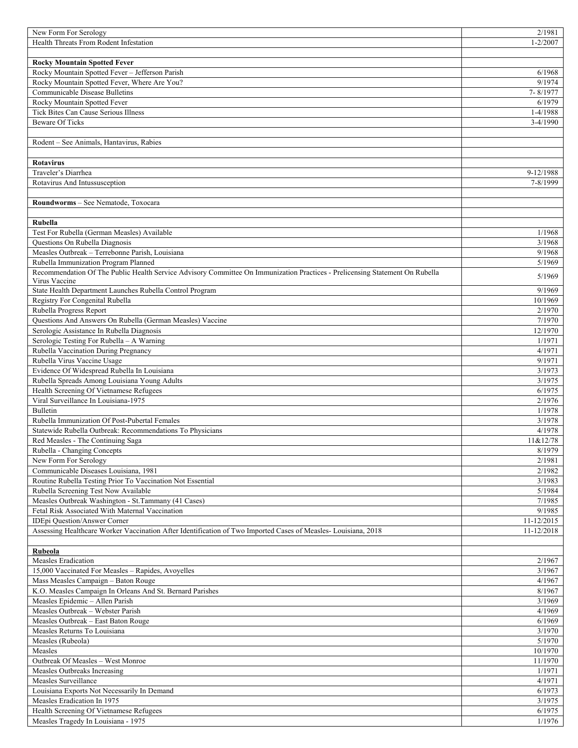| | |
|---|---|
| New Form For Serology | 2/1981 |
| Health Threats From Rodent Infestation | 1-2/2007 |
| | |
| **Rocky Mountain Spotted Fever** | |
| Rocky Mountain Spotted Fever – Jefferson Parish | 6/1968 |
| Rocky Mountain Spotted Fever, Where Are You? | 9/1974 |
| Communicable Disease Bulletins | 7- 8/1977 |
| Rocky Mountain Spotted Fever | 6/1979 |
| Tick Bites Can Cause Serious Illness | 1-4/1988 |
| Beware Of Ticks | 3-4/1990 |
| | |
| Rodent – See Animals, Hantavirus, Rabies | |
| | |
| **Rotavirus** | |
| Traveler's Diarrhea | 9-12/1988 |
| Rotavirus And Intussusception | 7-8/1999 |
| | |
| **Roundworms** – See Nematode, Toxocara | |
| | |
| **Rubella** | |
| Test For Rubella (German Measles) Available | 1/1968 |
| Questions On Rubella Diagnosis | 3/1968 |
| Measles Outbreak – Terrebonne Parish, Louisiana | 9/1968 |
| Rubella Immunization Program Planned | 5/1969 |
| Recommendation Of The Public Health Service Advisory Committee On Immunization Practices - Prelicensing Statement On Rubella Virus Vaccine | 5/1969 |
| State Health Department Launches Rubella Control Program | 9/1969 |
| Registry For Congenital Rubella | 10/1969 |
| Rubella Progress Report | 2/1970 |
| Questions And Answers On Rubella (German Measles) Vaccine | 7/1970 |
| Serologic Assistance In Rubella Diagnosis | 12/1970 |
| Serologic Testing For Rubella – A Warning | 1/1971 |
| Rubella Vaccination During Pregnancy | 4/1971 |
| Rubella Virus Vaccine Usage | 9/1971 |
| Evidence Of Widespread Rubella In Louisiana | 3/1973 |
| Rubella Spreads Among Louisiana Young Adults | 3/1975 |
| Health Screening Of Vietnamese Refugees | 6/1975 |
| Viral Surveillance In Louisiana-1975 | 2/1976 |
| Bulletin | 1/1978 |
| Rubella Immunization Of Post-Pubertal Females | 3/1978 |
| Statewide Rubella Outbreak: Recommendations To Physicians | 4/1978 |
| Red Measles - The Continuing Saga | 11&12/78 |
| Rubella - Changing Concepts | 8/1979 |
| New Form For Serology | 2/1981 |
| Communicable Diseases Louisiana, 1981 | 2/1982 |
| Routine Rubella Testing Prior To Vaccination Not Essential | 3/1983 |
| Rubella Screening Test Now Available | 5/1984 |
| Measles Outbreak Washington - St.Tammany (41 Cases) | 7/1985 |
| Fetal Risk Associated With Maternal Vaccination | 9/1985 |
| IDEpi Question/Answer Corner | 11-12/2015 |
| Assessing Healthcare Worker Vaccination After Identification of Two Imported Cases of Measles- Louisiana, 2018 | 11-12/2018 |
| | |
| **Rubeola** | |
| Measles Eradication | 2/1967 |
| 15,000 Vaccinated For Measles – Rapides, Avoyelles | 3/1967 |
| Mass Measles Campaign – Baton Rouge | 4/1967 |
| K.O. Measles Campaign In Orleans And St. Bernard Parishes | 8/1967 |
| Measles Epidemic – Allen Parish | 3/1969 |
| Measles Outbreak – Webster Parish | 4/1969 |
| Measles Outbreak – East Baton Rouge | 6/1969 |
| Measles Returns To Louisiana | 3/1970 |
| Measles (Rubeola) | 5/1970 |
| Measles | 10/1970 |
| Outbreak Of Measles – West Monroe | 11/1970 |
| Measles Outbreaks Increasing | 1/1971 |
| Measles Surveillance | 4/1971 |
| Louisiana Exports Not Necessarily In Demand | 6/1973 |
| Measles Eradication In 1975 | 3/1975 |
| Health Screening Of Vietnamese Refugees | 6/1975 |
| Measles Tragedy In Louisiana - 1975 | 1/1976 |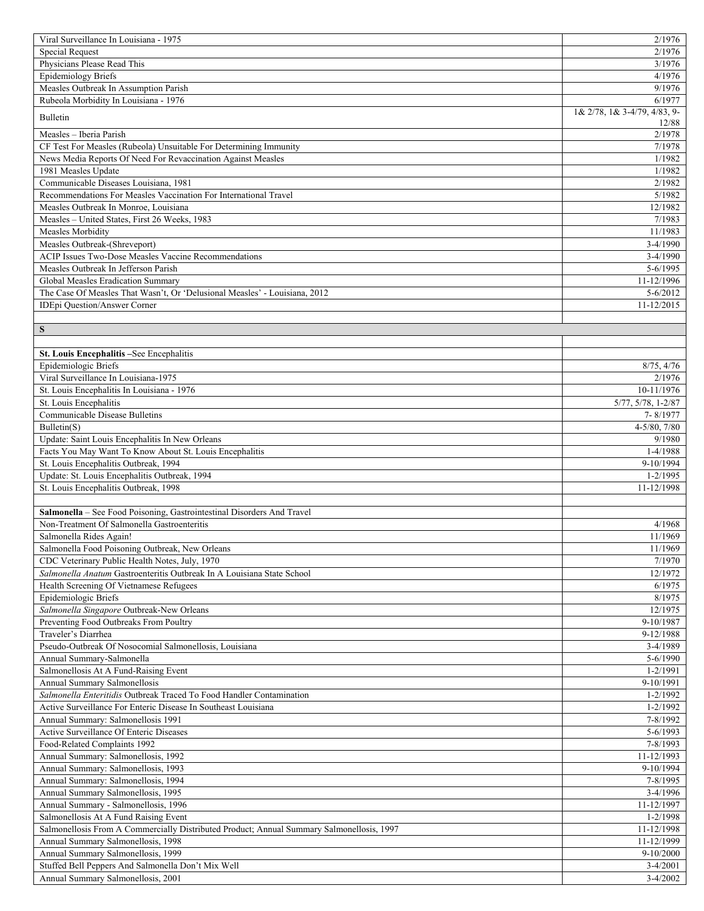| | |
|---|---|
| Viral Surveillance In Louisiana - 1975 | 2/1976 |
| Special Request | 2/1976 |
| Physicians Please Read This | 3/1976 |
| Epidemiology Briefs | 4/1976 |
| Measles Outbreak In Assumption Parish | 9/1976 |
| Rubeola Morbidity In Louisiana - 1976 | 6/1977 |
| Bulletin | 1& 2/78, 1& 3-4/79, 4/83, 9-12/88 |
| Measles – Iberia Parish | 2/1978 |
| CF Test For Measles (Rubeola) Unsuitable For Determining Immunity | 7/1978 |
| News Media Reports Of Need For Revaccination Against Measles | 1/1982 |
| 1981 Measles Update | 1/1982 |
| Communicable Diseases Louisiana, 1981 | 2/1982 |
| Recommendations For Measles Vaccination For International Travel | 5/1982 |
| Measles Outbreak In Monroe, Louisiana | 12/1982 |
| Measles – United States, First 26 Weeks, 1983 | 7/1983 |
| Measles Morbidity | 11/1983 |
| Measles Outbreak-(Shreveport) | 3-4/1990 |
| ACIP Issues Two-Dose Measles Vaccine Recommendations | 3-4/1990 |
| Measles Outbreak In Jefferson Parish | 5-6/1995 |
| Global Measles Eradication Summary | 11-12/1996 |
| The Case Of Measles That Wasn't, Or 'Delusional Measles' - Louisiana, 2012 | 5-6/2012 |
| IDEpi Question/Answer Corner | 11-12/2015 |
| | |
| **S** | |
| | |
| **St. Louis Encephalitis** –See Encephalitis | |
| Epidemiologic Briefs | 8/75, 4/76 |
| Viral Surveillance In Louisiana-1975 | 2/1976 |
| St. Louis Encephalitis In Louisiana - 1976 | 10-11/1976 |
| St. Louis Encephalitis | 5/77, 5/78, 1-2/87 |
| Communicable Disease Bulletins | 7- 8/1977 |
| Bulletin(S) | 4-5/80, 7/80 |
| Update: Saint Louis Encephalitis In New Orleans | 9/1980 |
| Facts You May Want To Know About St. Louis Encephalitis | 1-4/1988 |
| St. Louis Encephalitis Outbreak, 1994 | 9-10/1994 |
| Update: St. Louis Encephalitis Outbreak, 1994 | 1-2/1995 |
| St. Louis Encephalitis Outbreak, 1998 | 11-12/1998 |
| | |
| **Salmonella** – See Food Poisoning, Gastrointestinal Disorders And Travel | |
| Non-Treatment Of Salmonella Gastroenteritis | 4/1968 |
| Salmonella Rides Again! | 11/1969 |
| Salmonella Food Poisoning Outbreak, New Orleans | 11/1969 |
| CDC Veterinary Public Health Notes, July, 1970 | 7/1970 |
| *Salmonella Anatum* Gastroenteritis Outbreak In A Louisiana State School | 12/1972 |
| Health Screening Of Vietnamese Refugees | 6/1975 |
| Epidemiologic Briefs | 8/1975 |
| *Salmonella Singapore* Outbreak-New Orleans | 12/1975 |
| Preventing Food Outbreaks From Poultry | 9-10/1987 |
| Traveler's Diarrhea | 9-12/1988 |
| Pseudo-Outbreak Of Nosocomial Salmonellosis, Louisiana | 3-4/1989 |
| Annual Summary-Salmonella | 5-6/1990 |
| Salmonellosis At A Fund-Raising Event | 1-2/1991 |
| Annual Summary Salmonellosis | 9-10/1991 |
| *Salmonella Enteritidis* Outbreak Traced To Food Handler Contamination | 1-2/1992 |
| Active Surveillance For Enteric Disease In Southeast Louisiana | 1-2/1992 |
| Annual Summary: Salmonellosis 1991 | 7-8/1992 |
| Active Surveillance Of Enteric Diseases | 5-6/1993 |
| Food-Related Complaints 1992 | 7-8/1993 |
| Annual Summary: Salmonellosis, 1992 | 11-12/1993 |
| Annual Summary: Salmonellosis, 1993 | 9-10/1994 |
| Annual Summary: Salmonellosis, 1994 | 7-8/1995 |
| Annual Summary Salmonellosis, 1995 | 3-4/1996 |
| Annual Summary - Salmonellosis, 1996 | 11-12/1997 |
| Salmonellosis At A Fund Raising Event | 1-2/1998 |
| Salmonellosis From A Commercially Distributed Product; Annual Summary Salmonellosis, 1997 | 11-12/1998 |
| Annual Summary Salmonellosis, 1998 | 11-12/1999 |
| Annual Summary Salmonellosis, 1999 | 9-10/2000 |
| Stuffed Bell Peppers And Salmonella Don't Mix Well | 3-4/2001 |
| Annual Summary Salmonellosis, 2001 | 3-4/2002 |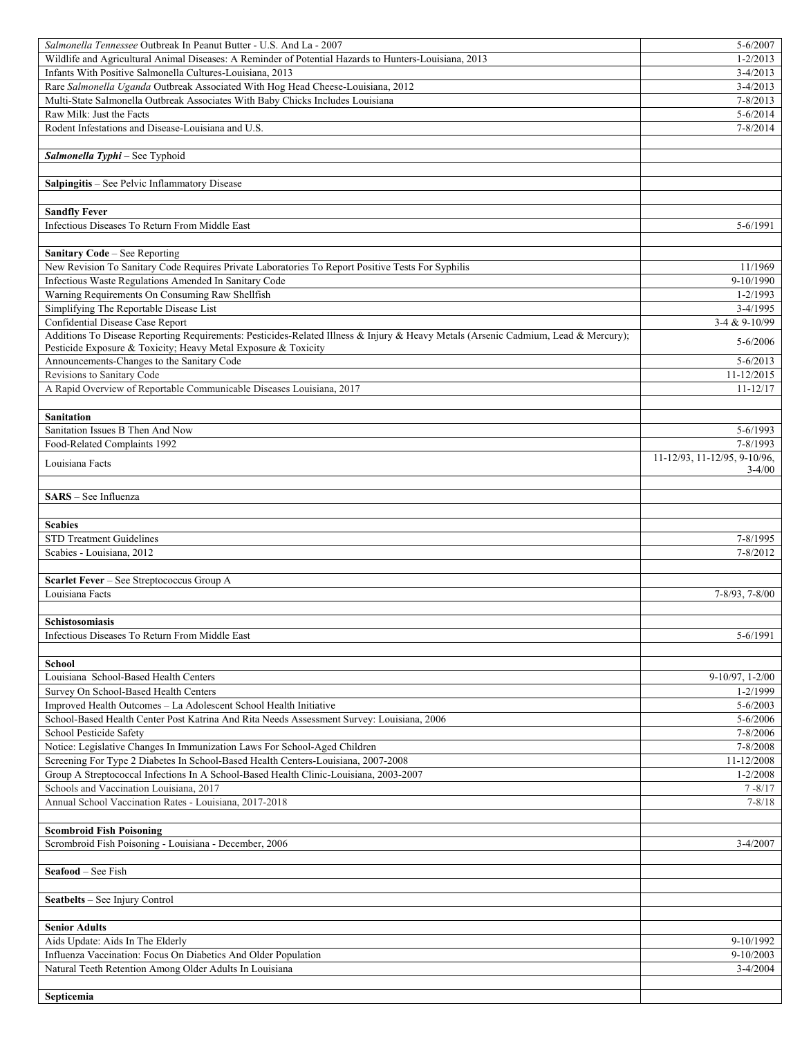| | |
|---|---|
| *Salmonella Tennessee* Outbreak In Peanut Butter - U.S. And La - 2007 | 5-6/2007 |
| Wildlife and Agricultural Animal Diseases: A Reminder of Potential Hazards to Hunters-Louisiana, 2013 | 1-2/2013 |
| Infants With Positive Salmonella Cultures-Louisiana, 2013 | 3-4/2013 |
| Rare *Salmonella Uganda* Outbreak Associated With Hog Head Cheese-Louisiana, 2012 | 3-4/2013 |
| Multi-State Salmonella Outbreak Associates With Baby Chicks Includes Louisiana | 7-8/2013 |
| Raw Milk: Just the Facts | 5-6/2014 |
| Rodent Infestations and Disease-Louisiana and U.S. | 7-8/2014 |
| | |
| ***Salmonella Typhi*** – See Typhoid | |
| | |
| **Salpingitis** – See Pelvic Inflammatory Disease | |
| | |
| **Sandfly Fever** | |
| Infectious Diseases To Return From Middle East | 5-6/1991 |
| | |
| **Sanitary Code** – See Reporting | |
| New Revision To Sanitary Code Requires Private Laboratories To Report Positive Tests For Syphilis | 11/1969 |
| Infectious Waste Regulations Amended In Sanitary Code | 9-10/1990 |
| Warning Requirements On Consuming Raw Shellfish | 1-2/1993 |
| Simplifying The Reportable Disease List | 3-4/1995 |
| Confidential Disease Case Report | 3-4 & 9-10/99 |
| Additions To Disease Reporting Requirements: Pesticides-Related Illness & Injury & Heavy Metals (Arsenic Cadmium, Lead & Mercury); Pesticide Exposure & Toxicity; Heavy Metal Exposure & Toxicity | 5-6/2006 |
| Announcements-Changes to the Sanitary Code | 5-6/2013 |
| Revisions to Sanitary Code | 11-12/2015 |
| A Rapid Overview of Reportable Communicable Diseases Louisiana, 2017 | 11-12/17 |
| | |
| **Sanitation** | |
| Sanitation Issues B Then And Now | 5-6/1993 |
| Food-Related Complaints 1992 | 7-8/1993 |
| Louisiana Facts | 11-12/93, 11-12/95, 9-10/96, 3-4/00 |
| | |
| **SARS** – See Influenza | |
| | |
| **Scabies** | |
| STD Treatment Guidelines | 7-8/1995 |
| Scabies - Louisiana, 2012 | 7-8/2012 |
| | |
| **Scarlet Fever** – See Streptococcus Group A | |
| Louisiana Facts | 7-8/93, 7-8/00 |
| | |
| **Schistosomiasis** | |
| Infectious Diseases To Return From Middle East | 5-6/1991 |
| | |
| **School** | |
| Louisiana School-Based Health Centers | 9-10/97, 1-2/00 |
| Survey On School-Based Health Centers | 1-2/1999 |
| Improved Health Outcomes – La Adolescent School Health Initiative | 5-6/2003 |
| School-Based Health Center Post Katrina And Rita Needs Assessment Survey: Louisiana, 2006 | 5-6/2006 |
| School Pesticide Safety | 7-8/2006 |
| Notice: Legislative Changes In Immunization Laws For School-Aged Children | 7-8/2008 |
| Screening For Type 2 Diabetes In School-Based Health Centers-Louisiana, 2007-2008 | 11-12/2008 |
| Group A Streptococcal Infections In A School-Based Health Clinic-Louisiana, 2003-2007 | 1-2/2008 |
| Schools and Vaccination Louisiana, 2017 | 7 -8/17 |
| Annual School Vaccination Rates - Louisiana, 2017-2018 | 7-8/18 |
| | |
| **Scombroid Fish Poisoning** | |
| Scrombroid Fish Poisoning - Louisiana - December, 2006 | 3-4/2007 |
| | |
| **Seafood** – See Fish | |
| | |
| **Seatbelts** – See Injury Control | |
| | |
| **Senior Adults** | |
| Aids Update: Aids In The Elderly | 9-10/1992 |
| Influenza Vaccination: Focus On Diabetics And Older Population | 9-10/2003 |
| Natural Teeth Retention Among Older Adults In Louisiana | 3-4/2004 |
| | |
| **Septicemia** | |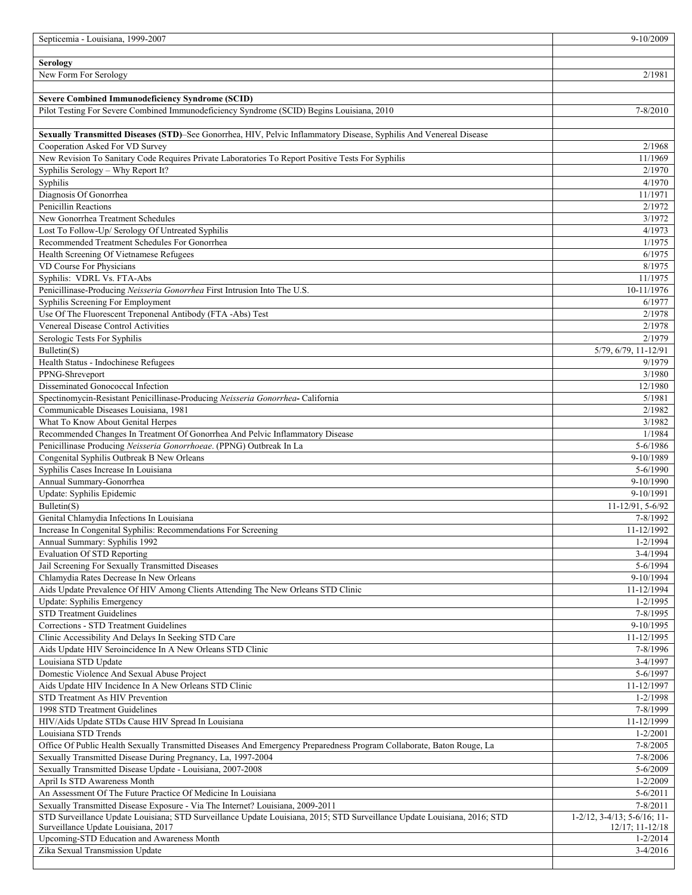| | |
|---|---|
| Septicemia - Louisiana, 1999-2007 | 9-10/2009 |
| | |
| **Serology** | |
| New Form For Serology | 2/1981 |
| | |
| **Severe Combined Immunodeficiency Syndrome (SCID)** | |
| Pilot Testing For Severe Combined Immunodeficiency Syndrome (SCID) Begins Louisiana, 2010 | 7-8/2010 |
| | |
| **Sexually Transmitted Diseases (STD)**–See Gonorrhea, HIV, Pelvic Inflammatory Disease, Syphilis And Venereal Disease | |
| Cooperation Asked For VD Survey | 2/1968 |
| New Revision To Sanitary Code Requires Private Laboratories To Report Positive Tests For Syphilis | 11/1969 |
| Syphilis Serology – Why Report It? | 2/1970 |
| Syphilis | 4/1970 |
| Diagnosis Of Gonorrhea | 11/1971 |
| Penicillin Reactions | 2/1972 |
| New Gonorrhea Treatment Schedules | 3/1972 |
| Lost To Follow-Up/ Serology Of Untreated Syphilis | 4/1973 |
| Recommended Treatment Schedules For Gonorrhea | 1/1975 |
| Health Screening Of Vietnamese Refugees | 6/1975 |
| VD Course For Physicians | 8/1975 |
| Syphilis: VDRL Vs. FTA-Abs | 11/1975 |
| Penicillinase-Producing *Neisseria Gonorrhea* First Intrusion Into The U.S. | 10-11/1976 |
| Syphilis Screening For Employment | 6/1977 |
| Use Of The Fluorescent Treponeal Antibody (FTA -Abs) Test | 2/1978 |
| Venereal Disease Control Activities | 2/1978 |
| Serologic Tests For Syphilis | 2/1979 |
| Bulletin(S) | 5/79, 6/79, 11-12/91 |
| Health Status - Indochinese Refugees | 9/1979 |
| PPNG-Shreveport | 3/1980 |
| Disseminated Gonococcal Infection | 12/1980 |
| Spectinomycin-Resistant Penicillinase-Producing *Neisseria Gonorrhea*- California | 5/1981 |
| Communicable Diseases Louisiana, 1981 | 2/1982 |
| What To Know About Genital Herpes | 3/1982 |
| Recommended Changes In Treatment Of Gonorrhea And Pelvic Inflammatory Disease | 1/1984 |
| Penicillinase Producing *Neisseria Gonorrhoeae*. (PPNG) Outbreak In La | 5-6/1986 |
| Congenital Syphilis Outbreak B New Orleans | 9-10/1989 |
| Syphilis Cases Increase In Louisiana | 5-6/1990 |
| Annual Summary-Gonorrhea | 9-10/1990 |
| Update: Syphilis Epidemic | 9-10/1991 |
| Bulletin(S) | 11-12/91, 5-6/92 |
| Genital Chlamydia Infections In Louisiana | 7-8/1992 |
| Increase In Congenital Syphilis: Recommendations For Screening | 11-12/1992 |
| Annual Summary: Syphilis 1992 | 1-2/1994 |
| Evaluation Of STD Reporting | 3-4/1994 |
| Jail Screening For Sexually Transmitted Diseases | 5-6/1994 |
| Chlamydia Rates Decrease In New Orleans | 9-10/1994 |
| Aids Update Prevalence Of HIV Among Clients Attending The New Orleans STD Clinic | 11-12/1994 |
| Update: Syphilis Emergency | 1-2/1995 |
| STD Treatment Guidelines | 7-8/1995 |
| Corrections - STD Treatment Guidelines | 9-10/1995 |
| Clinic Accessibility And Delays In Seeking STD Care | 11-12/1995 |
| Aids Update HIV Seroincidence In A New Orleans STD Clinic | 7-8/1996 |
| Louisiana STD Update | 3-4/1997 |
| Domestic Violence And Sexual Abuse Project | 5-6/1997 |
| Aids Update HIV Incidence In A New Orleans STD Clinic | 11-12/1997 |
| STD Treatment As HIV Prevention | 1-2/1998 |
| 1998 STD Treatment Guidelines | 7-8/1999 |
| HIV/Aids Update STDs Cause HIV Spread In Louisiana | 11-12/1999 |
| Louisiana STD Trends | 1-2/2001 |
| Office Of Public Health Sexually Transmitted Diseases And Emergency Preparedness Program Collaborate, Baton Rouge, La | 7-8/2005 |
| Sexually Transmitted Disease During Pregnancy, La, 1997-2004 | 7-8/2006 |
| Sexually Transmitted Disease Update - Louisiana, 2007-2008 | 5-6/2009 |
| April Is STD Awareness Month | 1-2/2009 |
| An Assessment Of The Future Practice Of Medicine In Louisiana | 5-6/2011 |
| Sexually Transmitted Disease Exposure - Via The Internet? Louisiana, 2009-2011 | 7-8/2011 |
| STD Surveillance Update Louisiana; STD Surveillance Update Louisiana, 2015; STD Surveillance Update Louisiana, 2016; STD Surveillance Update Louisiana, 2017 | 1-2/12, 3-4/13; 5-6/16; 11-12/17; 11-12/18 |
| Upcoming-STD Education and Awareness Month | 1-2/2014 |
| Zika Sexual Transmission Update | 3-4/2016 |
| | |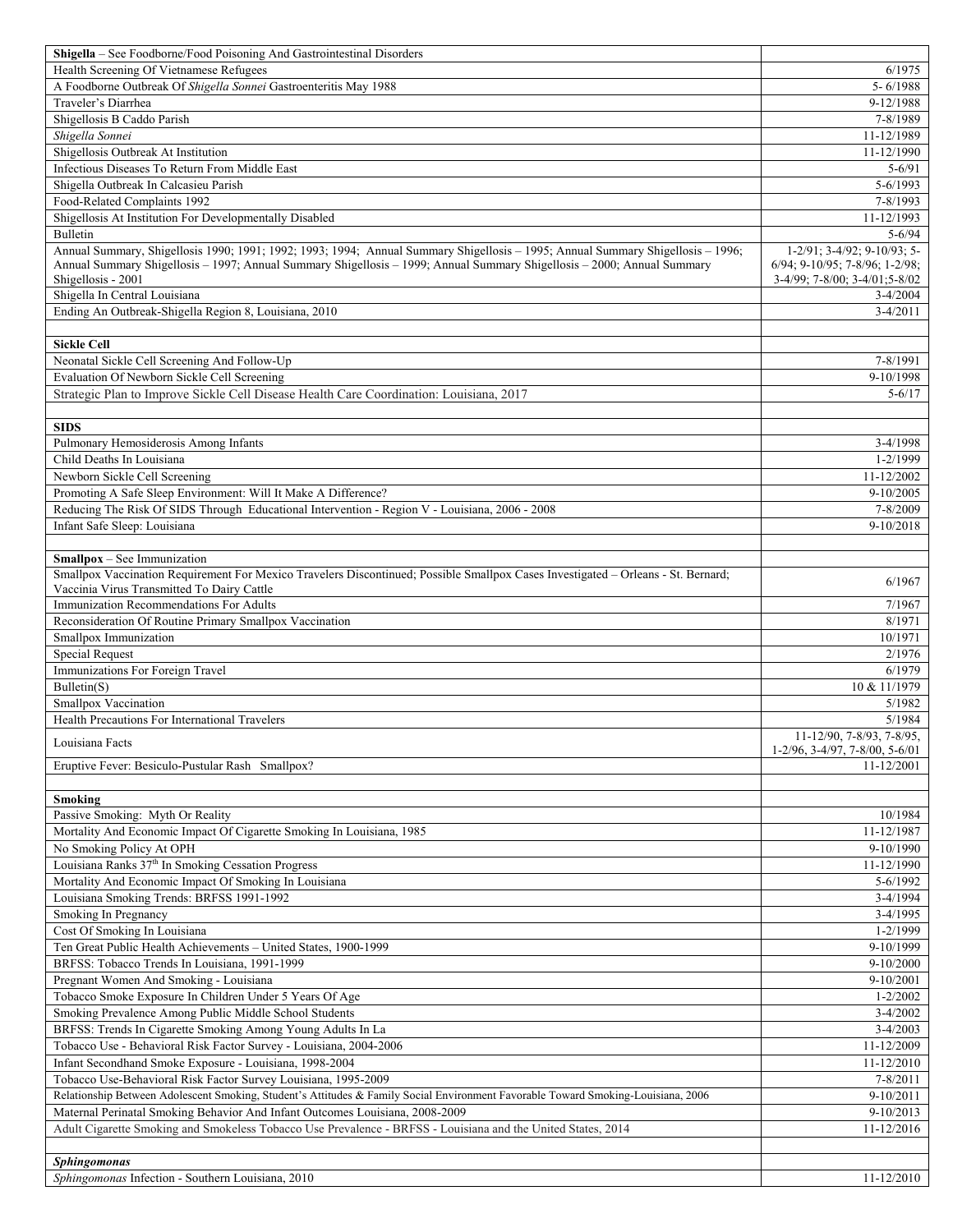| | |
|---|---|
| **Shigella** – See Foodborne/Food Poisoning And Gastrointestinal Disorders | |
| Health Screening Of Vietnamese Refugees | 6/1975 |
| A Foodborne Outbreak Of *Shigella Sonnei* Gastroenteritis May 1988 | 5- 6/1988 |
| Traveler's Diarrhea | 9-12/1988 |
| Shigellosis B Caddo Parish | 7-8/1989 |
| *Shigella Sonnei* | 11-12/1989 |
| Shigellosis Outbreak At Institution | 11-12/1990 |
| Infectious Diseases To Return From Middle East | 5-6/91 |
| Shigella Outbreak In Calcasieu Parish | 5-6/1993 |
| Food-Related Complaints 1992 | 7-8/1993 |
| Shigellosis At Institution For Developmentally Disabled | 11-12/1993 |
| Bulletin | 5-6/94 |
| Annual Summary, Shigellosis 1990; 1991; 1992; 1993; 1994; Annual Summary Shigellosis – 1995; Annual Summary Shigellosis – 1996; Annual Summary Shigellosis – 1997; Annual Summary Shigellosis – 1999; Annual Summary Shigellosis – 2000; Annual Summary Shigellosis - 2001 | 1-2/91; 3-4/92; 9-10/93; 5-6/94; 9-10/95; 7-8/96; 1-2/98; 3-4/99; 7-8/00; 3-4/01;5-8/02 |
| Shigella In Central Louisiana | 3-4/2004 |
| Ending An Outbreak-Shigella Region 8, Louisiana, 2010 | 3-4/2011 |
| | |
| **Sickle Cell** | |
| Neonatal Sickle Cell Screening And Follow-Up | 7-8/1991 |
| Evaluation Of Newborn Sickle Cell Screening | 9-10/1998 |
| Strategic Plan to Improve Sickle Cell Disease Health Care Coordination: Louisiana, 2017 | 5-6/17 |
| | |
| **SIDS** | |
| Pulmonary Hemosiderosis Among Infants | 3-4/1998 |
| Child Deaths In Louisiana | 1-2/1999 |
| Newborn Sickle Cell Screening | 11-12/2002 |
| Promoting A Safe Sleep Environment: Will It Make A Difference? | 9-10/2005 |
| Reducing The Risk Of SIDS Through Educational Intervention - Region V - Louisiana, 2006 - 2008 | 7-8/2009 |
| Infant Safe Sleep: Louisiana | 9-10/2018 |
| | |
| **Smallpox** – See Immunization | |
| Smallpox Vaccination Requirement For Mexico Travelers Discontinued; Possible Smallpox Cases Investigated – Orleans - St. Bernard; Vaccinia Virus Transmitted To Dairy Cattle | 6/1967 |
| Immunization Recommendations For Adults | 7/1967 |
| Reconsideration Of Routine Primary Smallpox Vaccination | 8/1971 |
| Smallpox Immunization | 10/1971 |
| Special Request | 2/1976 |
| Immunizations For Foreign Travel | 6/1979 |
| Bulletin(S) | 10 & 11/1979 |
| Smallpox Vaccination | 5/1982 |
| Health Precautions For International Travelers | 5/1984 |
| Louisiana Facts | 11-12/90, 7-8/93, 7-8/95, 1-2/96, 3-4/97, 7-8/00, 5-6/01 |
| Eruptive Fever: Besiculo-Pustular Rash Smallpox? | 11-12/2001 |
| | |
| **Smoking** | |
| Passive Smoking: Myth Or Reality | 10/1984 |
| Mortality And Economic Impact Of Cigarette Smoking In Louisiana, 1985 | 11-12/1987 |
| No Smoking Policy At OPH | 9-10/1990 |
| Louisiana Ranks 37th In Smoking Cessation Progress | 11-12/1990 |
| Mortality And Economic Impact Of Smoking In Louisiana | 5-6/1992 |
| Louisiana Smoking Trends: BRFSS 1991-1992 | 3-4/1994 |
| Smoking In Pregnancy | 3-4/1995 |
| Cost Of Smoking In Louisiana | 1-2/1999 |
| Ten Great Public Health Achievements – United States, 1900-1999 | 9-10/1999 |
| BRFSS: Tobacco Trends In Louisiana, 1991-1999 | 9-10/2000 |
| Pregnant Women And Smoking - Louisiana | 9-10/2001 |
| Tobacco Smoke Exposure In Children Under 5 Years Of Age | 1-2/2002 |
| Smoking Prevalence Among Public Middle School Students | 3-4/2002 |
| BRFSS: Trends In Cigarette Smoking Among Young Adults In La | 3-4/2003 |
| Tobacco Use - Behavioral Risk Factor Survey - Louisiana, 2004-2006 | 11-12/2009 |
| Infant Secondhand Smoke Exposure - Louisiana, 1998-2004 | 11-12/2010 |
| Tobacco Use-Behavioral Risk Factor Survey Louisiana, 1995-2009 | 7-8/2011 |
| Relationship Between Adolescent Smoking, Student's Attitudes & Family Social Environment Favorable Toward Smoking-Louisiana, 2006 | 9-10/2011 |
| Maternal Perinatal Smoking Behavior And Infant Outcomes Louisiana, 2008-2009 | 9-10/2013 |
| Adult Cigarette Smoking and Smokeless Tobacco Use Prevalence - BRFSS - Louisiana and the United States, 2014 | 11-12/2016 |
| | |
| ***Sphingomonas*** | |
| *Sphingomonas* Infection - Southern Louisiana, 2010 | 11-12/2010 |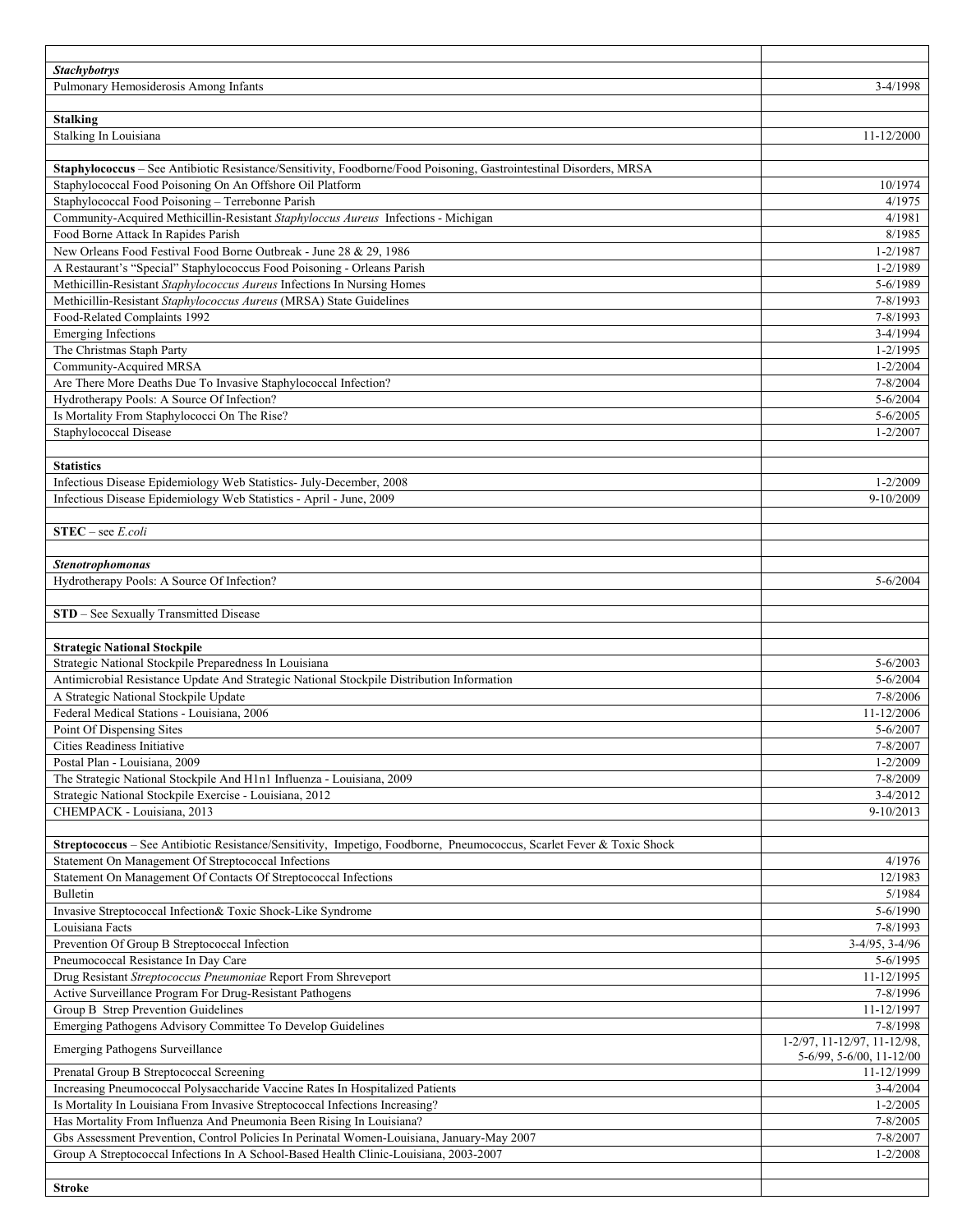| | |
|---|---|
| ***Stachybotrys*** | |
| Pulmonary Hemosiderosis Among Infants | 3-4/1998 |
| | |
| **Stalking** | |
| Stalking In Louisiana | 11-12/2000 |
| | |
| **Staphylococcus** – See Antibiotic Resistance/Sensitivity, Foodborne/Food Poisoning, Gastrointestinal Disorders, MRSA | |
| Staphylococcal Food Poisoning On An Offshore Oil Platform | 10/1974 |
| Staphylococcal Food Poisoning – Terrebonne Parish | 4/1975 |
| Community-Acquired Methicillin-Resistant *Staphyloccus Aureus* Infections - Michigan | 4/1981 |
| Food Borne Attack In Rapides Parish | 8/1985 |
| New Orleans Food Festival Food Borne Outbreak - June 28 & 29, 1986 | 1-2/1987 |
| A Restaurant's "Special" Staphylococcus Food Poisoning - Orleans Parish | 1-2/1989 |
| Methicillin-Resistant *Staphylococcus Aureus* Infections In Nursing Homes | 5-6/1989 |
| Methicillin-Resistant *Staphylococcus Aureus* (MRSA) State Guidelines | 7-8/1993 |
| Food-Related Complaints 1992 | 7-8/1993 |
| Emerging Infections | 3-4/1994 |
| The Christmas Staph Party | 1-2/1995 |
| Community-Acquired MRSA | 1-2/2004 |
| Are There More Deaths Due To Invasive Staphylococcal Infection? | 7-8/2004 |
| Hydrotherapy Pools: A Source Of Infection? | 5-6/2004 |
| Is Mortality From Staphylococci On The Rise? | 5-6/2005 |
| Staphylococcal Disease | 1-2/2007 |
| | |
| **Statistics** | |
| Infectious Disease Epidemiology Web Statistics- July-December, 2008 | 1-2/2009 |
| Infectious Disease Epidemiology Web Statistics - April - June, 2009 | 9-10/2009 |
| | |
| **STEC** – see *E.coli* | |
| | |
| ***Stenotrophomonas*** | |
| Hydrotherapy Pools: A Source Of Infection? | 5-6/2004 |
| | |
| **STD** – See Sexually Transmitted Disease | |
| | |
| **Strategic National Stockpile** | |
| Strategic National Stockpile Preparedness In Louisiana | 5-6/2003 |
| Antimicrobial Resistance Update And Strategic National Stockpile Distribution Information | 5-6/2004 |
| A Strategic National Stockpile Update | 7-8/2006 |
| Federal Medical Stations - Louisiana, 2006 | 11-12/2006 |
| Point Of Dispensing Sites | 5-6/2007 |
| Cities Readiness Initiative | 7-8/2007 |
| Postal Plan - Louisiana, 2009 | 1-2/2009 |
| The Strategic National Stockpile And H1n1 Influenza - Louisiana, 2009 | 7-8/2009 |
| Strategic National Stockpile Exercise - Louisiana, 2012 | 3-4/2012 |
| CHEMPACK - Louisiana, 2013 | 9-10/2013 |
| | |
| **Streptococcus** – See Antibiotic Resistance/Sensitivity, Impetigo, Foodborne, Pneumococcus, Scarlet Fever & Toxic Shock | |
| Statement On Management Of Streptococcal Infections | 4/1976 |
| Statement On Management Of Contacts Of Streptococcal Infections | 12/1983 |
| Bulletin | 5/1984 |
| Invasive Streptococcal Infection& Toxic Shock-Like Syndrome | 5-6/1990 |
| Louisiana Facts | 7-8/1993 |
| Prevention Of Group B Streptococcal Infection | 3-4/95, 3-4/96 |
| Pneumococcal Resistance In Day Care | 5-6/1995 |
| Drug Resistant *Streptococcus Pneumoniae* Report From Shreveport | 11-12/1995 |
| Active Surveillance Program For Drug-Resistant Pathogens | 7-8/1996 |
| Group B Strep Prevention Guidelines | 11-12/1997 |
| Emerging Pathogens Advisory Committee To Develop Guidelines | 7-8/1998 |
| Emerging Pathogens Surveillance | 1-2/97, 11-12/97, 11-12/98, 5-6/99, 5-6/00, 11-12/00 |
| Prenatal Group B Streptococcal Screening | 11-12/1999 |
| Increasing Pneumococcal Polysaccharide Vaccine Rates In Hospitalized Patients | 3-4/2004 |
| Is Mortality In Louisiana From Invasive Streptococcal Infections Increasing? | 1-2/2005 |
| Has Mortality From Influenza And Pneumonia Been Rising In Louisiana? | 7-8/2005 |
| Gbs Assessment Prevention, Control Policies In Perinatal Women-Louisiana, January-May 2007 | 7-8/2007 |
| Group A Streptococcal Infections In A School-Based Health Clinic-Louisiana, 2003-2007 | 1-2/2008 |
| | |
| **Stroke** | |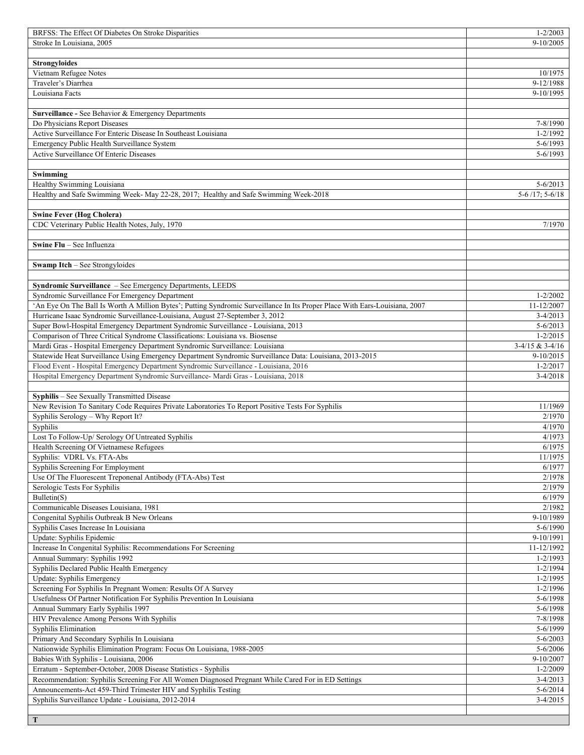| | |
|---|---|
| BRFSS: The Effect Of Diabetes On Stroke Disparities | 1-2/2003 |
| Stroke In Louisiana, 2005 | 9-10/2005 |
| | |
| **Strongyloides** | |
| Vietnam Refugee Notes | 10/1975 |
| Traveler's Diarrhea | 9-12/1988 |
| Louisiana Facts | 9-10/1995 |
| | |
| **Surveillance -** See Behavior & Emergency Departments | |
| Do Physicians Report Diseases | 7-8/1990 |
| Active Surveillance For Enteric Disease In Southeast Louisiana | 1-2/1992 |
| Emergency Public Health Surveillance System | 5-6/1993 |
| Active Surveillance Of Enteric Diseases | 5-6/1993 |
| | |
| **Swimming** | |
| Healthy Swimming Louisiana | 5-6/2013 |
| Healthy and Safe Swimming Week- May 22-28, 2017; Healthy and Safe Swimming Week-2018 | 5-6 /17; 5-6/18 |
| | |
| **Swine Fever (Hog Cholera)** | |
| CDC Veterinary Public Health Notes, July, 1970 | 7/1970 |
| | |
| **Swine Flu** – See Influenza | |
| | |
| **Swamp Itch** – See Strongyloides | |
| | |
| **Syndromic Surveillance** – See Emergency Departments, LEEDS | |
| Syndromic Surveillance For Emergency Department | 1-2/2002 |
| 'An Eye On The Ball Is Worth A Million Bytes'; Putting Syndromic Surveillance In Its Proper Place With Ears-Louisiana, 2007 | 11-12/2007 |
| Hurricane Isaac Syndromic Surveillance-Louisiana, August 27-September 3, 2012 | 3-4/2013 |
| Super Bowl-Hospital Emergency Department Syndromic Surveillance - Louisiana, 2013 | 5-6/2013 |
| Comparison of Three Critical Syndrome Classifications: Louisiana vs. Biosense | 1-2/2015 |
| Mardi Gras - Hospital Emergency Department Syndromic Surveillance: Louisiana | 3-4/15 & 3-4/16 |
| Statewide Heat Surveillance Using Emergency Department Syndromic Surveillance Data: Louisiana, 2013-2015 | 9-10/2015 |
| Flood Event - Hospital Emergency Department Syndromic Surveillance - Louisiana, 2016 | 1-2/2017 |
| Hospital Emergency Department Syndromic Surveillance- Mardi Gras - Louisiana, 2018 | 3-4/2018 |
| | |
| **Syphilis** – See Sexually Transmitted Disease | |
| New Revision To Sanitary Code Requires Private Laboratories To Report Positive Tests For Syphilis | 11/1969 |
| Syphilis Serology – Why Report It? | 2/1970 |
| Syphilis | 4/1970 |
| Lost To Follow-Up/ Serology Of Untreated Syphilis | 4/1973 |
| Health Screening Of Vietnamese Refugees | 6/1975 |
| Syphilis: VDRL Vs. FTA-Abs | 11/1975 |
| Syphilis Screening For Employment | 6/1977 |
| Use Of The Fluorescent Treponenal Antibody (FTA-Abs) Test | 2/1978 |
| Serologic Tests For Syphilis | 2/1979 |
| Bulletin(S) | 6/1979 |
| Communicable Diseases Louisiana, 1981 | 2/1982 |
| Congenital Syphilis Outbreak B New Orleans | 9-10/1989 |
| Syphilis Cases Increase In Louisiana | 5-6/1990 |
| Update: Syphilis Epidemic | 9-10/1991 |
| Increase In Congenital Syphilis: Recommendations For Screening | 11-12/1992 |
| Annual Summary: Syphilis 1992 | 1-2/1993 |
| Syphilis Declared Public Health Emergency | 1-2/1994 |
| Update: Syphilis Emergency | 1-2/1995 |
| Screening For Syphilis In Pregnant Women: Results Of A Survey | 1-2/1996 |
| Usefulness Of Partner Notification For Syphilis Prevention In Louisiana | 5-6/1998 |
| Annual Summary Early Syphilis 1997 | 5-6/1998 |
| HIV Prevalence Among Persons With Syphilis | 7-8/1998 |
| Syphilis Elimination | 5-6/1999 |
| Primary And Secondary Syphilis In Louisiana | 5-6/2003 |
| Nationwide Syphilis Elimination Program: Focus On Louisiana, 1988-2005 | 5-6/2006 |
| Babies With Syphilis - Louisiana, 2006 | 9-10/2007 |
| Erratum - September-October, 2008 Disease Statistics - Syphilis | 1-2/2009 |
| Recommendation: Syphilis Screening For All Women Diagnosed Pregnant While Cared For in ED Settings | 3-4/2013 |
| Announcements-Act 459-Third Trimester HIV and Syphilis Testing | 5-6/2014 |
| Syphilis Surveillance Update - Louisiana, 2012-2014 | 3-4/2015 |
| | |
| **T** | |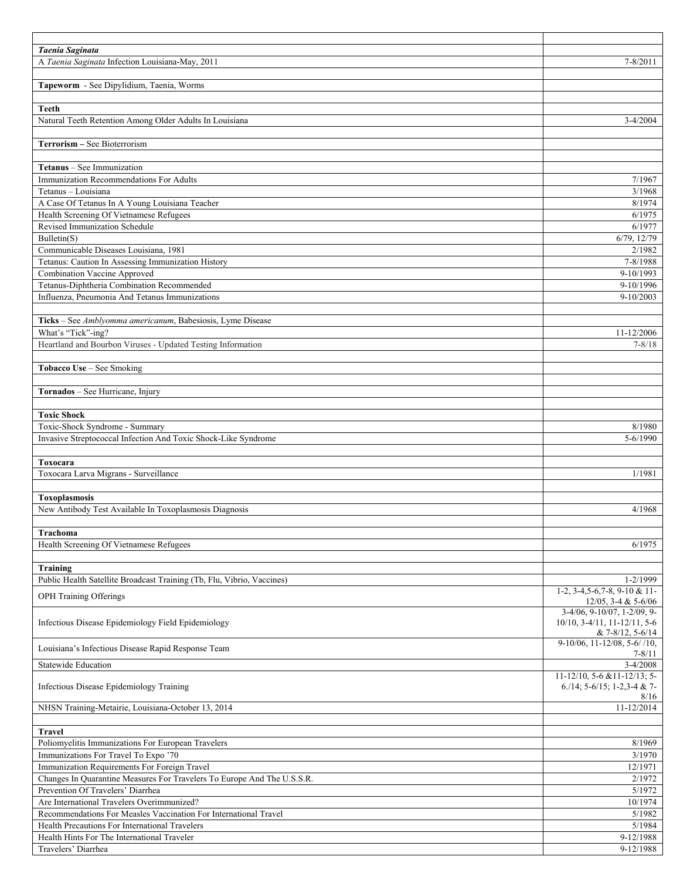| | |
|---|---|
| ***Taenia Saginata*** | |
| A *Taenia Saginata* Infection Louisiana-May, 2011 | 7-8/2011 |
| | |
| **Tapeworm** - See Dipylidium, Taenia, Worms | |
| | |
| **Teeth** | |
| Natural Teeth Retention Among Older Adults In Louisiana | 3-4/2004 |
| | |
| **Terrorism** – See Bioterrorism | |
| | |
| **Tetanus** – See Immunization | |
| Immunization Recommendations For Adults | 7/1967 |
| Tetanus – Louisiana | 3/1968 |
| A Case Of Tetanus In A Young Louisiana Teacher | 8/1974 |
| Health Screening Of Vietnamese Refugees | 6/1975 |
| Revised Immunization Schedule | 6/1977 |
| Bulletin(S) | 6/79, 12/79 |
| Communicable Diseases Louisiana, 1981 | 2/1982 |
| Tetanus: Caution In Assessing Immunization History | 7-8/1988 |
| Combination Vaccine Approved | 9-10/1993 |
| Tetanus-Diphtheria Combination Recommended | 9-10/1996 |
| Influenza, Pneumonia And Tetanus Immunizations | 9-10/2003 |
| | |
| **Ticks** – See *Amblyomma americanum*, Babesiosis, Lyme Disease | |
| What's "Tick"-ing? | 11-12/2006 |
| Heartland and Bourbon Viruses - Updated Testing Information | 7-8/18 |
| | |
| **Tobacco Use** – See Smoking | |
| | |
| **Tornados** – See Hurricane, Injury | |
| | |
| **Toxic Shock** | |
| Toxic-Shock Syndrome - Summary | 8/1980 |
| Invasive Streptococcal Infection And Toxic Shock-Like Syndrome | 5-6/1990 |
| | |
| **Toxocara** | |
| Toxocara Larva Migrans - Surveillance | 1/1981 |
| | |
| **Toxoplasmosis** | |
| New Antibody Test Available In Toxoplasmosis Diagnosis | 4/1968 |
| | |
| **Trachoma** | |
| Health Screening Of Vietnamese Refugees | 6/1975 |
| | |
| **Training** | |
| Public Health Satellite Broadcast Training (Tb, Flu, Vibrio, Vaccines) | 1-2/1999 |
| OPH Training Offerings | 1-2, 3-4,5-6,7-8, 9-10 & 11-12/05, 3-4 & 5-6/06 |
| Infectious Disease Epidemiology Field Epidemiology | 3-4/06, 9-10/07, 1-2/09, 9-10/10, 3-4/11, 11-12/11, 5-6 & 7-8/12, 5-6/14 |
| Louisiana's Infectious Disease Rapid Response Team | 9-10/06, 11-12/08, 5-6/ /10, 7-8/11 |
| Statewide Education | 3-4/2008 |
| Infectious Disease Epidemiology Training | 11-12/10, 5-6 &11-12/13; 5-6./14; 5-6/15; 1-2,3-4 & 7-8/16 |
| NHSN Training-Metairie, Louisiana-October 13, 2014 | 11-12/2014 |
| | |
| **Travel** | |
| Poliomyelitis Immunizations For European Travelers | 8/1969 |
| Immunizations For Travel To Expo '70 | 3/1970 |
| Immunization Requirements For Foreign Travel | 12/1971 |
| Changes In Quarantine Measures For Travelers To Europe And The U.S.S.R. | 2/1972 |
| Prevention Of Travelers' Diarrhea | 5/1972 |
| Are International Travelers Overimmunized? | 10/1974 |
| Recommendations For Measles Vaccination For International Travel | 5/1982 |
| Health Precautions For International Travelers | 5/1984 |
| Health Hints For The International Traveler | 9-12/1988 |
| Travelers' Diarrhea | 9-12/1988 |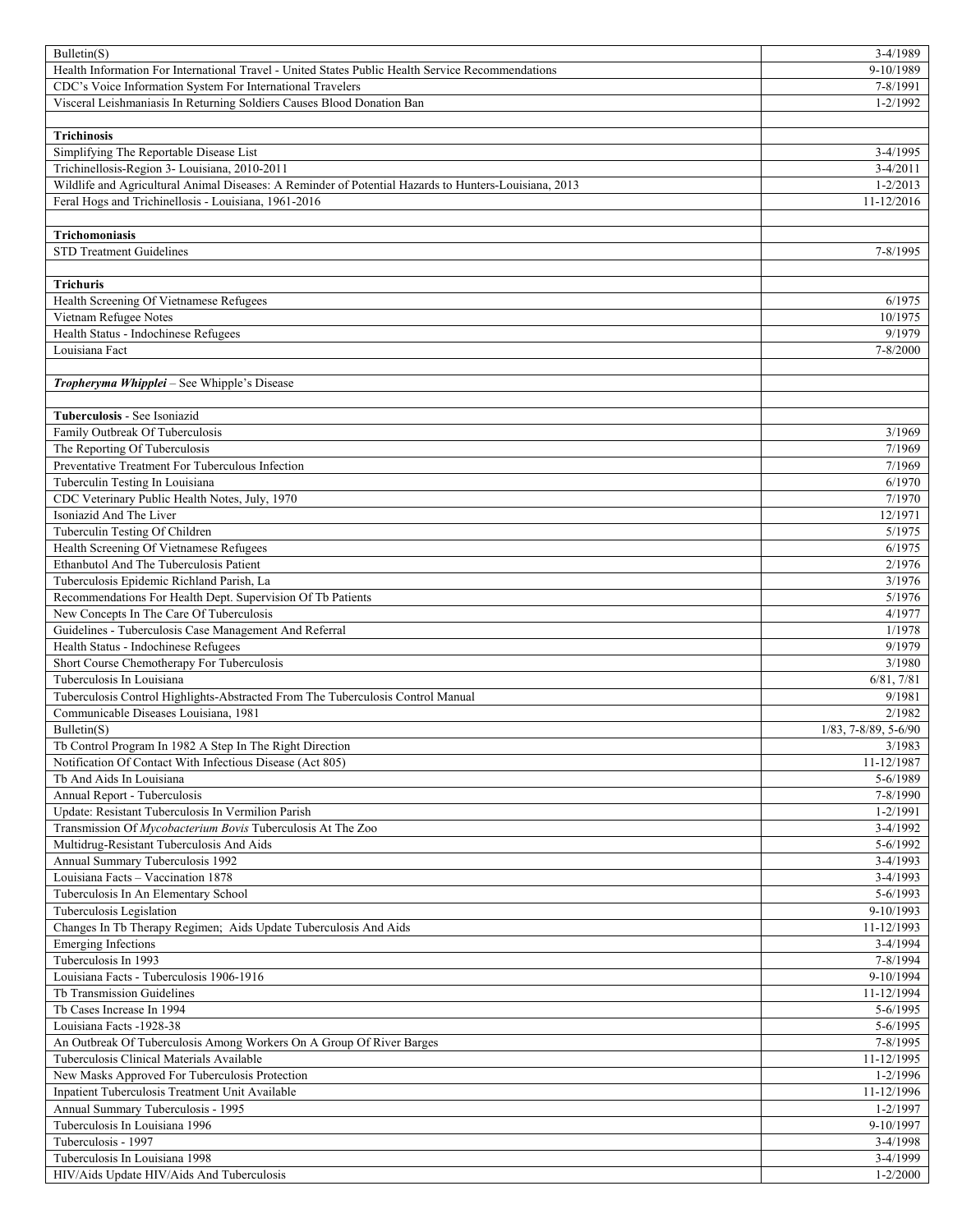| | |
|---|---|
| Bulletin(S) | 3-4/1989 |
| Health Information For International Travel - United States Public Health Service Recommendations | 9-10/1989 |
| CDC's Voice Information System For International Travelers | 7-8/1991 |
| Visceral Leishmaniasis In Returning Soldiers Causes Blood Donation Ban | 1-2/1992 |
| | |
| **Trichinosis** | |
| Simplifying The Reportable Disease List | 3-4/1995 |
| Trichinellosis-Region 3- Louisiana, 2010-2011 | 3-4/2011 |
| Wildlife and Agricultural Animal Diseases: A Reminder of Potential Hazards to Hunters-Louisiana, 2013 | 1-2/2013 |
| Feral Hogs and Trichinellosis - Louisiana, 1961-2016 | 11-12/2016 |
| | |
| **Trichomoniasis** | |
| STD Treatment Guidelines | 7-8/1995 |
| | |
| **Trichuris** | |
| Health Screening Of Vietnamese Refugees | 6/1975 |
| Vietnam Refugee Notes | 10/1975 |
| Health Status - Indochinese Refugees | 9/1979 |
| Louisiana Fact | 7-8/2000 |
| | |
| ***Tropheryma Whipplei*** – See Whipple's Disease | |
| | |
| **Tuberculosis** - See Isoniazid | |
| Family Outbreak Of Tuberculosis | 3/1969 |
| The Reporting Of Tuberculosis | 7/1969 |
| Preventative Treatment For Tuberculous Infection | 7/1969 |
| Tuberculin Testing In Louisiana | 6/1970 |
| CDC Veterinary Public Health Notes, July, 1970 | 7/1970 |
| Isoniazid And The Liver | 12/1971 |
| Tuberculin Testing Of Children | 5/1975 |
| Health Screening Of Vietnamese Refugees | 6/1975 |
| Ethanbutol And The Tuberculosis Patient | 2/1976 |
| Tuberculosis Epidemic Richland Parish, La | 3/1976 |
| Recommendations For Health Dept. Supervision Of Tb Patients | 5/1976 |
| New Concepts In The Care Of Tuberculosis | 4/1977 |
| Guidelines - Tuberculosis Case Management And Referral | 1/1978 |
| Health Status - Indochinese Refugees | 9/1979 |
| Short Course Chemotherapy For Tuberculosis | 3/1980 |
| Tuberculosis In Louisiana | 6/81, 7/81 |
| Tuberculosis Control Highlights-Abstracted From The Tuberculosis Control Manual | 9/1981 |
| Communicable Diseases Louisiana, 1981 | 2/1982 |
| Bulletin(S) | 1/83, 7-8/89, 5-6/90 |
| Tb Control Program In 1982 A Step In The Right Direction | 3/1983 |
| Notification Of Contact With Infectious Disease (Act 805) | 11-12/1987 |
| Tb And Aids In Louisiana | 5-6/1989 |
| Annual Report - Tuberculosis | 7-8/1990 |
| Update: Resistant Tuberculosis In Vermilion Parish | 1-2/1991 |
| Transmission Of *Mycobacterium Bovis* Tuberculosis At The Zoo | 3-4/1992 |
| Multidrug-Resistant Tuberculosis And Aids | 5-6/1992 |
| Annual Summary Tuberculosis 1992 | 3-4/1993 |
| Louisiana Facts – Vaccination 1878 | 3-4/1993 |
| Tuberculosis In An Elementary School | 5-6/1993 |
| Tuberculosis Legislation | 9-10/1993 |
| Changes In Tb Therapy Regimen; Aids Update Tuberculosis And Aids | 11-12/1993 |
| Emerging Infections | 3-4/1994 |
| Tuberculosis In 1993 | 7-8/1994 |
| Louisiana Facts - Tuberculosis 1906-1916 | 9-10/1994 |
| Tb Transmission Guidelines | 11-12/1994 |
| Tb Cases Increase In 1994 | 5-6/1995 |
| Louisiana Facts -1928-38 | 5-6/1995 |
| An Outbreak Of Tuberculosis Among Workers On A Group Of River Barges | 7-8/1995 |
| Tuberculosis Clinical Materials Available | 11-12/1995 |
| New Masks Approved For Tuberculosis Protection | 1-2/1996 |
| Inpatient Tuberculosis Treatment Unit Available | 11-12/1996 |
| Annual Summary Tuberculosis - 1995 | 1-2/1997 |
| Tuberculosis In Louisiana 1996 | 9-10/1997 |
| Tuberculosis - 1997 | 3-4/1998 |
| Tuberculosis In Louisiana 1998 | 3-4/1999 |
| HIV/Aids Update HIV/Aids And Tuberculosis | 1-2/2000 |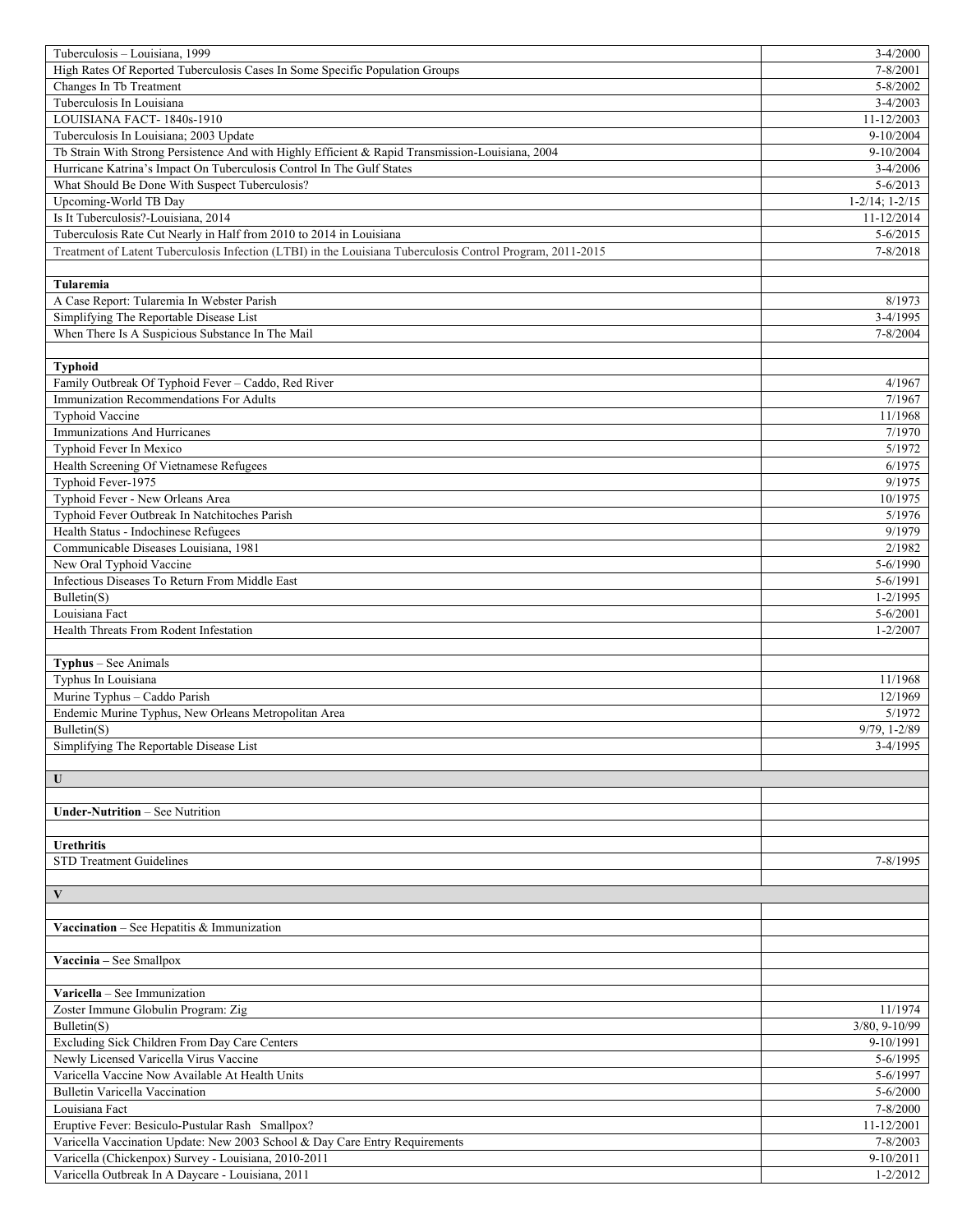| | |
|---|---|
| Tuberculosis – Louisiana, 1999 | 3-4/2000 |
| High Rates Of Reported Tuberculosis Cases In Some Specific Population Groups | 7-8/2001 |
| Changes In Tb Treatment | 5-8/2002 |
| Tuberculosis In Louisiana | 3-4/2003 |
| LOUISIANA FACT- 1840s-1910 | 11-12/2003 |
| Tuberculosis In Louisiana; 2003 Update | 9-10/2004 |
| Tb Strain With Strong Persistence And with Highly Efficient & Rapid Transmission-Louisiana, 2004 | 9-10/2004 |
| Hurricane Katrina's Impact On Tuberculosis Control In The Gulf States | 3-4/2006 |
| What Should Be Done With Suspect Tuberculosis? | 5-6/2013 |
| Upcoming-World TB Day | 1-2/14; 1-2/15 |
| Is It Tuberculosis?-Louisiana, 2014 | 11-12/2014 |
| Tuberculosis Rate Cut Nearly in Half from 2010 to 2014 in Louisiana | 5-6/2015 |
| Treatment of Latent Tuberculosis Infection (LTBI) in the Louisiana Tuberculosis Control Program, 2011-2015 | 7-8/2018 |
| | |
| **Tularemia** | |
| A Case Report: Tularemia In Webster Parish | 8/1973 |
| Simplifying The Reportable Disease List | 3-4/1995 |
| When There Is A Suspicious Substance In The Mail | 7-8/2004 |
| | |
| **Typhoid** | |
| Family Outbreak Of Typhoid Fever – Caddo, Red River | 4/1967 |
| Immunization Recommendations For Adults | 7/1967 |
| Typhoid Vaccine | 11/1968 |
| Immunizations And Hurricanes | 7/1970 |
| Typhoid Fever In Mexico | 5/1972 |
| Health Screening Of Vietnamese Refugees | 6/1975 |
| Typhoid Fever-1975 | 9/1975 |
| Typhoid Fever - New Orleans Area | 10/1975 |
| Typhoid Fever Outbreak In Natchitoches Parish | 5/1976 |
| Health Status - Indochinese Refugees | 9/1979 |
| Communicable Diseases Louisiana, 1981 | 2/1982 |
| New Oral Typhoid Vaccine | 5-6/1990 |
| Infectious Diseases To Return From Middle East | 5-6/1991 |
| Bulletin(S) | 1-2/1995 |
| Louisiana Fact | 5-6/2001 |
| Health Threats From Rodent Infestation | 1-2/2007 |
| | |
| **Typhus** – See Animals | |
| Typhus In Louisiana | 11/1968 |
| Murine Typhus – Caddo Parish | 12/1969 |
| Endemic Murine Typhus, New Orleans Metropolitan Area | 5/1972 |
| Bulletin(S) | 9/79, 1-2/89 |
| Simplifying The Reportable Disease List | 3-4/1995 |
| | |
| **U** | |
| | |
| **Under-Nutrition** – See Nutrition | |
| | |
| **Urethritis** | |
| STD Treatment Guidelines | 7-8/1995 |
| | |
| **V** | |
| | |
| **Vaccination** – See Hepatitis & Immunization | |
| | |
| **Vaccinia –** See Smallpox | |
| | |
| **Varicella** – See Immunization | |
| Zoster Immune Globulin Program: Zig | 11/1974 |
| Bulletin(S) | 3/80, 9-10/99 |
| Excluding Sick Children From Day Care Centers | 9-10/1991 |
| Newly Licensed Varicella Virus Vaccine | 5-6/1995 |
| Varicella Vaccine Now Available At Health Units | 5-6/1997 |
| Bulletin Varicella Vaccination | 5-6/2000 |
| Louisiana Fact | 7-8/2000 |
| Eruptive Fever: Besiculo-Pustular Rash Smallpox? | 11-12/2001 |
| Varicella Vaccination Update: New 2003 School & Day Care Entry Requirements | 7-8/2003 |
| Varicella (Chickenpox) Survey - Louisiana, 2010-2011 | 9-10/2011 |
| Varicella Outbreak In A Daycare - Louisiana, 2011 | 1-2/2012 |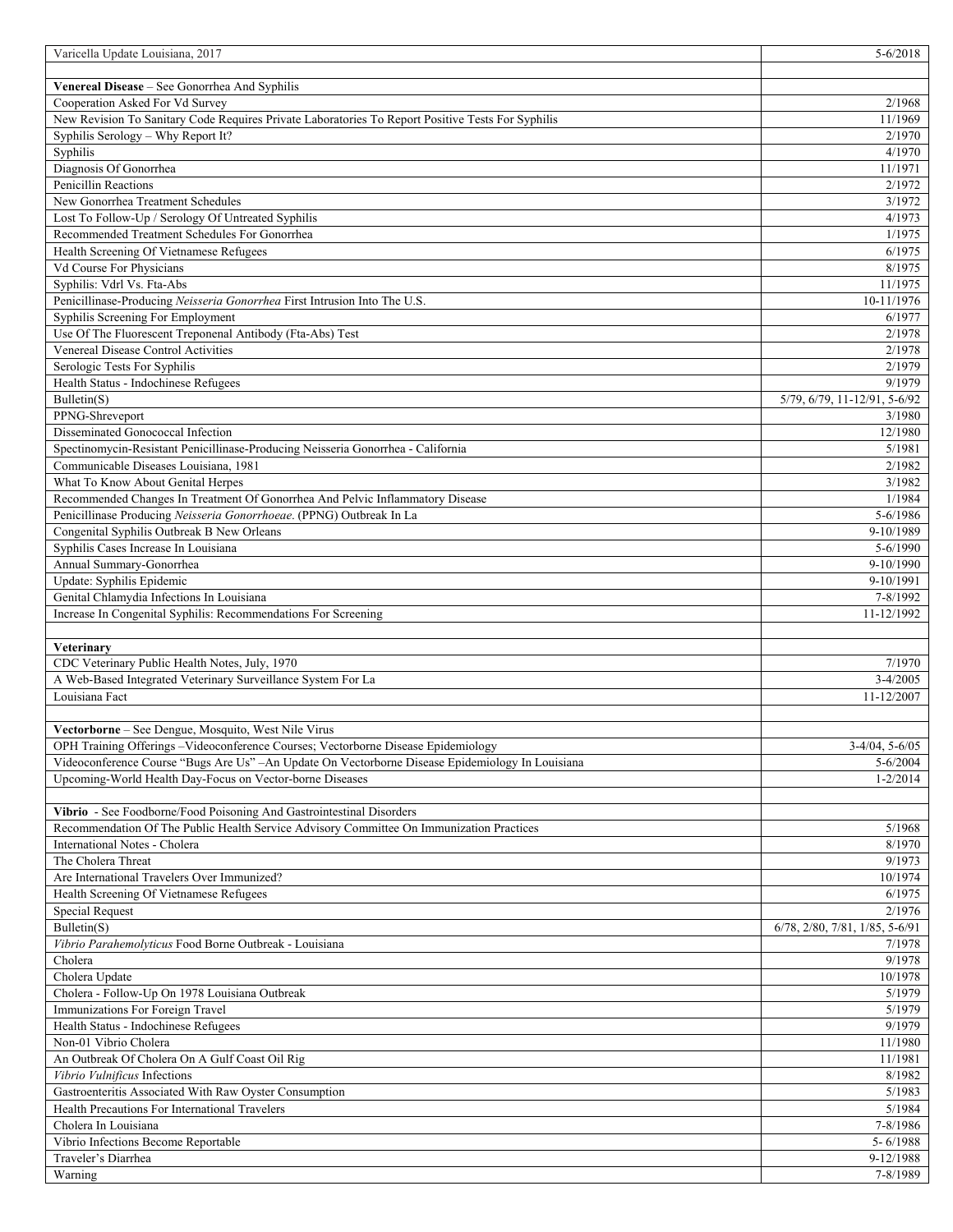| | |
|---|---|
| Varicella Update Louisiana, 2017 | 5-6/2018 |
| | |
| **Venereal Disease** – See Gonorrhea And Syphilis | |
| Cooperation Asked For Vd Survey | 2/1968 |
| New Revision To Sanitary Code Requires Private Laboratories To Report Positive Tests For Syphilis | 11/1969 |
| Syphilis Serology – Why Report It? | 2/1970 |
| Syphilis | 4/1970 |
| Diagnosis Of Gonorrhea | 11/1971 |
| Penicillin Reactions | 2/1972 |
| New Gonorrhea Treatment Schedules | 3/1972 |
| Lost To Follow-Up / Serology Of Untreated Syphilis | 4/1973 |
| Recommended Treatment Schedules For Gonorrhea | 1/1975 |
| Health Screening Of Vietnamese Refugees | 6/1975 |
| Vd Course For Physicians | 8/1975 |
| Syphilis: Vdrl Vs. Fta-Abs | 11/1975 |
| Penicillinase-Producing *Neisseria Gonorrhea* First Intrusion Into The U.S. | 10-11/1976 |
| Syphilis Screening For Employment | 6/1977 |
| Use Of The Fluorescent Treponenal Antibody (Fta-Abs) Test | 2/1978 |
| Venereal Disease Control Activities | 2/1978 |
| Serologic Tests For Syphilis | 2/1979 |
| Health Status - Indochinese Refugees | 9/1979 |
| Bulletin(S) | 5/79, 6/79, 11-12/91, 5-6/92 |
| PPNG-Shreveport | 3/1980 |
| Disseminated Gonococcal Infection | 12/1980 |
| Spectinomycin-Resistant Penicillinase-Producing Neisseria Gonorrhea - California | 5/1981 |
| Communicable Diseases Louisiana, 1981 | 2/1982 |
| What To Know About Genital Herpes | 3/1982 |
| Recommended Changes In Treatment Of Gonorrhea And Pelvic Inflammatory Disease | 1/1984 |
| Penicillinase Producing *Neisseria Gonorrhoeae*. (PPNG) Outbreak In La | 5-6/1986 |
| Congenital Syphilis Outbreak B New Orleans | 9-10/1989 |
| Syphilis Cases Increase In Louisiana | 5-6/1990 |
| Annual Summary-Gonorrhea | 9-10/1990 |
| Update: Syphilis Epidemic | 9-10/1991 |
| Genital Chlamydia Infections In Louisiana | 7-8/1992 |
| Increase In Congenital Syphilis: Recommendations For Screening | 11-12/1992 |
| | |
| **Veterinary** | |
| CDC Veterinary Public Health Notes, July, 1970 | 7/1970 |
| A Web-Based Integrated Veterinary Surveillance System For La | 3-4/2005 |
| Louisiana Fact | 11-12/2007 |
| | |
| **Vectorborne** – See Dengue, Mosquito, West Nile Virus | |
| OPH Training Offerings –Videoconference Courses; Vectorborne Disease Epidemiology | 3-4/04, 5-6/05 |
| Videoconference Course "Bugs Are Us" –An Update On Vectorborne Disease Epidemiology In Louisiana | 5-6/2004 |
| Upcoming-World Health Day-Focus on Vector-borne Diseases | 1-2/2014 |
| | |
| **Vibrio** - See Foodborne/Food Poisoning And Gastrointestinal Disorders | |
| Recommendation Of The Public Health Service Advisory Committee On Immunization Practices | 5/1968 |
| International Notes - Cholera | 8/1970 |
| The Cholera Threat | 9/1973 |
| Are International Travelers Over Immunized? | 10/1974 |
| Health Screening Of Vietnamese Refugees | 6/1975 |
| Special Request | 2/1976 |
| Bulletin(S) | 6/78, 2/80, 7/81, 1/85, 5-6/91 |
| *Vibrio Parahemolyticus* Food Borne Outbreak - Louisiana | 7/1978 |
| Cholera | 9/1978 |
| Cholera Update | 10/1978 |
| Cholera - Follow-Up On 1978 Louisiana Outbreak | 5/1979 |
| Immunizations For Foreign Travel | 5/1979 |
| Health Status - Indochinese Refugees | 9/1979 |
| Non-01 Vibrio Cholera | 11/1980 |
| An Outbreak Of Cholera On A Gulf Coast Oil Rig | 11/1981 |
| *Vibrio Vulnificus* Infections | 8/1982 |
| Gastroenteritis Associated With Raw Oyster Consumption | 5/1983 |
| Health Precautions For International Travelers | 5/1984 |
| Cholera In Louisiana | 7-8/1986 |
| Vibrio Infections Become Reportable | 5- 6/1988 |
| Traveler's Diarrhea | 9-12/1988 |
| Warning | 7-8/1989 |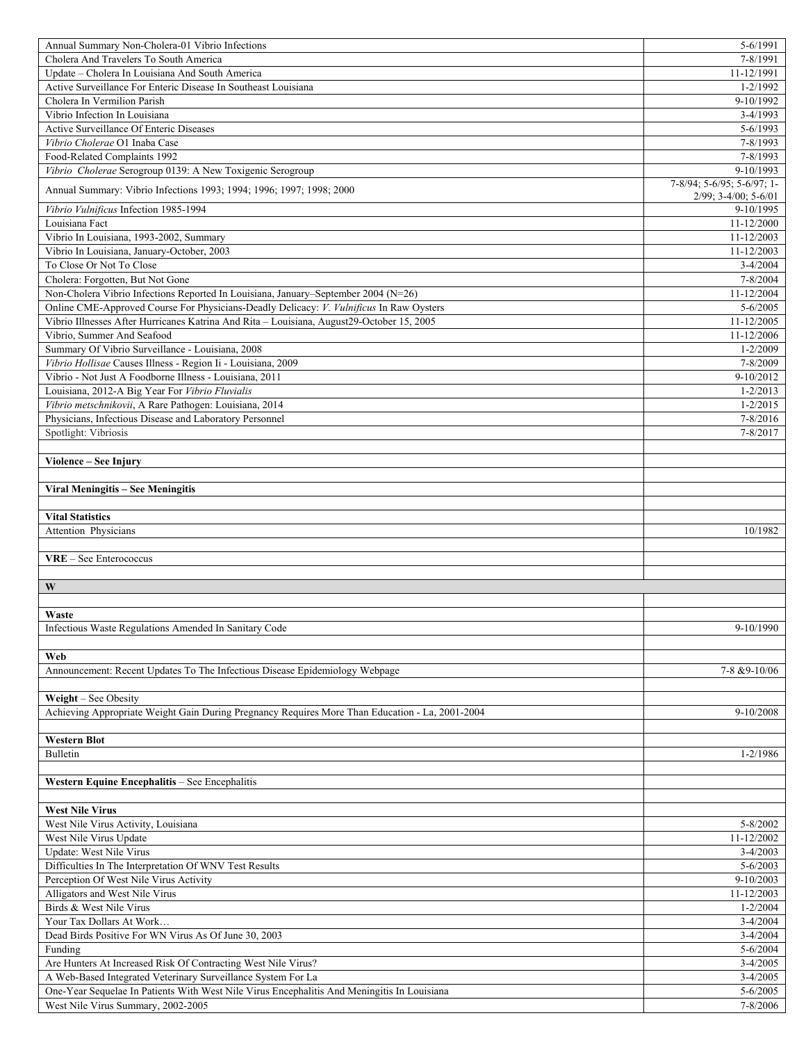| | |
|---|---|
| Annual Summary Non-Cholera-01 Vibrio Infections | 5-6/1991 |
| Cholera And Travelers To South America | 7-8/1991 |
| Update – Cholera In Louisiana And South America | 11-12/1991 |
| Active Surveillance For Enteric Disease In Southeast Louisiana | 1-2/1992 |
| Cholera In Vermilion Parish | 9-10/1992 |
| Vibrio Infection In Louisiana | 3-4/1993 |
| Active Surveillance Of Enteric Diseases | 5-6/1993 |
| *Vibrio Cholerae* O1 Inaba Case | 7-8/1993 |
| Food-Related Complaints 1992 | 7-8/1993 |
| *Vibrio Cholerae* Serogroup 0139: A New Toxigenic Serogroup | 9-10/1993 |
| Annual Summary: Vibrio Infections 1993; 1994; 1996; 1997; 1998; 2000 | 7-8/94; 5-6/95; 5-6/97; 1-2/99; 3-4/00; 5-6/01 |
| *Vibrio Vulnificus* Infection 1985-1994 | 9-10/1995 |
| Louisiana Fact | 11-12/2000 |
| Vibrio In Louisiana, 1993-2002, Summary | 11-12/2003 |
| Vibrio In Louisiana, January-October, 2003 | 11-12/2003 |
| To Close Or Not To Close | 3-4/2004 |
| Cholera: Forgotten, But Not Gone | 7-8/2004 |
| Non-Cholera Vibrio Infections Reported In Louisiana, January–September 2004 (N=26) | 11-12/2004 |
| Online CME-Approved Course For Physicians-Deadly Delicacy: *V. Vulnificus* In Raw Oysters | 5-6/2005 |
| Vibrio Illnesses After Hurricanes Katrina And Rita – Louisiana, August29-October 15, 2005 | 11-12/2005 |
| Vibrio, Summer And Seafood | 11-12/2006 |
| Summary Of Vibrio Surveillance - Louisiana, 2008 | 1-2/2009 |
| *Vibrio Hollisae* Causes Illness - Region Ii - Louisiana, 2009 | 7-8/2009 |
| Vibrio - Not Just A Foodborne Illness - Louisiana, 2011 | 9-10/2012 |
| Louisiana, 2012-A Big Year For *Vibrio Fluvialis* | 1-2/2013 |
| *Vibrio metschnikovii*, A Rare Pathogen: Louisiana, 2014 | 1-2/2015 |
| Physicians, Infectious Disease and Laboratory Personnel | 7-8/2016 |
| Spotlight: Vibriosis | 7-8/2017 |
| | |
| **Violence – See Injury** | |
| | |
| **Viral Meningitis – See Meningitis** | |
| | |
| **Vital Statistics** | |
| Attention Physicians | 10/1982 |
| | |
| **VRE** – See Enterococcus | |
| | |
| **W** | |
| | |
| **Waste** | |
| Infectious Waste Regulations Amended In Sanitary Code | 9-10/1990 |
| | |
| **Web** | |
| Announcement: Recent Updates To The Infectious Disease Epidemiology Webpage | 7-8 &9-10/06 |
| | |
| **Weight** – See Obesity | |
| Achieving Appropriate Weight Gain During Pregnancy Requires More Than Education - La, 2001-2004 | 9-10/2008 |
| | |
| **Western Blot** | |
| Bulletin | 1-2/1986 |
| | |
| **Western Equine Encephalitis** – See Encephalitis | |
| | |
| **West Nile Virus** | |
| West Nile Virus Activity, Louisiana | 5-8/2002 |
| West Nile Virus Update | 11-12/2002 |
| Update: West Nile Virus | 3-4/2003 |
| Difficulties In The Interpretation Of WNV Test Results | 5-6/2003 |
| Perception Of West Nile Virus Activity | 9-10/2003 |
| Alligators and West Nile Virus | 11-12/2003 |
| Birds & West Nile Virus | 1-2/2004 |
| Your Tax Dollars At Work… | 3-4/2004 |
| Dead Birds Positive For WN Virus As Of June 30, 2003 | 3-4/2004 |
| Funding | 5-6/2004 |
| Are Hunters At Increased Risk Of Contracting West Nile Virus? | 3-4/2005 |
| A Web-Based Integrated Veterinary Surveillance System For La | 3-4/2005 |
| One-Year Sequelae In Patients With West Nile Virus Encephalitis And Meningitis In Louisiana | 5-6/2005 |
| West Nile Virus Summary, 2002-2005 | 7-8/2006 |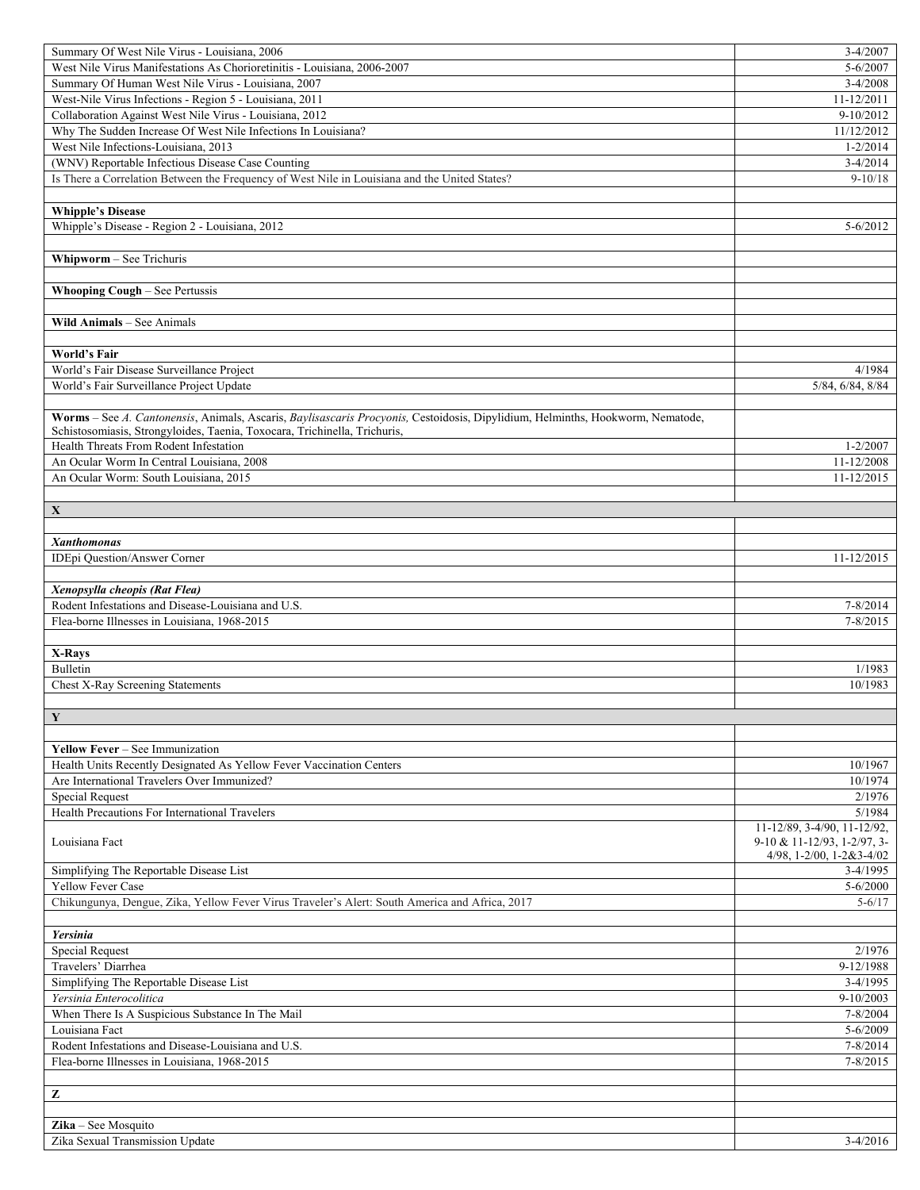| | |
|---|---|
| Summary Of West Nile Virus - Louisiana, 2006 | 3-4/2007 |
| West Nile Virus Manifestations As Chorioretinitis - Louisiana, 2006-2007 | 5-6/2007 |
| Summary Of Human West Nile Virus - Louisiana, 2007 | 3-4/2008 |
| West-Nile Virus Infections - Region 5 - Louisiana, 2011 | 11-12/2011 |
| Collaboration Against West Nile Virus - Louisiana, 2012 | 9-10/2012 |
| Why The Sudden Increase Of West Nile Infections In Louisiana? | 11/12/2012 |
| West Nile Infections-Louisiana, 2013 | 1-2/2014 |
| (WNV) Reportable Infectious Disease Case Counting | 3-4/2014 |
| Is There a Correlation Between the Frequency of West Nile in Louisiana and the United States? | 9-10/18 |
| | |
| **Whipple's Disease** | |
| Whipple's Disease - Region 2 - Louisiana, 2012 | 5-6/2012 |
| | |
| **Whipworm** – See Trichuris | |
| | |
| **Whooping Cough** – See Pertussis | |
| | |
| **Wild Animals** – See Animals | |
| | |
| **World's Fair** | |
| World's Fair Disease Surveillance Project | 4/1984 |
| World's Fair Surveillance Project Update | 5/84, 6/84, 8/84 |
| | |
| **Worms** – See *A. Cantonensis*, Animals, Ascaris, *Baylisascaris Procyonis,* Cestoidosis, Dipylidium, Helminths, Hookworm, Nematode, Schistosomiasis, Strongyloides, Taenia, Toxocara, Trichinella, Trichuris, | |
| Health Threats From Rodent Infestation | 1-2/2007 |
| An Ocular Worm In Central Louisiana, 2008 | 11-12/2008 |
| An Ocular Worm: South Louisiana, 2015 | 11-12/2015 |
| | |
| **X** | |
| | |
| ***Xanthomonas*** | |
| IDEpi Question/Answer Corner | 11-12/2015 |
| | |
| ***Xenopsylla cheopis (Rat Flea)*** | |
| Rodent Infestations and Disease-Louisiana and U.S. | 7-8/2014 |
| Flea-borne Illnesses in Louisiana, 1968-2015 | 7-8/2015 |
| | |
| **X-Rays** | |
| Bulletin | 1/1983 |
| Chest X-Ray Screening Statements | 10/1983 |
| | |
| **Y** | |
| | |
| **Yellow Fever** – See Immunization | |
| Health Units Recently Designated As Yellow Fever Vaccination Centers | 10/1967 |
| Are International Travelers Over Immunized? | 10/1974 |
| Special Request | 2/1976 |
| Health Precautions For International Travelers | 5/1984 |
| Louisiana Fact | 11-12/89, 3-4/90, 11-12/92, 9-10 & 11-12/93, 1-2/97, 3-4/98, 1-2/00, 1-2&3-4/02 |
| Simplifying The Reportable Disease List | 3-4/1995 |
| Yellow Fever Case | 5-6/2000 |
| Chikungunya, Dengue, Zika, Yellow Fever Virus Traveler's Alert: South America and Africa, 2017 | 5-6/17 |
| | |
| ***Yersinia*** | |
| Special Request | 2/1976 |
| Travelers' Diarrhea | 9-12/1988 |
| Simplifying The Reportable Disease List | 3-4/1995 |
| *Yersinia Enterocolitica* | 9-10/2003 |
| When There Is A Suspicious Substance In The Mail | 7-8/2004 |
| Louisiana Fact | 5-6/2009 |
| Rodent Infestations and Disease-Louisiana and U.S. | 7-8/2014 |
| Flea-borne Illnesses in Louisiana, 1968-2015 | 7-8/2015 |
| | |
| **Z** | |
| | |
| **Zika** – See Mosquito | |
| Zika Sexual Transmission Update | 3-4/2016 |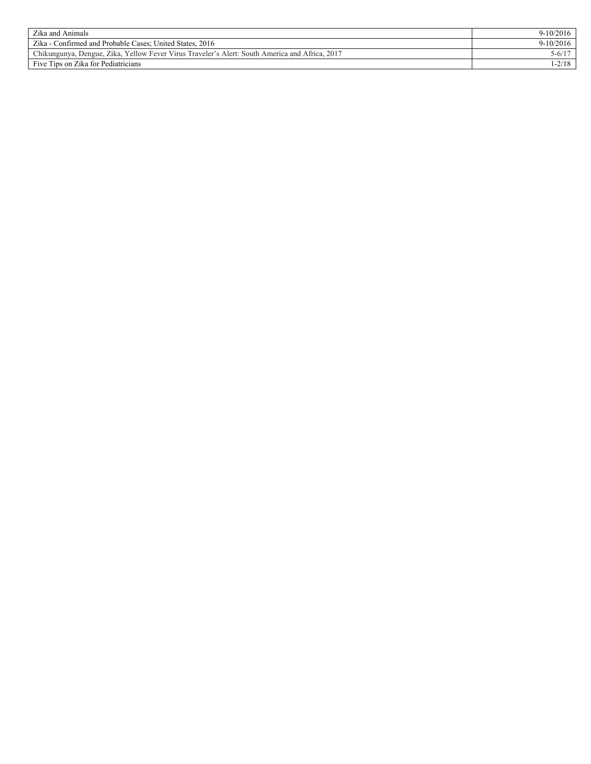| | |
|---|---|
| Zika and Animals | 9-10/2016 |
| Zika - Confirmed and Probable Cases; United States, 2016 | 9-10/2016 |
| Chikungunya, Dengue, Zika, Yellow Fever Virus Traveler's Alert: South America and Africa, 2017 | 5-6/17 |
| Five Tips on Zika for Pediatricians | 1-2/18 |